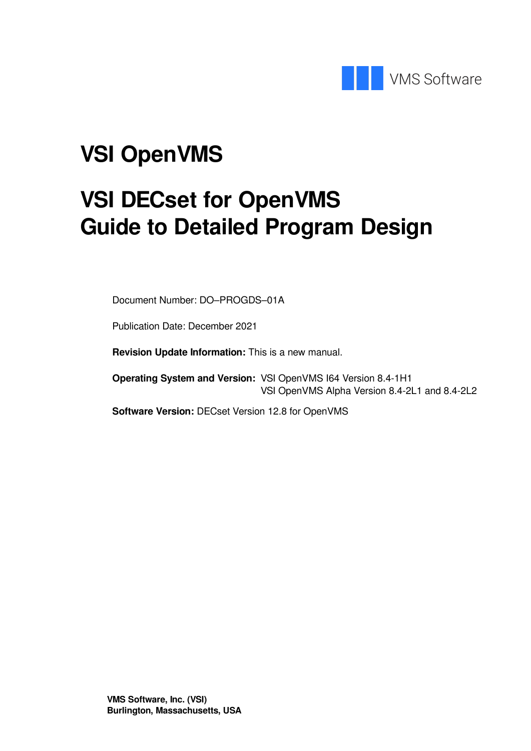VMS Software

# VSI OpenVMS

# VSI DECset for OpenVMS Guide to Detailed Program Design

Document Number: DO–PROGDS–01A

Publication Date: December 2021

**Revision Update Information:** This is a new manual.

**Operating System and Version:** VSI OpenVMS I64 Version 8.4-1H1
VSI OpenVMS Alpha Version 8.4-2L1 and 8.4-2L2

**Software Version:** DECset Version 12.8 for OpenVMS

**VMS Software, Inc. (VSI)**
**Burlington, Massachusetts, USA**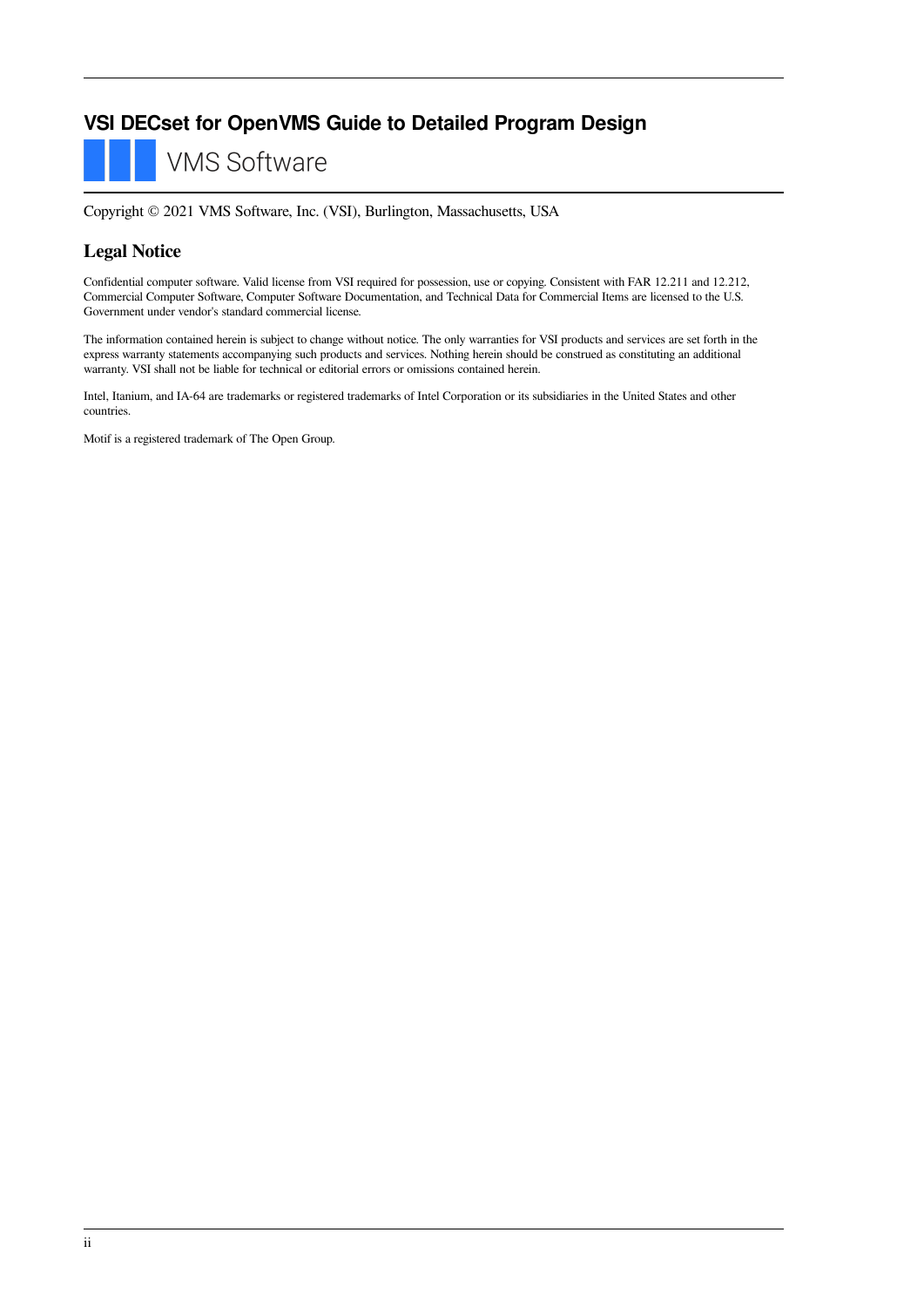# VSI DECset for OpenVMS Guide to Detailed Program Design

VMS Software

Copyright © 2021 VMS Software, Inc. (VSI), Burlington, Massachusetts, USA

## Legal Notice

Confidential computer software. Valid license from VSI required for possession, use or copying. Consistent with FAR 12.211 and 12.212, Commercial Computer Software, Computer Software Documentation, and Technical Data for Commercial Items are licensed to the U.S. Government under vendor's standard commercial license.

The information contained herein is subject to change without notice. The only warranties for VSI products and services are set forth in the express warranty statements accompanying such products and services. Nothing herein should be construed as constituting an additional warranty. VSI shall not be liable for technical or editorial errors or omissions contained herein.

Intel, Itanium, and IA-64 are trademarks or registered trademarks of Intel Corporation or its subsidiaries in the United States and other countries.

Motif is a registered trademark of The Open Group.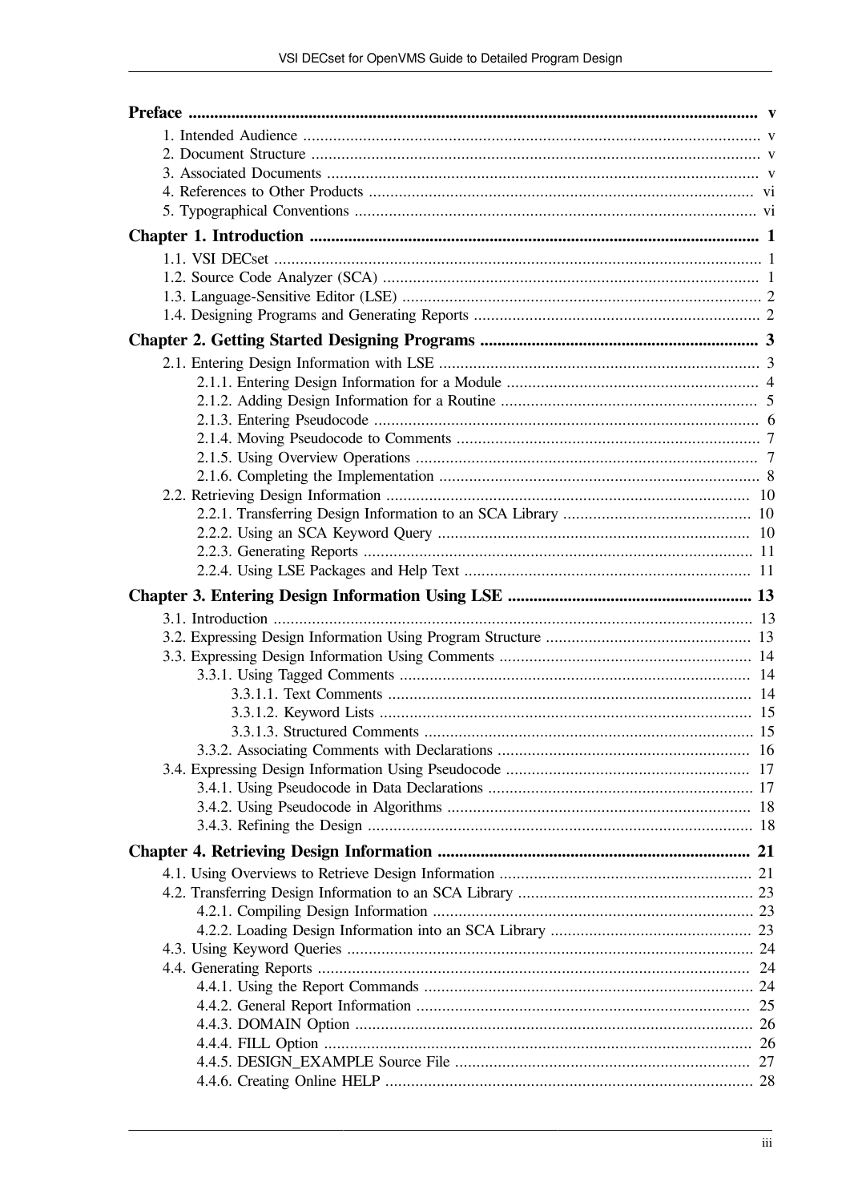**Preface** .................................................. v

- 1. Intended Audience .................................................. v
- 2. Document Structure .................................................. v
- 3. Associated Documents .................................................. v
- 4. References to Other Products .................................................. vi
- 5. Typographical Conventions .................................................. vi

**Chapter 1. Introduction** .................................................. 1

- 1.1. VSI DECset .................................................. 1
- 1.2. Source Code Analyzer (SCA) .................................................. 1
- 1.3. Language-Sensitive Editor (LSE) .................................................. 2
- 1.4. Designing Programs and Generating Reports .................................................. 2

**Chapter 2. Getting Started Designing Programs** .................................................. 3

- 2.1. Entering Design Information with LSE .................................................. 3
  - 2.1.1. Entering Design Information for a Module .................................................. 4
  - 2.1.2. Adding Design Information for a Routine .................................................. 5
  - 2.1.3. Entering Pseudocode .................................................. 6
  - 2.1.4. Moving Pseudocode to Comments .................................................. 7
  - 2.1.5. Using Overview Operations .................................................. 7
  - 2.1.6. Completing the Implementation .................................................. 8
- 2.2. Retrieving Design Information .................................................. 10
  - 2.2.1. Transferring Design Information to an SCA Library .................................................. 10
  - 2.2.2. Using an SCA Keyword Query .................................................. 10
  - 2.2.3. Generating Reports .................................................. 11
  - 2.2.4. Using LSE Packages and Help Text .................................................. 11

**Chapter 3. Entering Design Information Using LSE** .................................................. 13

- 3.1. Introduction .................................................. 13
- 3.2. Expressing Design Information Using Program Structure .................................................. 13
- 3.3. Expressing Design Information Using Comments .................................................. 14
  - 3.3.1. Using Tagged Comments .................................................. 14
    - 3.3.1.1. Text Comments .................................................. 14
    - 3.3.1.2. Keyword Lists .................................................. 15
    - 3.3.1.3. Structured Comments .................................................. 15
  - 3.3.2. Associating Comments with Declarations .................................................. 16
- 3.4. Expressing Design Information Using Pseudocode .................................................. 17
  - 3.4.1. Using Pseudocode in Data Declarations .................................................. 17
  - 3.4.2. Using Pseudocode in Algorithms .................................................. 18
  - 3.4.3. Refining the Design .................................................. 18

**Chapter 4. Retrieving Design Information** .................................................. 21

- 4.1. Using Overviews to Retrieve Design Information .................................................. 21
- 4.2. Transferring Design Information to an SCA Library .................................................. 23
  - 4.2.1. Compiling Design Information .................................................. 23
  - 4.2.2. Loading Design Information into an SCA Library .................................................. 23
- 4.3. Using Keyword Queries .................................................. 24
- 4.4. Generating Reports .................................................. 24
  - 4.4.1. Using the Report Commands .................................................. 24
  - 4.4.2. General Report Information .................................................. 25
  - 4.4.3. DOMAIN Option .................................................. 26
  - 4.4.4. FILL Option .................................................. 26
  - 4.4.5. DESIGN_EXAMPLE Source File .................................................. 27
  - 4.4.6. Creating Online HELP .................................................. 28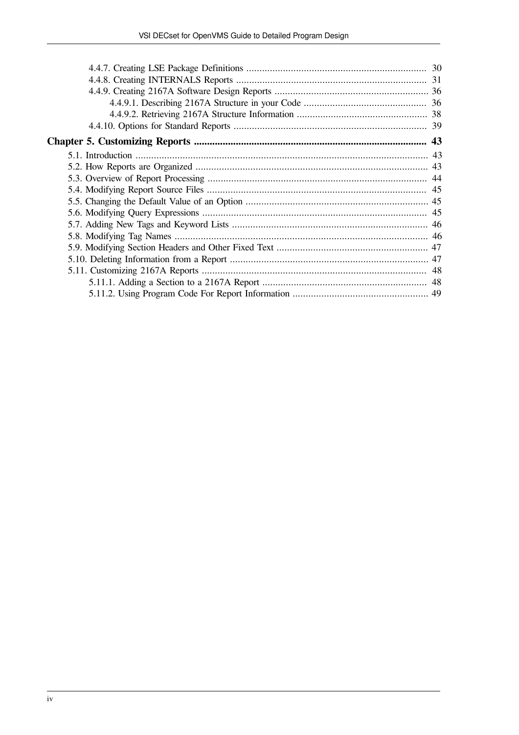4.4.7. Creating LSE Package Definitions .................................................................... 30
4.4.8. Creating INTERNALS Reports ......................................................................... 31
4.4.9. Creating 2167A Software Design Reports ........................................................... 36
4.4.9.1. Describing 2167A Structure in your Code ............................................... 36
4.4.9.2. Retrieving 2167A Structure Information .................................................. 38
4.4.10. Options for Standard Reports .......................................................................... 39

**Chapter 5. Customizing Reports ......................................................................................... 43**

5.1. Introduction ................................................................................................................ 43
5.2. How Reports are Organized ......................................................................................... 43
5.3. Overview of Report Processing .................................................................................... 44
5.4. Modifying Report Source Files .................................................................................... 45
5.5. Changing the Default Value of an Option ...................................................................... 45
5.6. Modifying Query Expressions ...................................................................................... 45
5.7. Adding New Tags and Keyword Lists ........................................................................... 46
5.8. Modifying Tag Names ................................................................................................. 46
5.9. Modifying Section Headers and Other Fixed Text .......................................................... 47
5.10. Deleting Information from a Report ............................................................................ 47
5.11. Customizing 2167A Reports ...................................................................................... 48
5.11.1. Adding a Section to a 2167A Report ............................................................... 48
5.11.2. Using Program Code For Report Information .................................................... 49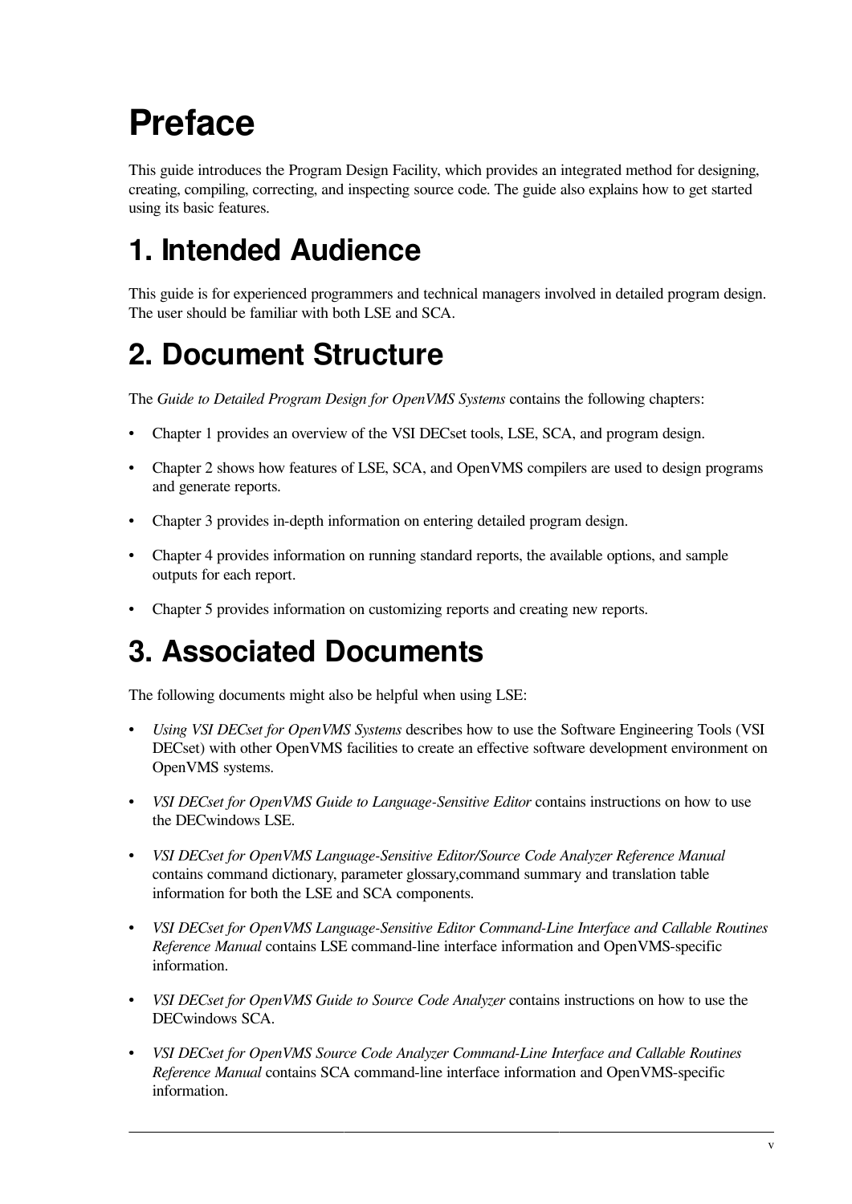# Preface

This guide introduces the Program Design Facility, which provides an integrated method for designing, creating, compiling, correcting, and inspecting source code. The guide also explains how to get started using its basic features.

# 1. Intended Audience

This guide is for experienced programmers and technical managers involved in detailed program design. The user should be familiar with both LSE and SCA.

# 2. Document Structure

The *Guide to Detailed Program Design for OpenVMS Systems* contains the following chapters:

- Chapter 1 provides an overview of the VSI DECset tools, LSE, SCA, and program design.
- Chapter 2 shows how features of LSE, SCA, and OpenVMS compilers are used to design programs and generate reports.
- Chapter 3 provides in-depth information on entering detailed program design.
- Chapter 4 provides information on running standard reports, the available options, and sample outputs for each report.
- Chapter 5 provides information on customizing reports and creating new reports.

# 3. Associated Documents

The following documents might also be helpful when using LSE:

- *Using VSI DECset for OpenVMS Systems* describes how to use the Software Engineering Tools (VSI DECset) with other OpenVMS facilities to create an effective software development environment on OpenVMS systems.
- *VSI DECset for OpenVMS Guide to Language-Sensitive Editor* contains instructions on how to use the DECwindows LSE.
- *VSI DECset for OpenVMS Language-Sensitive Editor/Source Code Analyzer Reference Manual* contains command dictionary, parameter glossary,command summary and translation table information for both the LSE and SCA components.
- *VSI DECset for OpenVMS Language-Sensitive Editor Command-Line Interface and Callable Routines Reference Manual* contains LSE command-line interface information and OpenVMS-specific information.
- *VSI DECset for OpenVMS Guide to Source Code Analyzer* contains instructions on how to use the DECwindows SCA.
- *VSI DECset for OpenVMS Source Code Analyzer Command-Line Interface and Callable Routines Reference Manual* contains SCA command-line interface information and OpenVMS-specific information.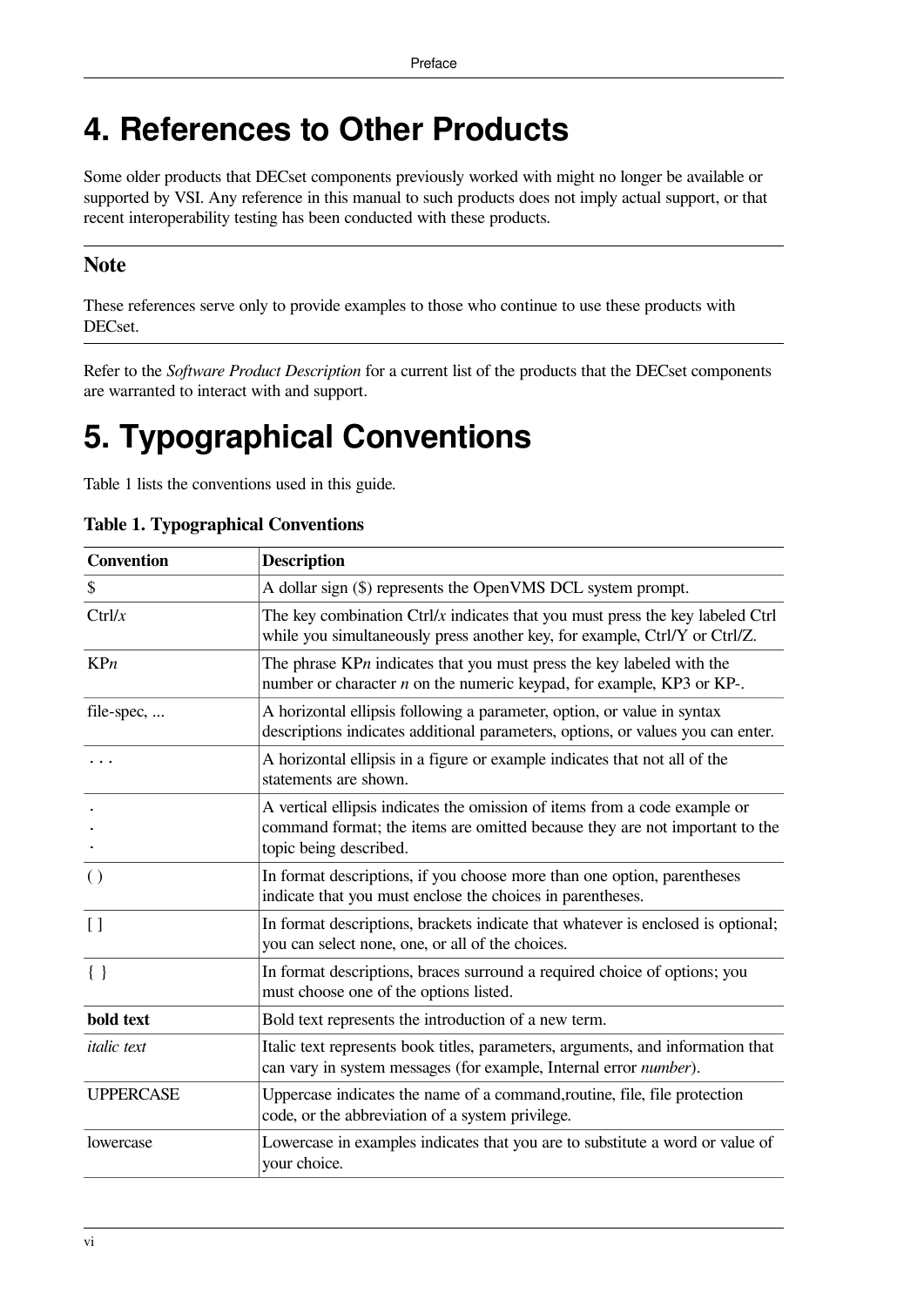# 4. References to Other Products

Some older products that DECset components previously worked with might no longer be available or supported by VSI. Any reference in this manual to such products does not imply actual support, or that recent interoperability testing has been conducted with these products.

### Note

These references serve only to provide examples to those who continue to use these products with DECset.

Refer to the *Software Product Description* for a current list of the products that the DECset components are warranted to interact with and support.

# 5. Typographical Conventions

Table 1 lists the conventions used in this guide.

**Table 1. Typographical Conventions**

| Convention | Description |
|---|---|
| $ | A dollar sign ($) represents the OpenVMS DCL system prompt. |
| Ctrl/*x* | The key combination Ctrl/*x* indicates that you must press the key labeled Ctrl while you simultaneously press another key, for example, Ctrl/Y or Ctrl/Z. |
| KP*n* | The phrase KP*n* indicates that you must press the key labeled with the number or character *n* on the numeric keypad, for example, KP3 or KP-. |
| file-spec, ... | A horizontal ellipsis following a parameter, option, or value in syntax descriptions indicates additional parameters, options, or values you can enter. |
| . . . | A horizontal ellipsis in a figure or example indicates that not all of the statements are shown. |
| .<br>.<br>. | A vertical ellipsis indicates the omission of items from a code example or command format; the items are omitted because they are not important to the topic being described. |
| ( ) | In format descriptions, if you choose more than one option, parentheses indicate that you must enclose the choices in parentheses. |
| [ ] | In format descriptions, brackets indicate that whatever is enclosed is optional; you can select none, one, or all of the choices. |
| { } | In format descriptions, braces surround a required choice of options; you must choose one of the options listed. |
| **bold text** | Bold text represents the introduction of a new term. |
| *italic text* | Italic text represents book titles, parameters, arguments, and information that can vary in system messages (for example, Internal error *number*). |
| UPPERCASE | Uppercase indicates the name of a command,routine, file, file protection code, or the abbreviation of a system privilege. |
| lowercase | Lowercase in examples indicates that you are to substitute a word or value of your choice. |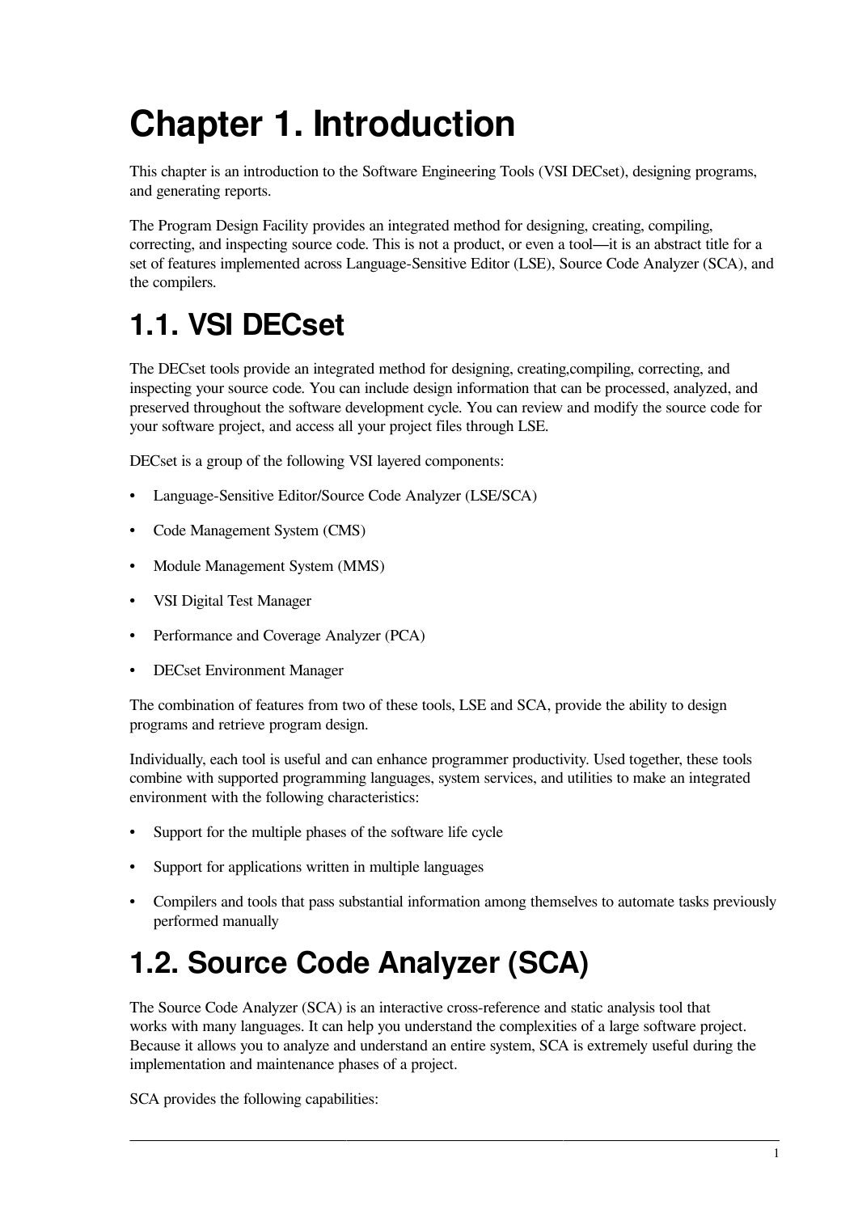# Chapter 1. Introduction

This chapter is an introduction to the Software Engineering Tools (VSI DECset), designing programs, and generating reports.

The Program Design Facility provides an integrated method for designing, creating, compiling, correcting, and inspecting source code. This is not a product, or even a tool—it is an abstract title for a set of features implemented across Language-Sensitive Editor (LSE), Source Code Analyzer (SCA), and the compilers.

## 1.1. VSI DECset

The DECset tools provide an integrated method for designing, creating,compiling, correcting, and inspecting your source code. You can include design information that can be processed, analyzed, and preserved throughout the software development cycle. You can review and modify the source code for your software project, and access all your project files through LSE.

DECset is a group of the following VSI layered components:

- Language-Sensitive Editor/Source Code Analyzer (LSE/SCA)
- Code Management System (CMS)
- Module Management System (MMS)
- VSI Digital Test Manager
- Performance and Coverage Analyzer (PCA)
- DECset Environment Manager

The combination of features from two of these tools, LSE and SCA, provide the ability to design programs and retrieve program design.

Individually, each tool is useful and can enhance programmer productivity. Used together, these tools combine with supported programming languages, system services, and utilities to make an integrated environment with the following characteristics:

- Support for the multiple phases of the software life cycle
- Support for applications written in multiple languages
- Compilers and tools that pass substantial information among themselves to automate tasks previously performed manually

## 1.2. Source Code Analyzer (SCA)

The Source Code Analyzer (SCA) is an interactive cross-reference and static analysis tool that works with many languages. It can help you understand the complexities of a large software project. Because it allows you to analyze and understand an entire system, SCA is extremely useful during the implementation and maintenance phases of a project.

SCA provides the following capabilities: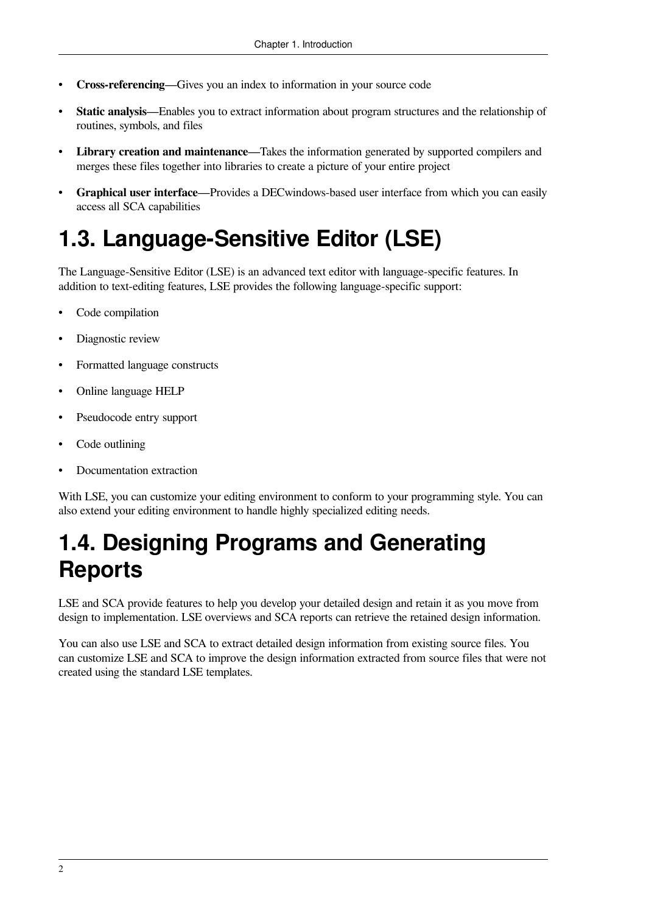- **Cross-referencing—**Gives you an index to information in your source code
- **Static analysis—**Enables you to extract information about program structures and the relationship of routines, symbols, and files
- **Library creation and maintenance**—Takes the information generated by supported compilers and merges these files together into libraries to create a picture of your entire project
- **Graphical user interface—**Provides a DECwindows-based user interface from which you can easily access all SCA capabilities

## 1.3. Language-Sensitive Editor (LSE)

The Language-Sensitive Editor (LSE) is an advanced text editor with language-specific features. In addition to text-editing features, LSE provides the following language-specific support:

- Code compilation
- Diagnostic review
- Formatted language constructs
- Online language HELP
- Pseudocode entry support
- Code outlining
- Documentation extraction

With LSE, you can customize your editing environment to conform to your programming style. You can also extend your editing environment to handle highly specialized editing needs.

## 1.4. Designing Programs and Generating Reports

LSE and SCA provide features to help you develop your detailed design and retain it as you move from design to implementation. LSE overviews and SCA reports can retrieve the retained design information.

You can also use LSE and SCA to extract detailed design information from existing source files. You can customize LSE and SCA to improve the design information extracted from source files that were not created using the standard LSE templates.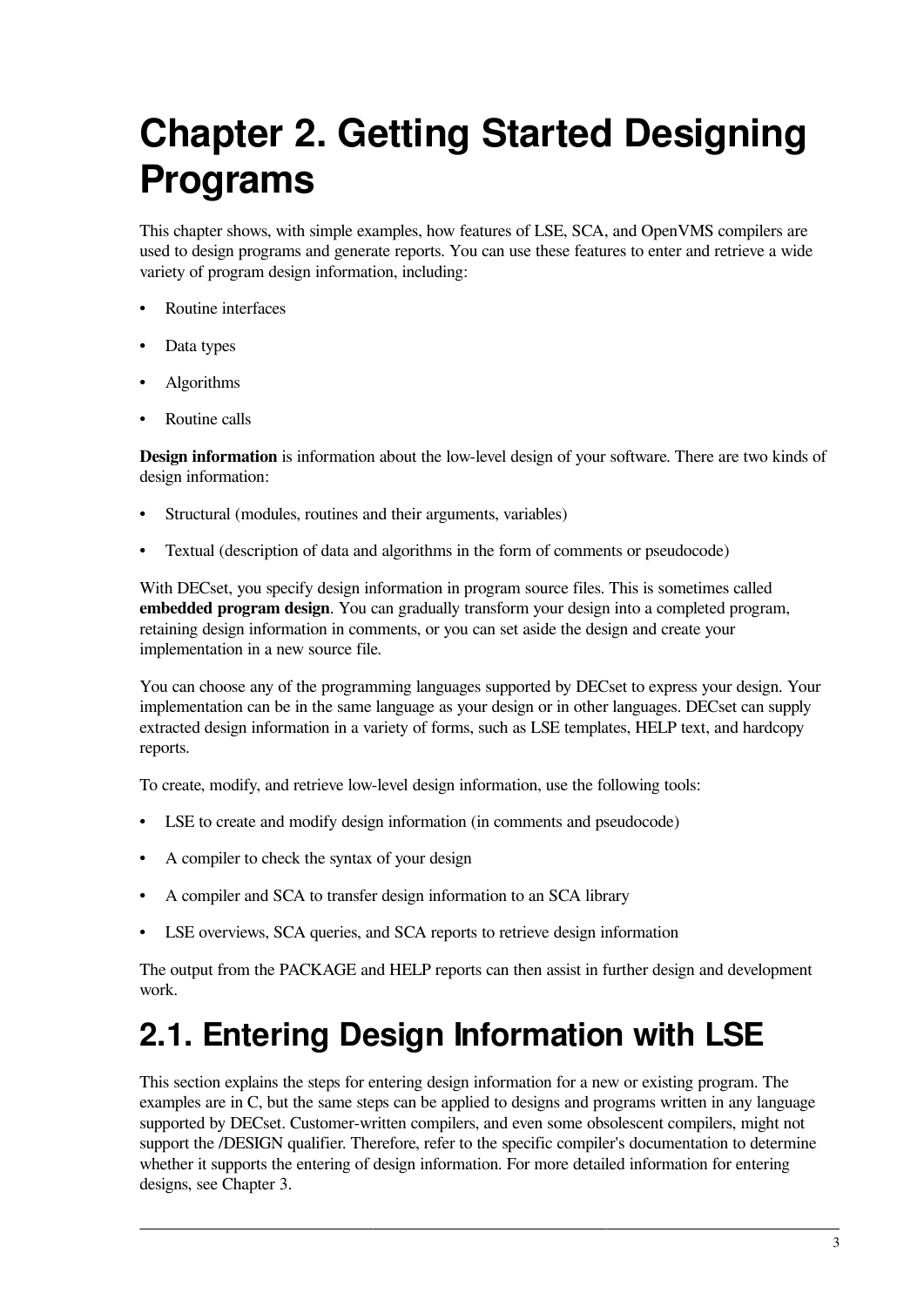# Chapter 2. Getting Started Designing Programs

This chapter shows, with simple examples, how features of LSE, SCA, and OpenVMS compilers are used to design programs and generate reports. You can use these features to enter and retrieve a wide variety of program design information, including:

- Routine interfaces
- Data types
- Algorithms
- Routine calls

**Design information** is information about the low-level design of your software. There are two kinds of design information:

- Structural (modules, routines and their arguments, variables)
- Textual (description of data and algorithms in the form of comments or pseudocode)

With DECset, you specify design information in program source files. This is sometimes called **embedded program design**. You can gradually transform your design into a completed program, retaining design information in comments, or you can set aside the design and create your implementation in a new source file.

You can choose any of the programming languages supported by DECset to express your design. Your implementation can be in the same language as your design or in other languages. DECset can supply extracted design information in a variety of forms, such as LSE templates, HELP text, and hardcopy reports.

To create, modify, and retrieve low-level design information, use the following tools:

- LSE to create and modify design information (in comments and pseudocode)
- A compiler to check the syntax of your design
- A compiler and SCA to transfer design information to an SCA library
- LSE overviews, SCA queries, and SCA reports to retrieve design information

The output from the PACKAGE and HELP reports can then assist in further design and development work.

## 2.1. Entering Design Information with LSE

This section explains the steps for entering design information for a new or existing program. The examples are in C, but the same steps can be applied to designs and programs written in any language supported by DECset. Customer-written compilers, and even some obsolescent compilers, might not support the /DESIGN qualifier. Therefore, refer to the specific compiler's documentation to determine whether it supports the entering of design information. For more detailed information for entering designs, see Chapter 3.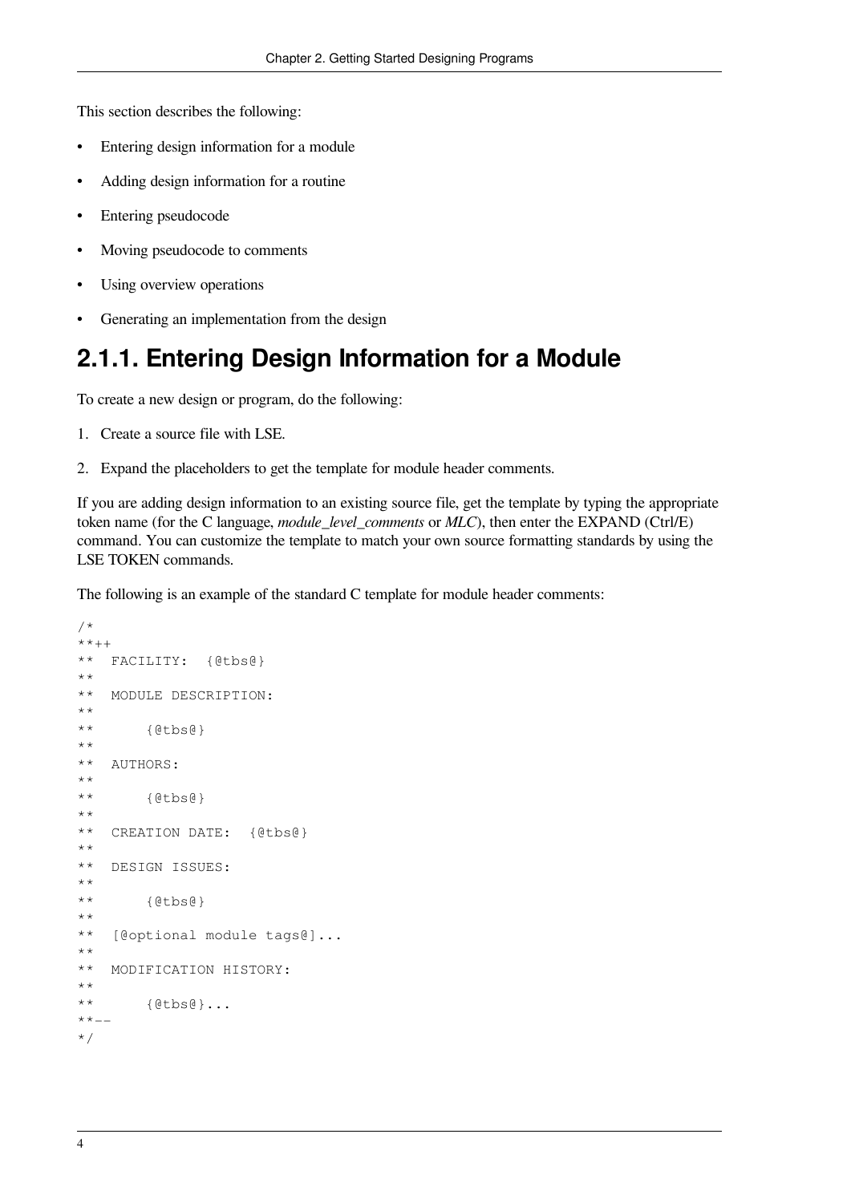This section describes the following:

- Entering design information for a module
- Adding design information for a routine
- Entering pseudocode
- Moving pseudocode to comments
- Using overview operations
- Generating an implementation from the design

## 2.1.1. Entering Design Information for a Module

To create a new design or program, do the following:

1. Create a source file with LSE.
2. Expand the placeholders to get the template for module header comments.

If you are adding design information to an existing source file, get the template by typing the appropriate token name (for the C language, *module_level_comments* or *MLC*), then enter the EXPAND (Ctrl/E) command. You can customize the template to match your own source formatting standards by using the LSE TOKEN commands.

The following is an example of the standard C template for module header comments:

```
/*
**++
**  FACILITY:  {@tbs@}
**
**  MODULE DESCRIPTION:
**
**      {@tbs@}
**
**  AUTHORS:
**
**      {@tbs@}
**
**  CREATION DATE:  {@tbs@}
**
**  DESIGN ISSUES:
**
**      {@tbs@}
**
**  [@optional module tags@]...
**
**  MODIFICATION HISTORY:
**
**      {@tbs@}...
**--
*/
```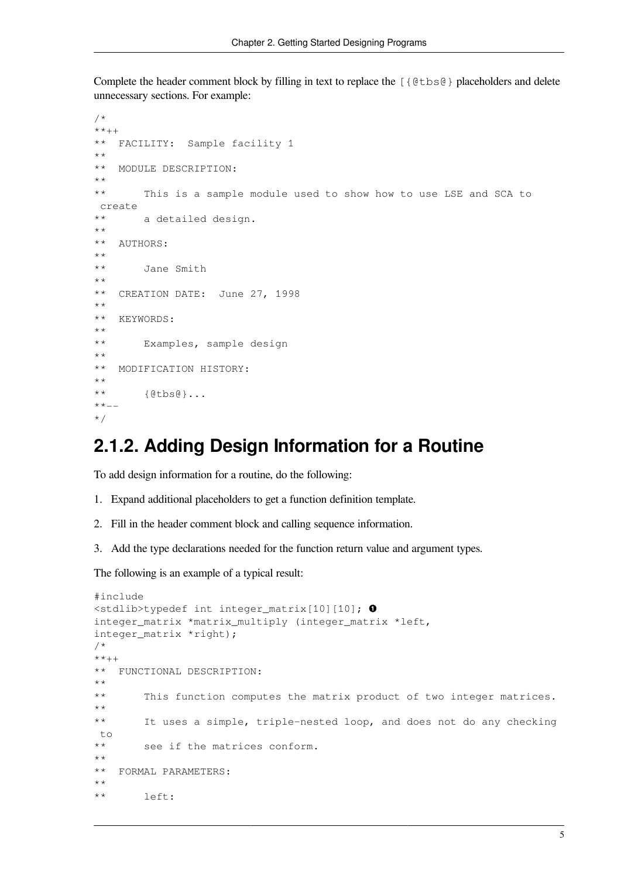Complete the header comment block by filling in text to replace the [{@tbs@} placeholders and delete unnecessary sections. For example:

```
/*
**++
**  FACILITY:  Sample facility 1
**
**  MODULE DESCRIPTION:
**
**      This is a sample module used to show how to use LSE and SCA to
 create
**      a detailed design.
**
**  AUTHORS:
**
**      Jane Smith
**
**  CREATION DATE:  June 27, 1998
**
**  KEYWORDS:
**
**      Examples, sample design
**
**  MODIFICATION HISTORY:
**
**      {@tbs@}...
**--
*/
```

## 2.1.2. Adding Design Information for a Routine

To add design information for a routine, do the following:

1. Expand additional placeholders to get a function definition template.
2. Fill in the header comment block and calling sequence information.
3. Add the type declarations needed for the function return value and argument types.

The following is an example of a typical result:

```
#include
<stdlib>typedef int integer_matrix[10][10]; ❶
integer_matrix *matrix_multiply (integer_matrix *left,
integer_matrix *right);
/*
**++
**  FUNCTIONAL DESCRIPTION:
**
**      This function computes the matrix product of two integer matrices.
**
**      It uses a simple, triple-nested loop, and does not do any checking
 to
**      see if the matrices conform.
**
**  FORMAL PARAMETERS:
**
**      left:
```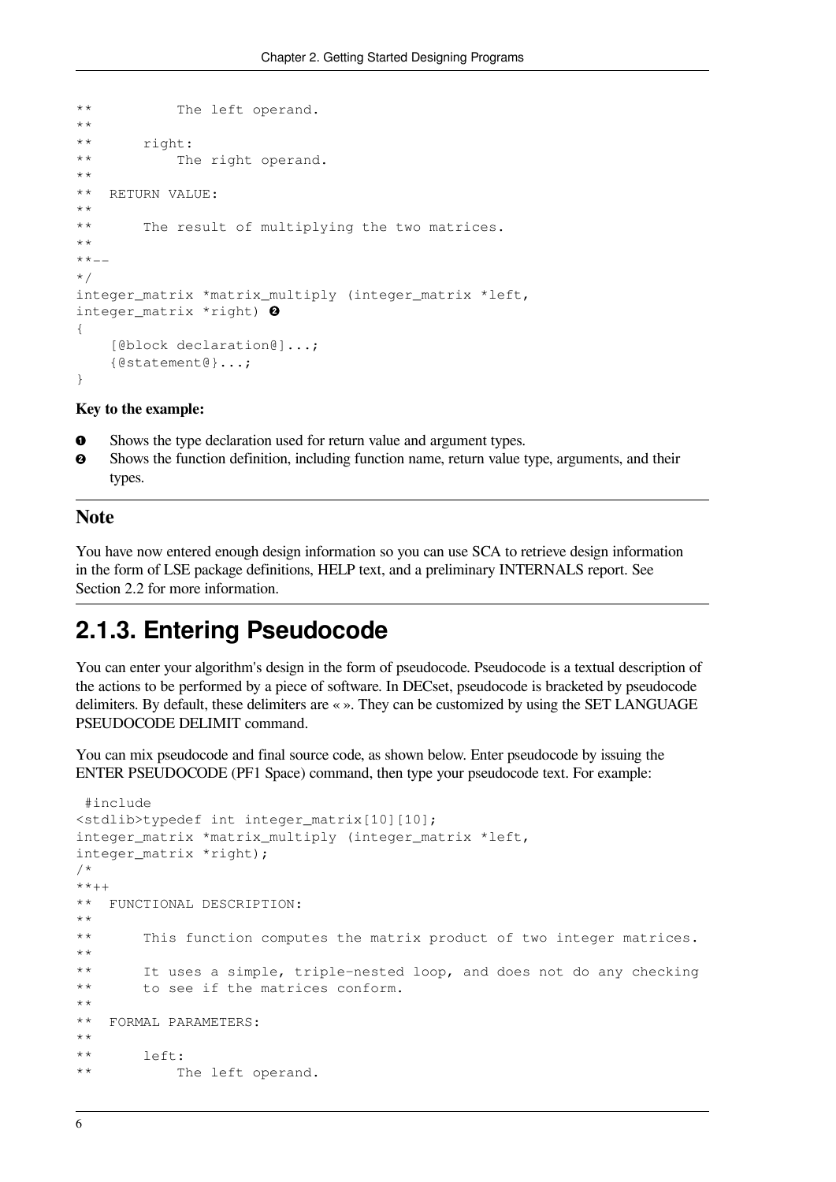```
**          The left operand.
**
**      right:
**          The right operand.
**
**  RETURN VALUE:
**
**      The result of multiplying the two matrices.
**
**--
*/
integer_matrix *matrix_multiply (integer_matrix *left,
integer_matrix *right) ❷
{
    [@block declaration@]...;
    {@statement@}...;
}
```

**Key to the example:**

- ❶ Shows the type declaration used for return value and argument types.
- ❷ Shows the function definition, including function name, return value type, arguments, and their types.

---

## Note

You have now entered enough design information so you can use SCA to retrieve design information in the form of LSE package definitions, HELP text, and a preliminary INTERNALS report. See Section 2.2 for more information.

---

## 2.1.3. Entering Pseudocode

You can enter your algorithm's design in the form of pseudocode. Pseudocode is a textual description of the actions to be performed by a piece of software. In DECset, pseudocode is bracketed by pseudocode delimiters. By default, these delimiters are « ». They can be customized by using the SET LANGUAGE PSEUDOCODE DELIMIT command.

You can mix pseudocode and final source code, as shown below. Enter pseudocode by issuing the ENTER PSEUDOCODE (PF1 Space) command, then type your pseudocode text. For example:

```
 #include
<stdlib>typedef int integer_matrix[10][10];
integer_matrix *matrix_multiply (integer_matrix *left,
integer_matrix *right);
/*
**++
**  FUNCTIONAL DESCRIPTION:
**
**      This function computes the matrix product of two integer matrices.
**
**      It uses a simple, triple-nested loop, and does not do any checking
**      to see if the matrices conform.
**
**  FORMAL PARAMETERS:
**
**      left:
**          The left operand.
```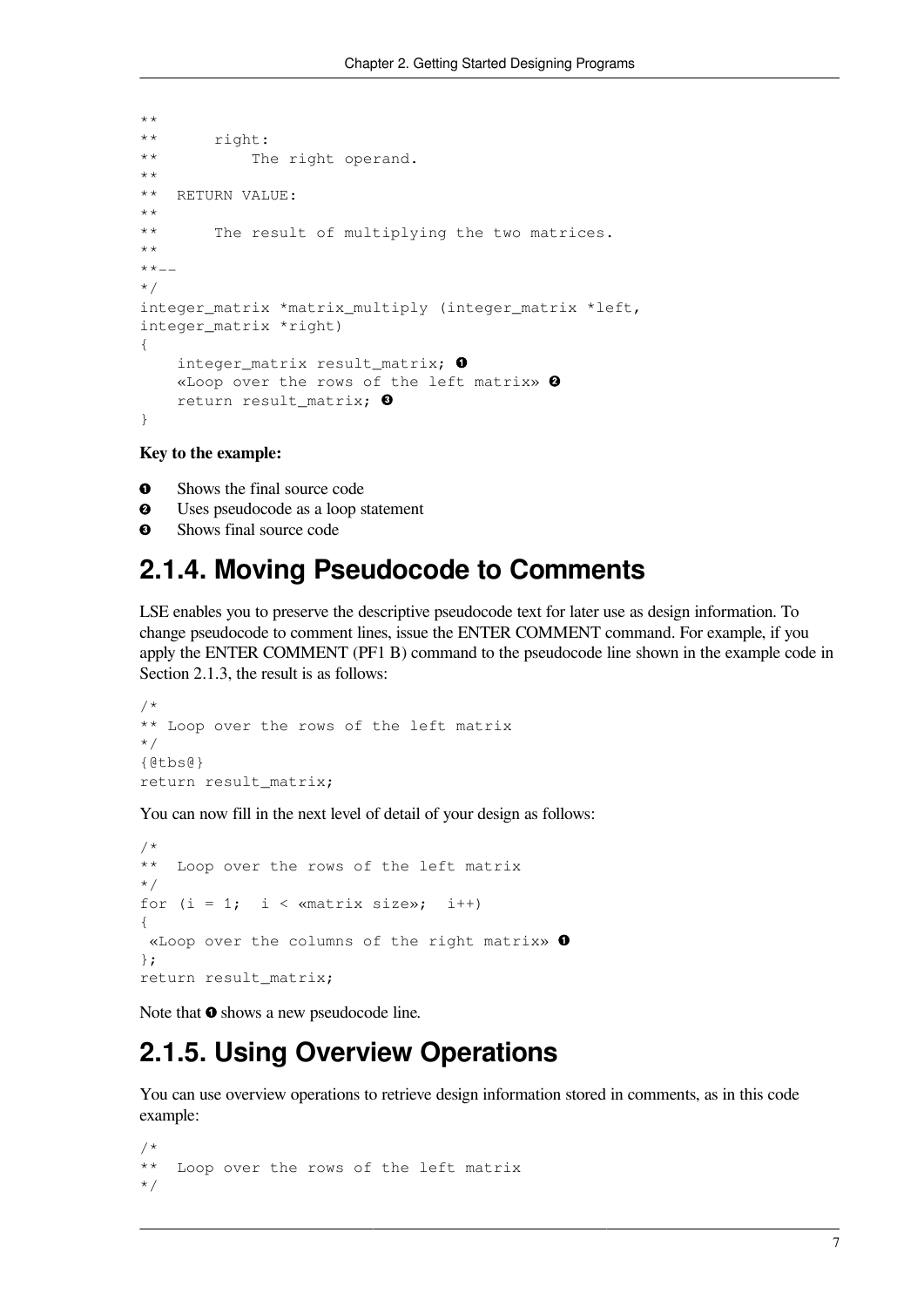```
**
**      right:
**          The right operand.
**
**  RETURN VALUE:
**
**      The result of multiplying the two matrices.
**
**--
*/
integer_matrix *matrix_multiply (integer_matrix *left,
integer_matrix *right)
{
    integer_matrix result_matrix; ❶
    «Loop over the rows of the left matrix» ❷
    return result_matrix; ❸
}
```

**Key to the example:**

❶ Shows the final source code
❷ Uses pseudocode as a loop statement
❸ Shows final source code

## 2.1.4. Moving Pseudocode to Comments

LSE enables you to preserve the descriptive pseudocode text for later use as design information. To change pseudocode to comment lines, issue the ENTER COMMENT command. For example, if you apply the ENTER COMMENT (PF1 B) command to the pseudocode line shown in the example code in Section 2.1.3, the result is as follows:

```
/*
** Loop over the rows of the left matrix
*/
{@tbs@}
return result_matrix;
```

You can now fill in the next level of detail of your design as follows:

```
/*
**  Loop over the rows of the left matrix
*/
for (i = 1;  i < «matrix size»;  i++)
{
 «Loop over the columns of the right matrix» ❶
};
return result_matrix;
```

Note that ❶ shows a new pseudocode line.

## 2.1.5. Using Overview Operations

You can use overview operations to retrieve design information stored in comments, as in this code example:

```
/*
**  Loop over the rows of the left matrix
*/
```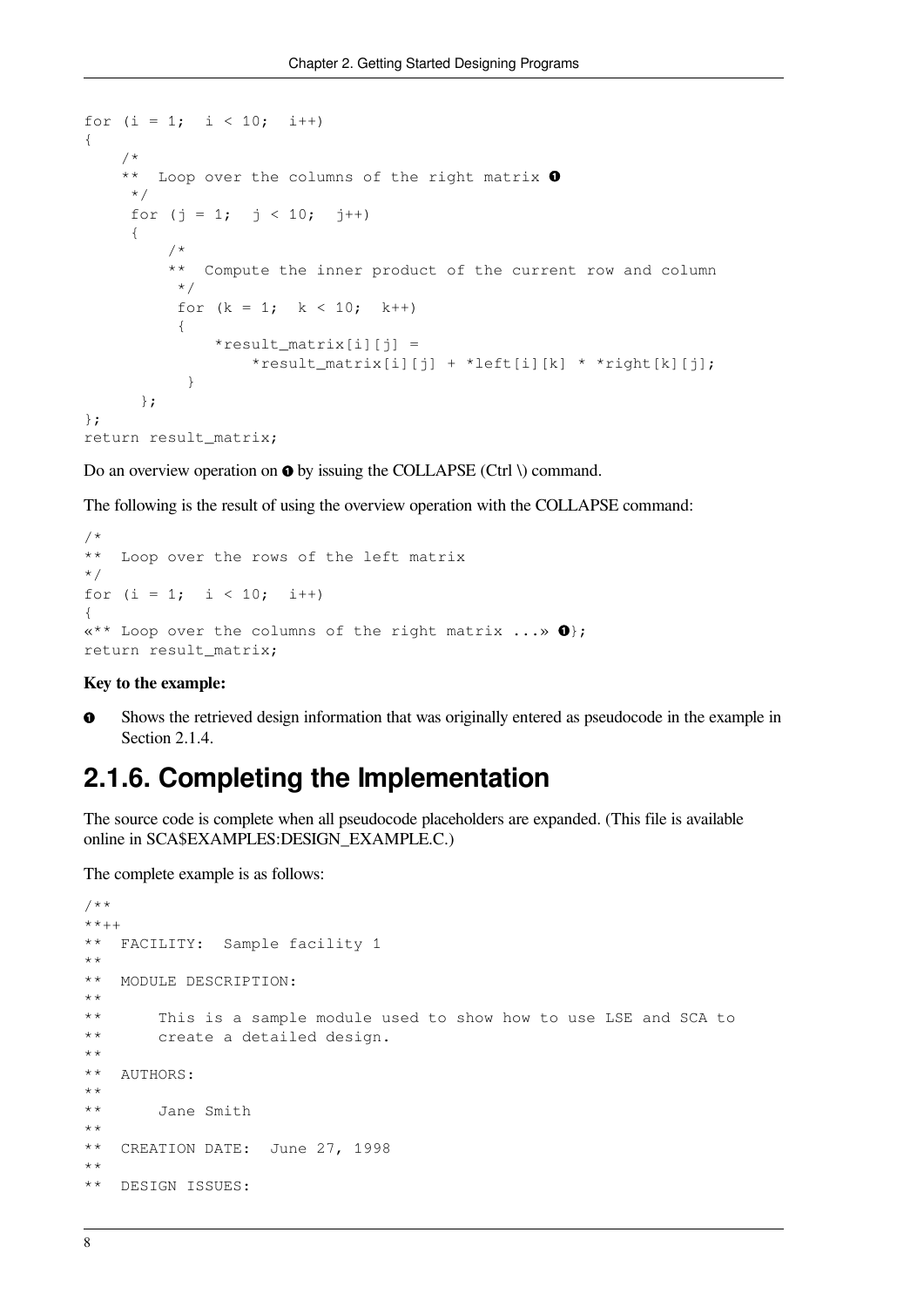```
for (i = 1;  i < 10;  i++)
{
    /*
    **  Loop over the columns of the right matrix ❶
     */
     for (j = 1;  j < 10;  j++)
     {
         /*
         **  Compute the inner product of the current row and column
          */
          for (k = 1;  k < 10;  k++)
          {
              *result_matrix[i][j] =
                  *result_matrix[i][j] + *left[i][k] * *right[k][j];
           }
      };
};
return result_matrix;
```

Do an overview operation on ❶ by issuing the COLLAPSE (Ctrl \) command.

The following is the result of using the overview operation with the COLLAPSE command:

```
/*
**  Loop over the rows of the left matrix
*/
for (i = 1;  i < 10;  i++)
{
«** Loop over the columns of the right matrix ...» ❶};
return result_matrix;
```

**Key to the example:**

❶ Shows the retrieved design information that was originally entered as pseudocode in the example in Section 2.1.4.

## 2.1.6. Completing the Implementation

The source code is complete when all pseudocode placeholders are expanded. (This file is available online in SCA$EXAMPLES:DESIGN_EXAMPLE.C.)

The complete example is as follows:

```
/**
**++
**  FACILITY:  Sample facility 1
**
**  MODULE DESCRIPTION:
**
**      This is a sample module used to show how to use LSE and SCA to
**      create a detailed design.
**
**  AUTHORS:
**
**      Jane Smith
**
**  CREATION DATE:  June 27, 1998
**
**  DESIGN ISSUES:
```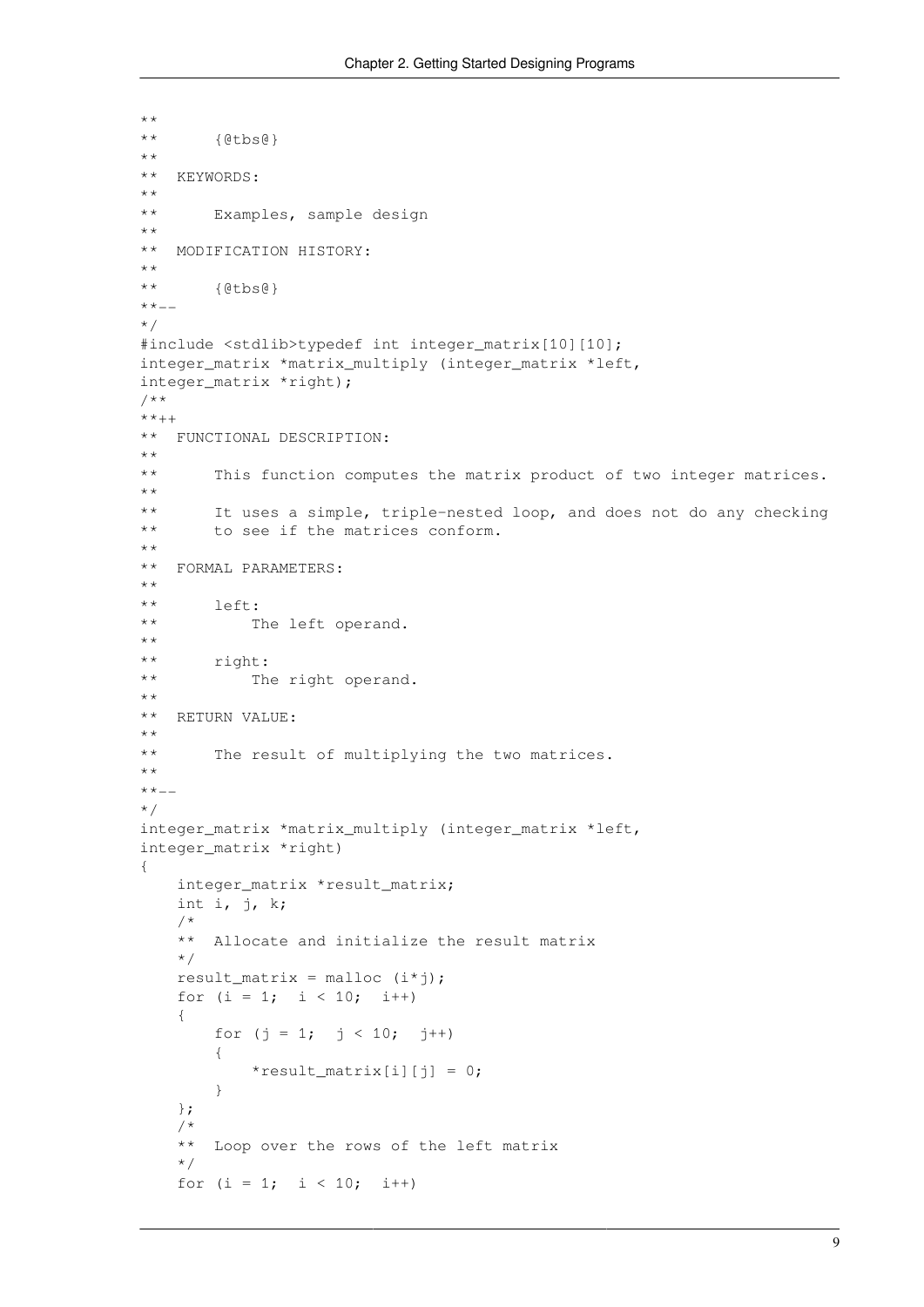```
**
**      {@tbs@}
**
**  KEYWORDS:
**
**      Examples, sample design
**
**  MODIFICATION HISTORY:
**
**      {@tbs@}
**--
*/
#include <stdlib>typedef int integer_matrix[10][10];
integer_matrix *matrix_multiply (integer_matrix *left,
integer_matrix *right);
/**
**++
**  FUNCTIONAL DESCRIPTION:
**
**      This function computes the matrix product of two integer matrices.
**
**      It uses a simple, triple-nested loop, and does not do any checking
**      to see if the matrices conform.
**
**  FORMAL PARAMETERS:
**
**      left:
**          The left operand.
**
**      right:
**          The right operand.
**
**  RETURN VALUE:
**
**      The result of multiplying the two matrices.
**
**--
*/
integer_matrix *matrix_multiply (integer_matrix *left,
integer_matrix *right)
{
    integer_matrix *result_matrix;
    int i, j, k;
    /*
    **  Allocate and initialize the result matrix
    */
    result_matrix = malloc (i*j);
    for (i = 1;  i < 10;  i++)
    {
        for (j = 1;  j < 10;  j++)
        {
            *result_matrix[i][j] = 0;
        }
    };
    /*
    **  Loop over the rows of the left matrix
    */
    for (i = 1;  i < 10;  i++)
```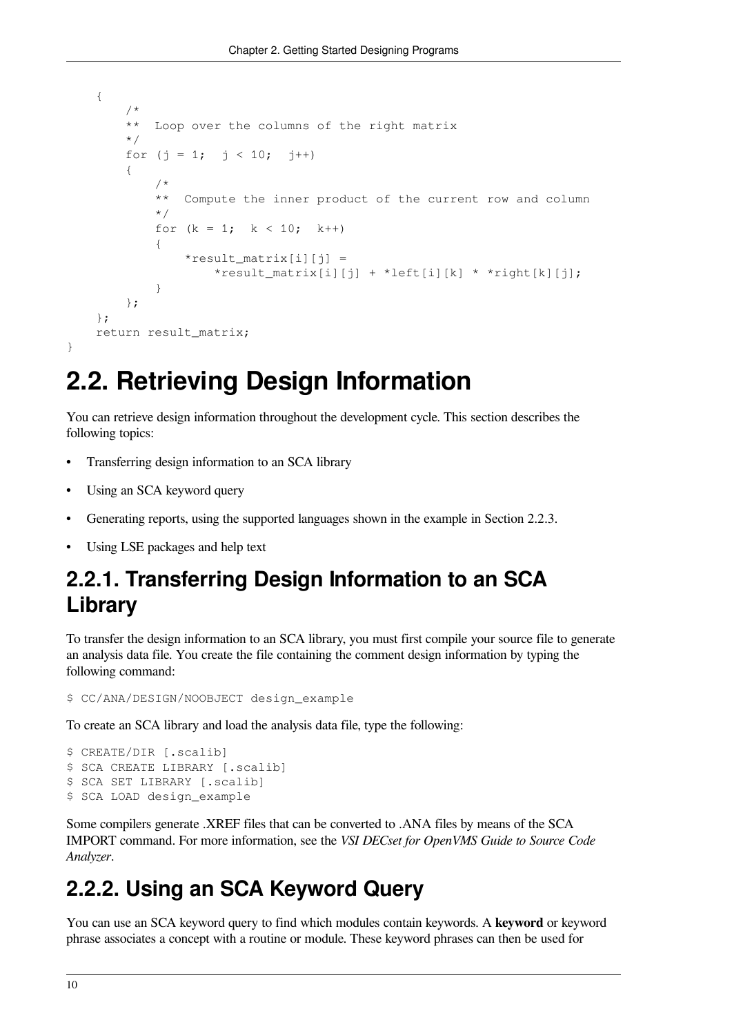```
    {
        /*
        **  Loop over the columns of the right matrix
        */
        for (j = 1;  j < 10;  j++)
        {
            /*
            **  Compute the inner product of the current row and column
            */
            for (k = 1;  k < 10;  k++)
            {
                *result_matrix[i][j] =
                    *result_matrix[i][j] + *left[i][k] * *right[k][j];
            }
        };
    };
    return result_matrix;
}
```

## 2.2. Retrieving Design Information

You can retrieve design information throughout the development cycle. This section describes the following topics:

- Transferring design information to an SCA library
- Using an SCA keyword query
- Generating reports, using the supported languages shown in the example in Section 2.2.3.
- Using LSE packages and help text

### 2.2.1. Transferring Design Information to an SCA Library

To transfer the design information to an SCA library, you must first compile your source file to generate an analysis data file. You create the file containing the comment design information by typing the following command:

```
$ CC/ANA/DESIGN/NOOBJECT design_example
```

To create an SCA library and load the analysis data file, type the following:

```
$ CREATE/DIR [.scalib]
$ SCA CREATE LIBRARY [.scalib]
$ SCA SET LIBRARY [.scalib]
$ SCA LOAD design_example
```

Some compilers generate .XREF files that can be converted to .ANA files by means of the SCA IMPORT command. For more information, see the *VSI DECset for OpenVMS Guide to Source Code Analyzer*.

### 2.2.2. Using an SCA Keyword Query

You can use an SCA keyword query to find which modules contain keywords. A **keyword** or keyword phrase associates a concept with a routine or module. These keyword phrases can then be used for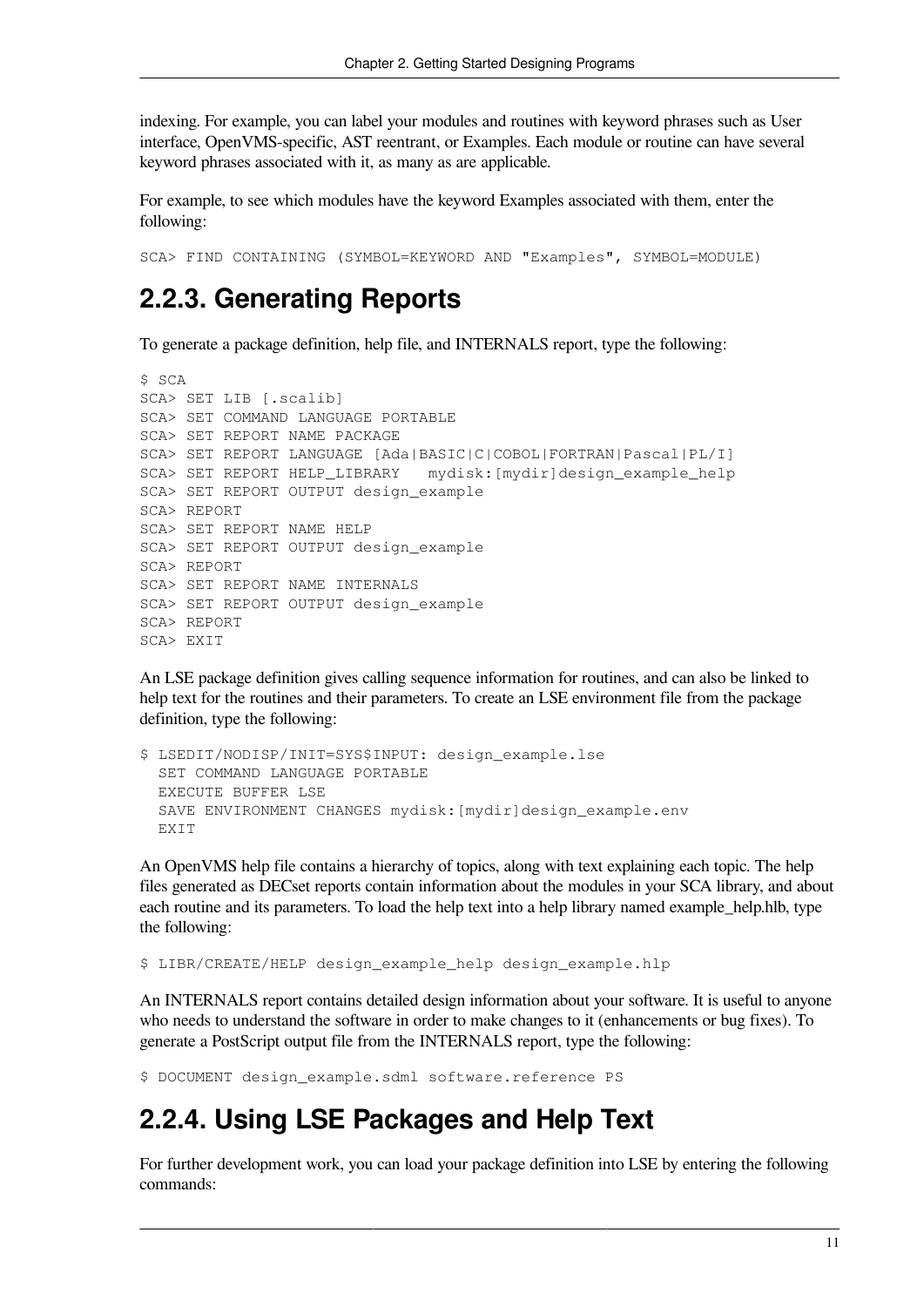indexing. For example, you can label your modules and routines with keyword phrases such as User interface, OpenVMS-specific, AST reentrant, or Examples. Each module or routine can have several keyword phrases associated with it, as many as are applicable.

For example, to see which modules have the keyword Examples associated with them, enter the following:

```
SCA> FIND CONTAINING (SYMBOL=KEYWORD AND "Examples", SYMBOL=MODULE)
```

## 2.2.3. Generating Reports

To generate a package definition, help file, and INTERNALS report, type the following:

```
$ SCA
SCA> SET LIB [.scalib]
SCA> SET COMMAND LANGUAGE PORTABLE
SCA> SET REPORT NAME PACKAGE
SCA> SET REPORT LANGUAGE [Ada|BASIC|C|COBOL|FORTRAN|Pascal|PL/I]
SCA> SET REPORT HELP_LIBRARY   mydisk:[mydir]design_example_help
SCA> SET REPORT OUTPUT design_example
SCA> REPORT
SCA> SET REPORT NAME HELP
SCA> SET REPORT OUTPUT design_example
SCA> REPORT
SCA> SET REPORT NAME INTERNALS
SCA> SET REPORT OUTPUT design_example
SCA> REPORT
SCA> EXIT
```

An LSE package definition gives calling sequence information for routines, and can also be linked to help text for the routines and their parameters. To create an LSE environment file from the package definition, type the following:

```
$ LSEDIT/NODISP/INIT=SYS$INPUT: design_example.lse
  SET COMMAND LANGUAGE PORTABLE
  EXECUTE BUFFER LSE
  SAVE ENVIRONMENT CHANGES mydisk:[mydir]design_example.env
  EXIT
```

An OpenVMS help file contains a hierarchy of topics, along with text explaining each topic. The help files generated as DECset reports contain information about the modules in your SCA library, and about each routine and its parameters. To load the help text into a help library named example_help.hlb, type the following:

```
$ LIBR/CREATE/HELP design_example_help design_example.hlp
```

An INTERNALS report contains detailed design information about your software. It is useful to anyone who needs to understand the software in order to make changes to it (enhancements or bug fixes). To generate a PostScript output file from the INTERNALS report, type the following:

```
$ DOCUMENT design_example.sdml software.reference PS
```

## 2.2.4. Using LSE Packages and Help Text

For further development work, you can load your package definition into LSE by entering the following commands: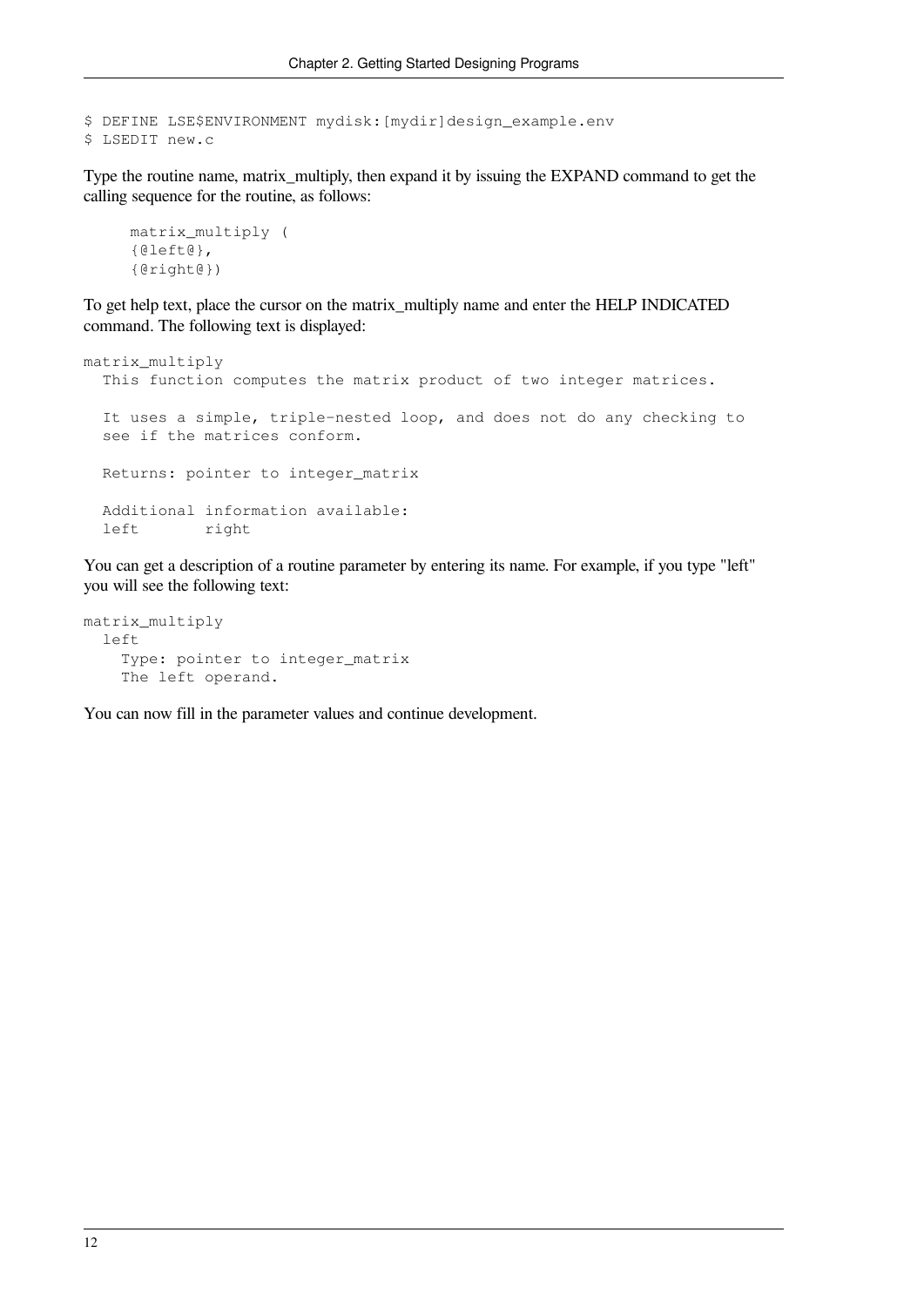```
$ DEFINE LSE$ENVIRONMENT mydisk:[mydir]design_example.env
$ LSEDIT new.c
```

Type the routine name, matrix_multiply, then expand it by issuing the EXPAND command to get the calling sequence for the routine, as follows:

```
matrix_multiply (
{@left@},
{@right@})
```

To get help text, place the cursor on the matrix_multiply name and enter the HELP INDICATED command. The following text is displayed:

```
matrix_multiply
  This function computes the matrix product of two integer matrices.

  It uses a simple, triple-nested loop, and does not do any checking to
  see if the matrices conform.

  Returns: pointer to integer_matrix

  Additional information available:
  left       right
```

You can get a description of a routine parameter by entering its name. For example, if you type "left" you will see the following text:

```
matrix_multiply
  left
    Type: pointer to integer_matrix
    The left operand.
```

You can now fill in the parameter values and continue development.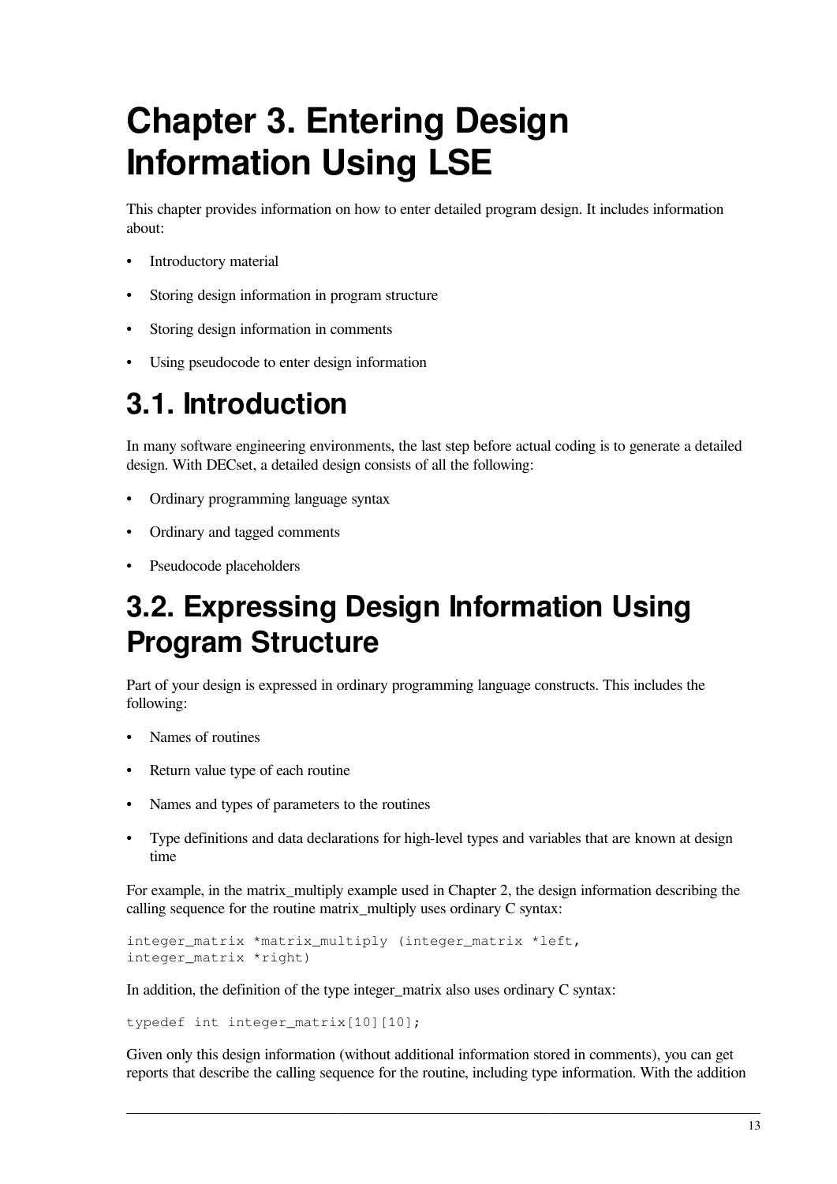# Chapter 3. Entering Design Information Using LSE

This chapter provides information on how to enter detailed program design. It includes information about:

- Introductory material
- Storing design information in program structure
- Storing design information in comments
- Using pseudocode to enter design information

## 3.1. Introduction

In many software engineering environments, the last step before actual coding is to generate a detailed design. With DECset, a detailed design consists of all the following:

- Ordinary programming language syntax
- Ordinary and tagged comments
- Pseudocode placeholders

## 3.2. Expressing Design Information Using Program Structure

Part of your design is expressed in ordinary programming language constructs. This includes the following:

- Names of routines
- Return value type of each routine
- Names and types of parameters to the routines
- Type definitions and data declarations for high-level types and variables that are known at design time

For example, in the matrix_multiply example used in Chapter 2, the design information describing the calling sequence for the routine matrix_multiply uses ordinary C syntax:

```
integer_matrix *matrix_multiply (integer_matrix *left,
integer_matrix *right)
```

In addition, the definition of the type integer_matrix also uses ordinary C syntax:

```
typedef int integer_matrix[10][10];
```

Given only this design information (without additional information stored in comments), you can get reports that describe the calling sequence for the routine, including type information. With the addition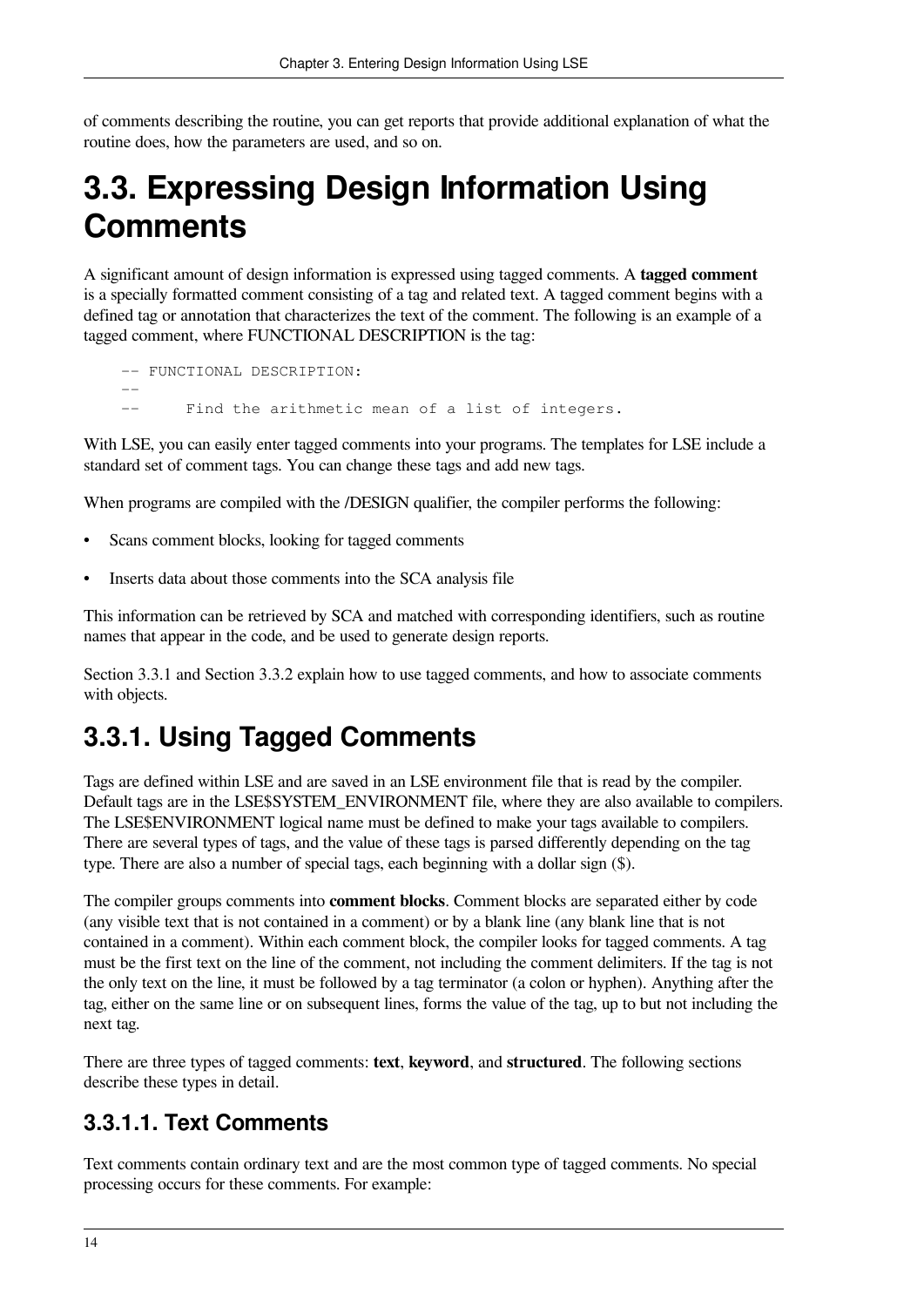of comments describing the routine, you can get reports that provide additional explanation of what the routine does, how the parameters are used, and so on.

# 3.3. Expressing Design Information Using Comments

A significant amount of design information is expressed using tagged comments. A **tagged comment** is a specially formatted comment consisting of a tag and related text. A tagged comment begins with a defined tag or annotation that characterizes the text of the comment. The following is an example of a tagged comment, where FUNCTIONAL DESCRIPTION is the tag:

```
-- FUNCTIONAL DESCRIPTION:
--
--     Find the arithmetic mean of a list of integers.
```

With LSE, you can easily enter tagged comments into your programs. The templates for LSE include a standard set of comment tags. You can change these tags and add new tags.

When programs are compiled with the /DESIGN qualifier, the compiler performs the following:

- Scans comment blocks, looking for tagged comments
- Inserts data about those comments into the SCA analysis file

This information can be retrieved by SCA and matched with corresponding identifiers, such as routine names that appear in the code, and be used to generate design reports.

Section 3.3.1 and Section 3.3.2 explain how to use tagged comments, and how to associate comments with objects.

## 3.3.1. Using Tagged Comments

Tags are defined within LSE and are saved in an LSE environment file that is read by the compiler. Default tags are in the LSE$SYSTEM_ENVIRONMENT file, where they are also available to compilers. The LSE$ENVIRONMENT logical name must be defined to make your tags available to compilers. There are several types of tags, and the value of these tags is parsed differently depending on the tag type. There are also a number of special tags, each beginning with a dollar sign ($).

The compiler groups comments into **comment blocks**. Comment blocks are separated either by code (any visible text that is not contained in a comment) or by a blank line (any blank line that is not contained in a comment). Within each comment block, the compiler looks for tagged comments. A tag must be the first text on the line of the comment, not including the comment delimiters. If the tag is not the only text on the line, it must be followed by a tag terminator (a colon or hyphen). Anything after the tag, either on the same line or on subsequent lines, forms the value of the tag, up to but not including the next tag.

There are three types of tagged comments: **text**, **keyword**, and **structured**. The following sections describe these types in detail.

### 3.3.1.1. Text Comments

Text comments contain ordinary text and are the most common type of tagged comments. No special processing occurs for these comments. For example: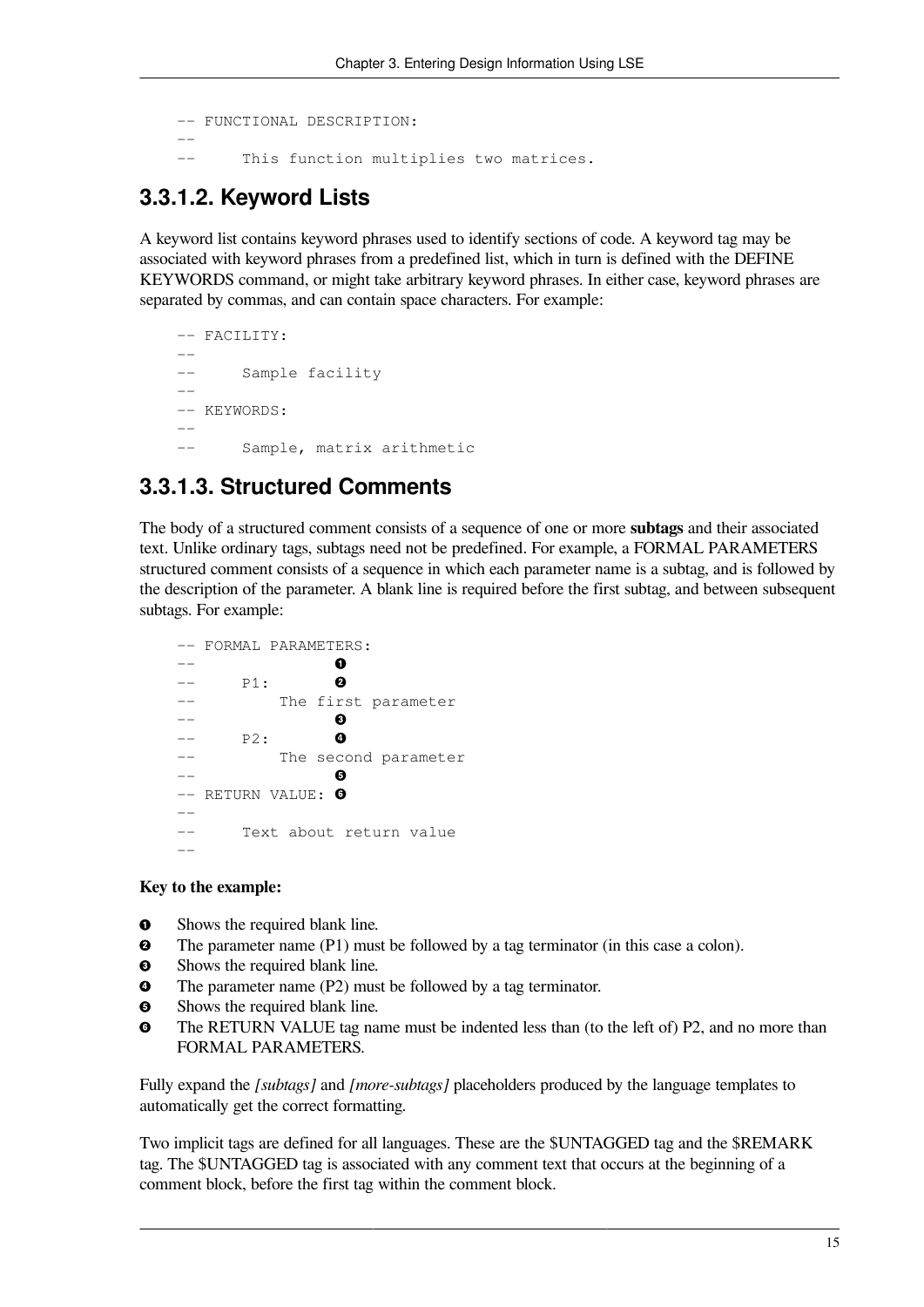```
-- FUNCTIONAL DESCRIPTION:
--
--     This function multiplies two matrices.
```

### 3.3.1.2. Keyword Lists

A keyword list contains keyword phrases used to identify sections of code. A keyword tag may be associated with keyword phrases from a predefined list, which in turn is defined with the DEFINE KEYWORDS command, or might take arbitrary keyword phrases. In either case, keyword phrases are separated by commas, and can contain space characters. For example:

```
-- FACILITY:
--
--     Sample facility
--
-- KEYWORDS:
--
--     Sample, matrix arithmetic
```

### 3.3.1.3. Structured Comments

The body of a structured comment consists of a sequence of one or more **subtags** and their associated text. Unlike ordinary tags, subtags need not be predefined. For example, a FORMAL PARAMETERS structured comment consists of a sequence in which each parameter name is a subtag, and is followed by the description of the parameter. A blank line is required before the first subtag, and between subsequent subtags. For example:

```
-- FORMAL PARAMETERS:
--               ❶
--     P1:       ❷
--         The first parameter
--               ❸
--     P2:       ❹
--         The second parameter
--               ❺
-- RETURN VALUE: ❻
--
--     Text about return value
--
```

**Key to the example:**

❶ Shows the required blank line.
❷ The parameter name (P1) must be followed by a tag terminator (in this case a colon).
❸ Shows the required blank line.
❹ The parameter name (P2) must be followed by a tag terminator.
❺ Shows the required blank line.
❻ The RETURN VALUE tag name must be indented less than (to the left of) P2, and no more than FORMAL PARAMETERS.

Fully expand the *[subtags]* and *[more-subtags]* placeholders produced by the language templates to automatically get the correct formatting.

Two implicit tags are defined for all languages. These are the $UNTAGGED tag and the $REMARK tag. The $UNTAGGED tag is associated with any comment text that occurs at the beginning of a comment block, before the first tag within the comment block.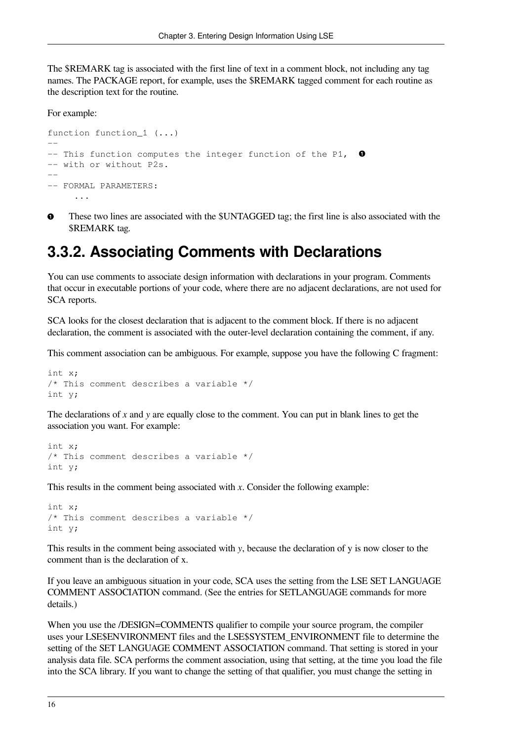The $REMARK tag is associated with the first line of text in a comment block, not including any tag names. The PACKAGE report, for example, uses the $REMARK tagged comment for each routine as the description text for the routine.

For example:

```
function function_1 (...)
--
-- This function computes the integer function of the P1,  ❶
-- with or without P2s.
--
-- FORMAL PARAMETERS:
     ...
```

❶ These two lines are associated with the $UNTAGGED tag; the first line is also associated with the $REMARK tag.

## 3.3.2. Associating Comments with Declarations

You can use comments to associate design information with declarations in your program. Comments that occur in executable portions of your code, where there are no adjacent declarations, are not used for SCA reports.

SCA looks for the closest declaration that is adjacent to the comment block. If there is no adjacent declaration, the comment is associated with the outer-level declaration containing the comment, if any.

This comment association can be ambiguous. For example, suppose you have the following C fragment:

```
int x;
/* This comment describes a variable */
int y;
```

The declarations of *x* and *y* are equally close to the comment. You can put in blank lines to get the association you want. For example:

```
int x;
/* This comment describes a variable */
int y;
```

This results in the comment being associated with *x*. Consider the following example:

```
int x;
/* This comment describes a variable */
int y;
```

This results in the comment being associated with *y*, because the declaration of y is now closer to the comment than is the declaration of x.

If you leave an ambiguous situation in your code, SCA uses the setting from the LSE SET LANGUAGE COMMENT ASSOCIATION command. (See the entries for SETLANGUAGE commands for more details.)

When you use the /DESIGN=COMMENTS qualifier to compile your source program, the compiler uses your LSE$ENVIRONMENT files and the LSE$SYSTEM_ENVIRONMENT file to determine the setting of the SET LANGUAGE COMMENT ASSOCIATION command. That setting is stored in your analysis data file. SCA performs the comment association, using that setting, at the time you load the file into the SCA library. If you want to change the setting of that qualifier, you must change the setting in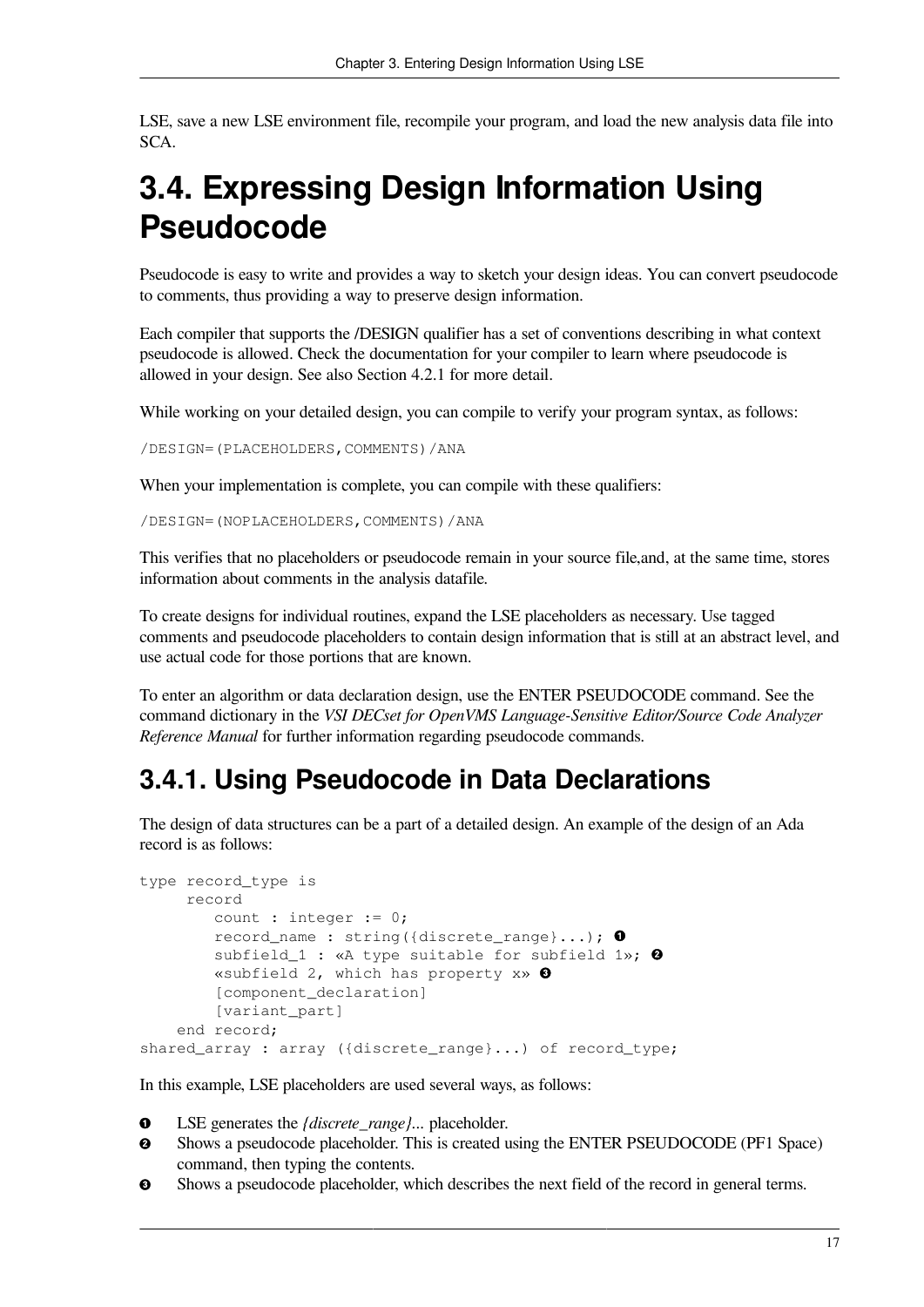LSE, save a new LSE environment file, recompile your program, and load the new analysis data file into SCA.

# 3.4. Expressing Design Information Using Pseudocode

Pseudocode is easy to write and provides a way to sketch your design ideas. You can convert pseudocode to comments, thus providing a way to preserve design information.

Each compiler that supports the /DESIGN qualifier has a set of conventions describing in what context pseudocode is allowed. Check the documentation for your compiler to learn where pseudocode is allowed in your design. See also Section 4.2.1 for more detail.

While working on your detailed design, you can compile to verify your program syntax, as follows:

```
/DESIGN=(PLACEHOLDERS,COMMENTS)/ANA
```

When your implementation is complete, you can compile with these qualifiers:

```
/DESIGN=(NOPLACEHOLDERS,COMMENTS)/ANA
```

This verifies that no placeholders or pseudocode remain in your source file,and, at the same time, stores information about comments in the analysis datafile.

To create designs for individual routines, expand the LSE placeholders as necessary. Use tagged comments and pseudocode placeholders to contain design information that is still at an abstract level, and use actual code for those portions that are known.

To enter an algorithm or data declaration design, use the ENTER PSEUDOCODE command. See the command dictionary in the *VSI DECset for OpenVMS Language-Sensitive Editor/Source Code Analyzer Reference Manual* for further information regarding pseudocode commands.

## 3.4.1. Using Pseudocode in Data Declarations

The design of data structures can be a part of a detailed design. An example of the design of an Ada record is as follows:

```
type record_type is
     record
        count : integer := 0;
        record_name : string({discrete_range}...); ❶
        subfield_1 : «A type suitable for subfield 1»; ❷
        «subfield 2, which has property x» ❸
        [component_declaration]
        [variant_part]
    end record;
shared_array : array ({discrete_range}...) of record_type;
```

In this example, LSE placeholders are used several ways, as follows:

❶ LSE generates the *{discrete_range}...* placeholder.

❷ Shows a pseudocode placeholder. This is created using the ENTER PSEUDOCODE (PF1 Space) command, then typing the contents.

❸ Shows a pseudocode placeholder, which describes the next field of the record in general terms.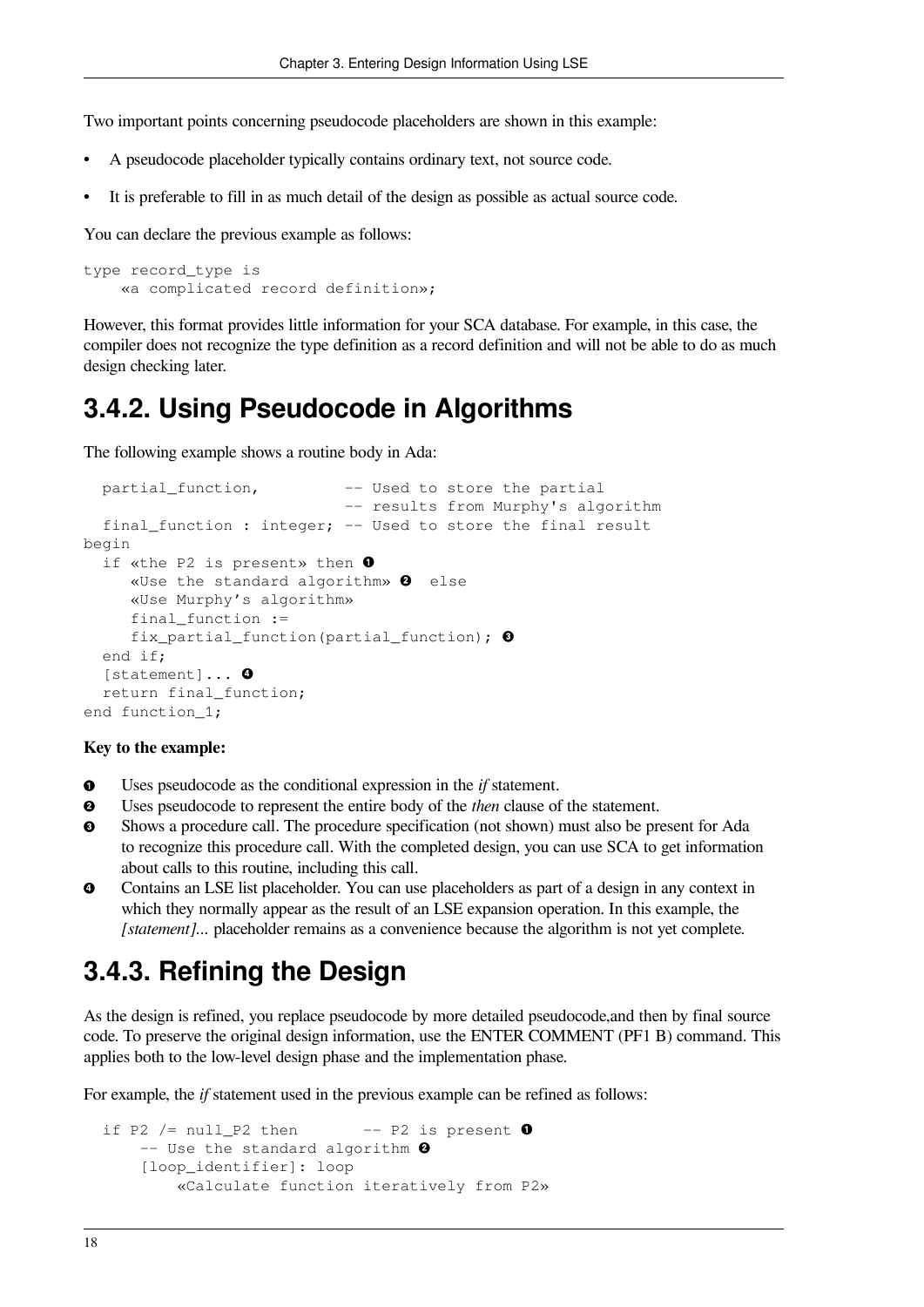Two important points concerning pseudocode placeholders are shown in this example:

- A pseudocode placeholder typically contains ordinary text, not source code.
- It is preferable to fill in as much detail of the design as possible as actual source code.

You can declare the previous example as follows:

```
type record_type is
    «a complicated record definition»;
```

However, this format provides little information for your SCA database. For example, in this case, the compiler does not recognize the type definition as a record definition and will not be able to do as much design checking later.

## 3.4.2. Using Pseudocode in Algorithms

The following example shows a routine body in Ada:

```
  partial_function,         -- Used to store the partial
                            -- results from Murphy's algorithm
  final_function : integer; -- Used to store the final result
begin
  if «the P2 is present» then ❶
     «Use the standard algorithm» ❷  else
     «Use Murphy’s algorithm»
     final_function :=
     fix_partial_function(partial_function); ❸
  end if;
  [statement]... ❹
  return final_function;
end function_1;
```

**Key to the example:**

❶ Uses pseudocode as the conditional expression in the *if* statement.

❷ Uses pseudocode to represent the entire body of the *then* clause of the statement.

❸ Shows a procedure call. The procedure specification (not shown) must also be present for Ada to recognize this procedure call. With the completed design, you can use SCA to get information about calls to this routine, including this call.

❹ Contains an LSE list placeholder. You can use placeholders as part of a design in any context in which they normally appear as the result of an LSE expansion operation. In this example, the *[statement]...* placeholder remains as a convenience because the algorithm is not yet complete.

## 3.4.3. Refining the Design

As the design is refined, you replace pseudocode by more detailed pseudocode,and then by final source code. To preserve the original design information, use the ENTER COMMENT (PF1 B) command. This applies both to the low-level design phase and the implementation phase.

For example, the *if* statement used in the previous example can be refined as follows:

```
  if P2 /= null_P2 then       -- P2 is present ❶
     -- Use the standard algorithm ❷
     [loop_identifier]: loop
         «Calculate function iteratively from P2»
```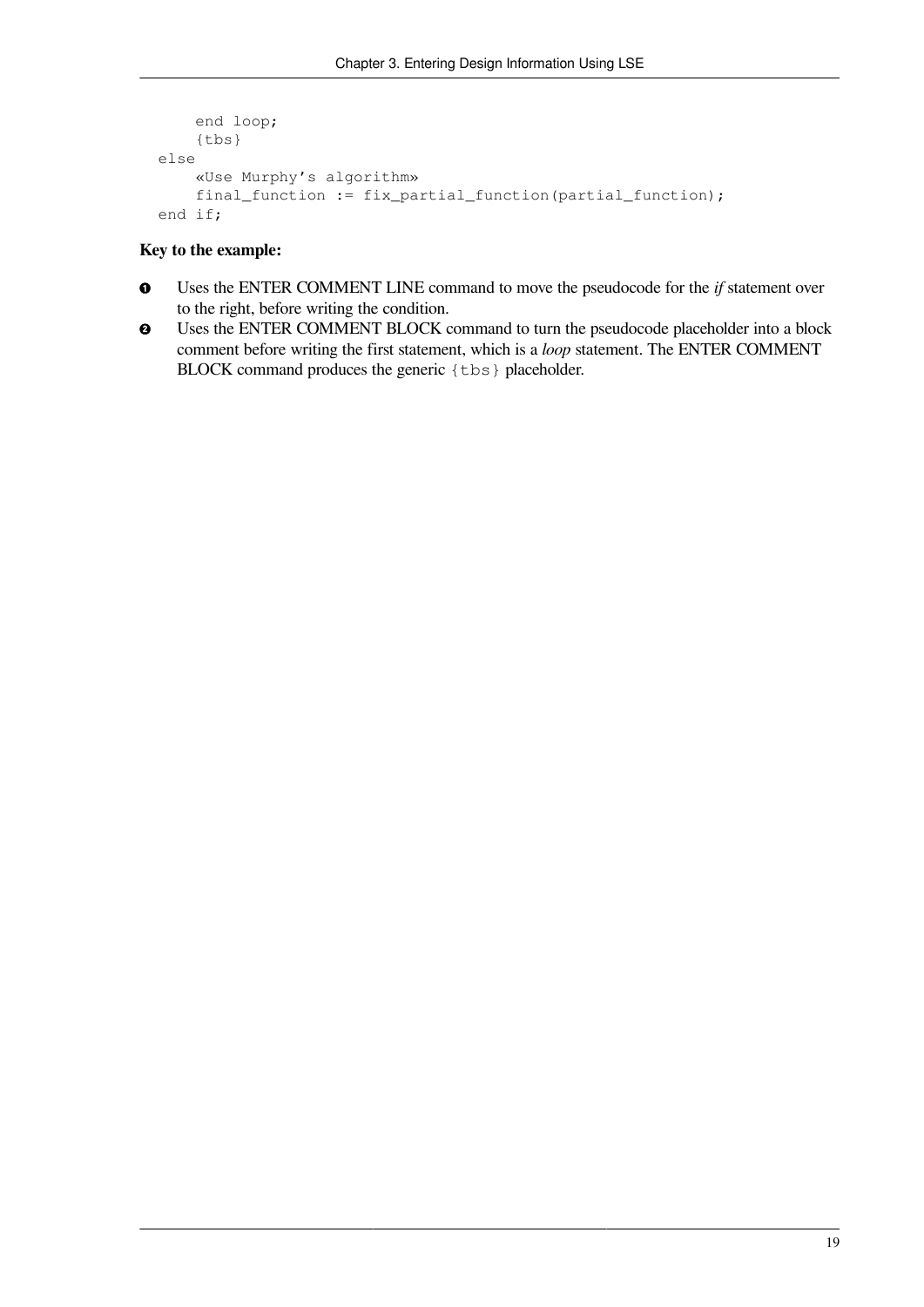```
    end loop;
    {tbs}
else
    «Use Murphy's algorithm»
    final_function := fix_partial_function(partial_function);
end if;
```

**Key to the example:**

❶ Uses the ENTER COMMENT LINE command to move the pseudocode for the *if* statement over to the right, before writing the condition.

❷ Uses the ENTER COMMENT BLOCK command to turn the pseudocode placeholder into a block comment before writing the first statement, which is a *loop* statement. The ENTER COMMENT BLOCK command produces the generic `{tbs}` placeholder.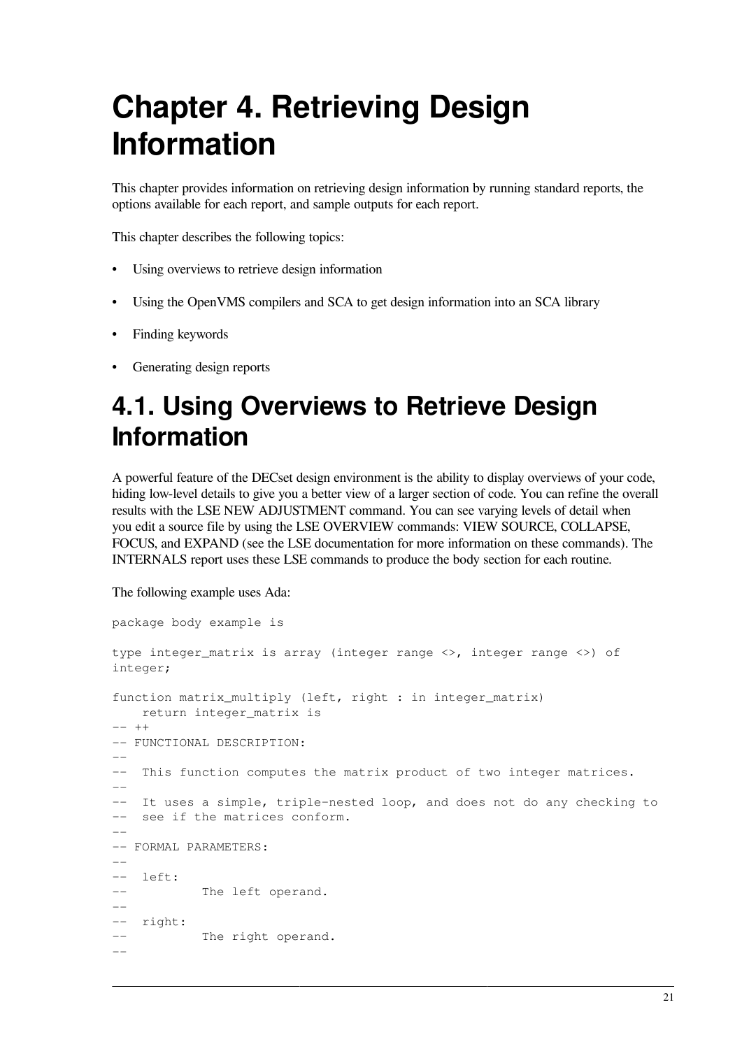# Chapter 4. Retrieving Design Information

This chapter provides information on retrieving design information by running standard reports, the options available for each report, and sample outputs for each report.

This chapter describes the following topics:

- Using overviews to retrieve design information
- Using the OpenVMS compilers and SCA to get design information into an SCA library
- Finding keywords
- Generating design reports

## 4.1. Using Overviews to Retrieve Design Information

A powerful feature of the DECset design environment is the ability to display overviews of your code, hiding low-level details to give you a better view of a larger section of code. You can refine the overall results with the LSE NEW ADJUSTMENT command. You can see varying levels of detail when you edit a source file by using the LSE OVERVIEW commands: VIEW SOURCE, COLLAPSE, FOCUS, and EXPAND (see the LSE documentation for more information on these commands). The INTERNALS report uses these LSE commands to produce the body section for each routine.

The following example uses Ada:

```
package body example is

type integer_matrix is array (integer range <>, integer range <>) of
integer;

function matrix_multiply (left, right : in integer_matrix)
    return integer_matrix is
-- ++
-- FUNCTIONAL DESCRIPTION:
--
--  This function computes the matrix product of two integer matrices.
--
--  It uses a simple, triple-nested loop, and does not do any checking to
--  see if the matrices conform.
--
-- FORMAL PARAMETERS:
--
--  left:
--          The left operand.
--
--  right:
--          The right operand.
--
```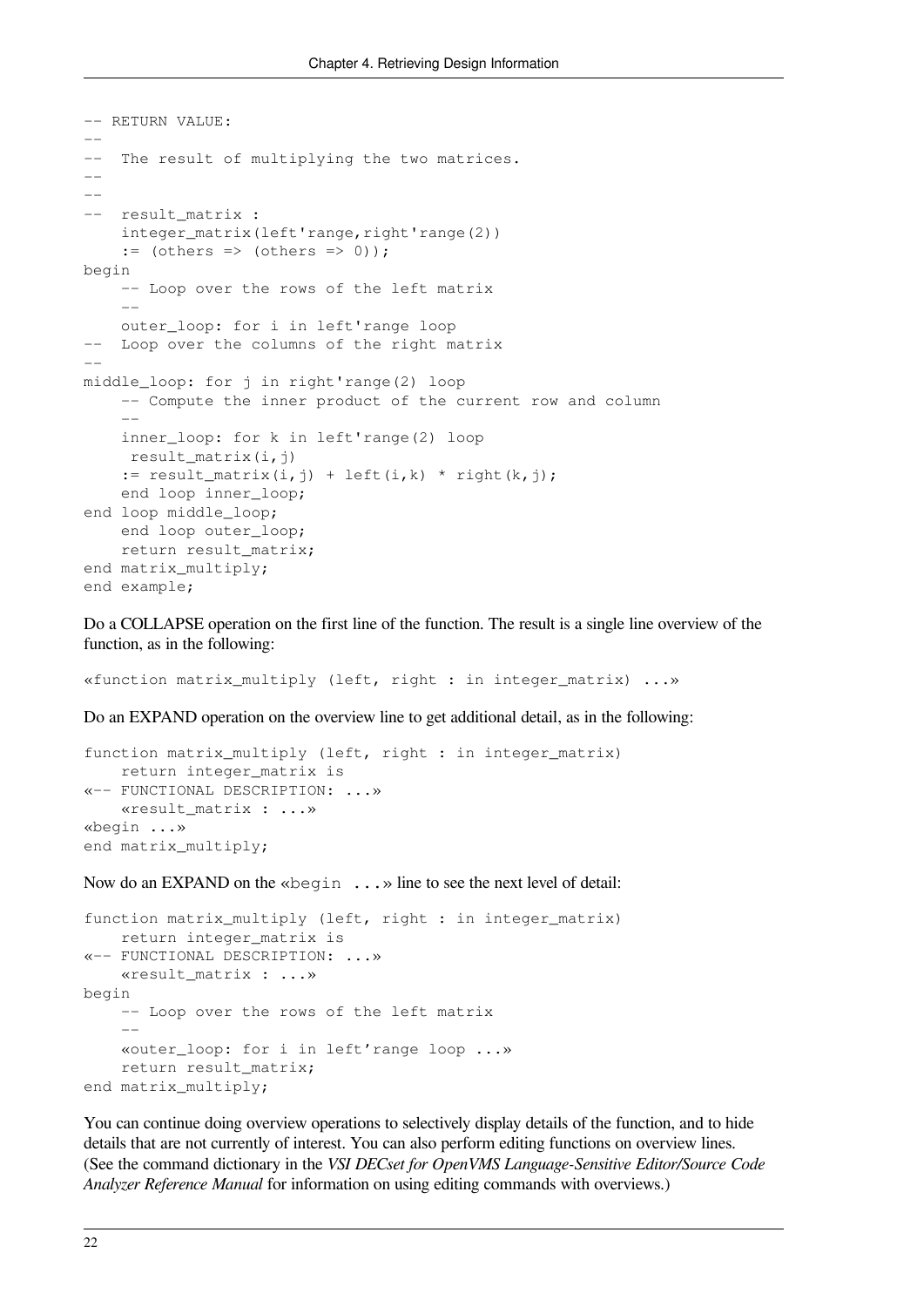```
-- RETURN VALUE:
--
--  The result of multiplying the two matrices.
--
--
--  result_matrix :
    integer_matrix(left'range,right'range(2))
    := (others => (others => 0));
begin
    -- Loop over the rows of the left matrix
    --
    outer_loop: for i in left'range loop
--  Loop over the columns of the right matrix
--
middle_loop: for j in right'range(2) loop
    -- Compute the inner product of the current row and column
    --
    inner_loop: for k in left'range(2) loop
     result_matrix(i,j)
    := result_matrix(i,j) + left(i,k) * right(k,j);
    end loop inner_loop;
end loop middle_loop;
    end loop outer_loop;
    return result_matrix;
end matrix_multiply;
end example;
```

Do a COLLAPSE operation on the first line of the function. The result is a single line overview of the function, as in the following:

```
«function matrix_multiply (left, right : in integer_matrix) ...»
```

Do an EXPAND operation on the overview line to get additional detail, as in the following:

```
function matrix_multiply (left, right : in integer_matrix)
    return integer_matrix is
«-- FUNCTIONAL DESCRIPTION: ...»
    «result_matrix : ...»
«begin ...»
end matrix_multiply;
```

Now do an EXPAND on the `«begin ...»` line to see the next level of detail:

```
function matrix_multiply (left, right : in integer_matrix)
    return integer_matrix is
«-- FUNCTIONAL DESCRIPTION: ...»
    «result_matrix : ...»
begin
    -- Loop over the rows of the left matrix
    --
    «outer_loop: for i in left'range loop ...»
    return result_matrix;
end matrix_multiply;
```

You can continue doing overview operations to selectively display details of the function, and to hide details that are not currently of interest. You can also perform editing functions on overview lines. (See the command dictionary in the *VSI DECset for OpenVMS Language-Sensitive Editor/Source Code Analyzer Reference Manual* for information on using editing commands with overviews.)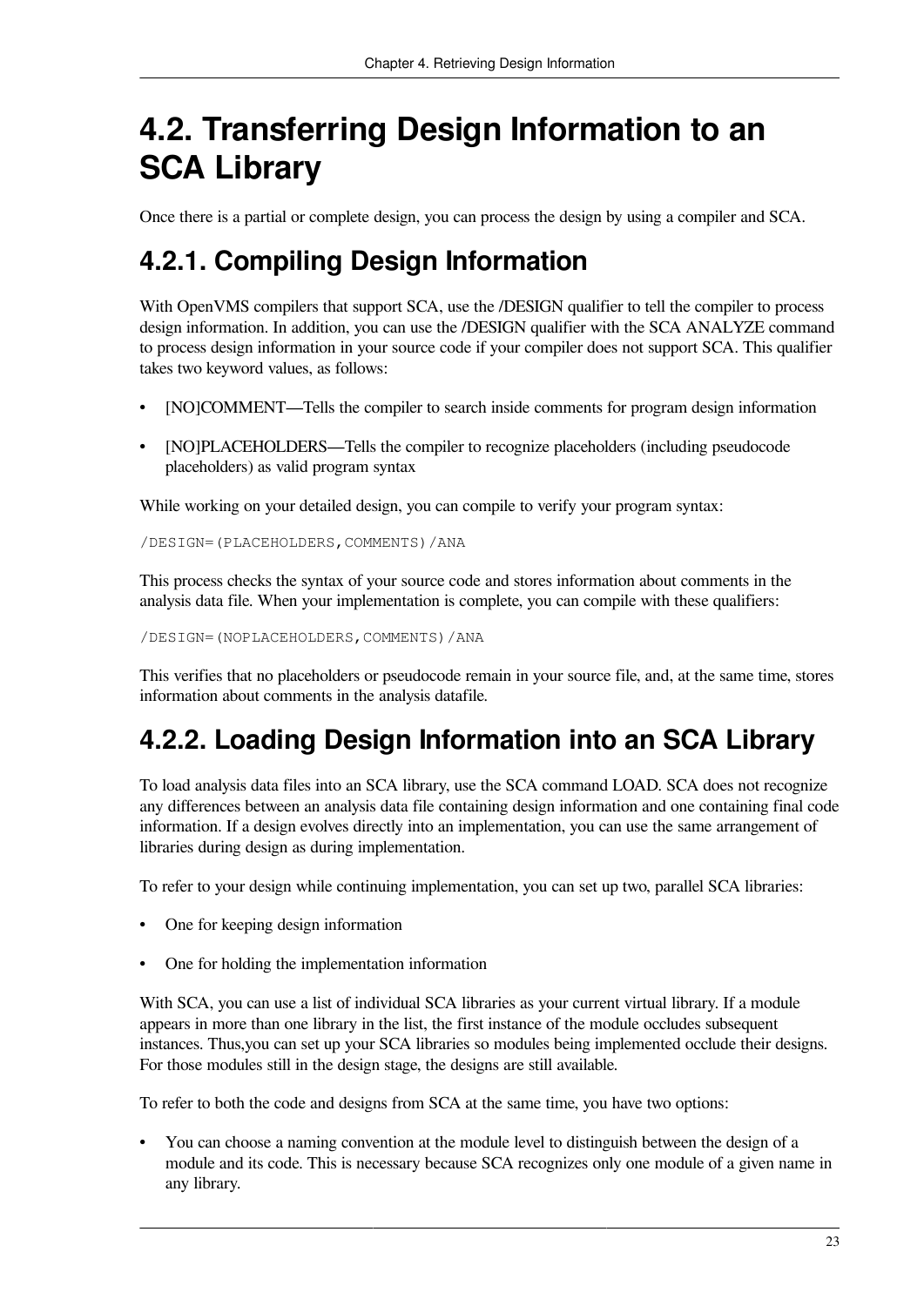# 4.2. Transferring Design Information to an SCA Library

Once there is a partial or complete design, you can process the design by using a compiler and SCA.

## 4.2.1. Compiling Design Information

With OpenVMS compilers that support SCA, use the /DESIGN qualifier to tell the compiler to process design information. In addition, you can use the /DESIGN qualifier with the SCA ANALYZE command to process design information in your source code if your compiler does not support SCA. This qualifier takes two keyword values, as follows:

- [NO]COMMENT—Tells the compiler to search inside comments for program design information
- [NO]PLACEHOLDERS—Tells the compiler to recognize placeholders (including pseudocode placeholders) as valid program syntax

While working on your detailed design, you can compile to verify your program syntax:

```
/DESIGN=(PLACEHOLDERS,COMMENTS)/ANA
```

This process checks the syntax of your source code and stores information about comments in the analysis data file. When your implementation is complete, you can compile with these qualifiers:

```
/DESIGN=(NOPLACEHOLDERS,COMMENTS)/ANA
```

This verifies that no placeholders or pseudocode remain in your source file, and, at the same time, stores information about comments in the analysis datafile.

## 4.2.2. Loading Design Information into an SCA Library

To load analysis data files into an SCA library, use the SCA command LOAD. SCA does not recognize any differences between an analysis data file containing design information and one containing final code information. If a design evolves directly into an implementation, you can use the same arrangement of libraries during design as during implementation.

To refer to your design while continuing implementation, you can set up two, parallel SCA libraries:

- One for keeping design information
- One for holding the implementation information

With SCA, you can use a list of individual SCA libraries as your current virtual library. If a module appears in more than one library in the list, the first instance of the module occludes subsequent instances. Thus,you can set up your SCA libraries so modules being implemented occlude their designs. For those modules still in the design stage, the designs are still available.

To refer to both the code and designs from SCA at the same time, you have two options:

- You can choose a naming convention at the module level to distinguish between the design of a module and its code. This is necessary because SCA recognizes only one module of a given name in any library.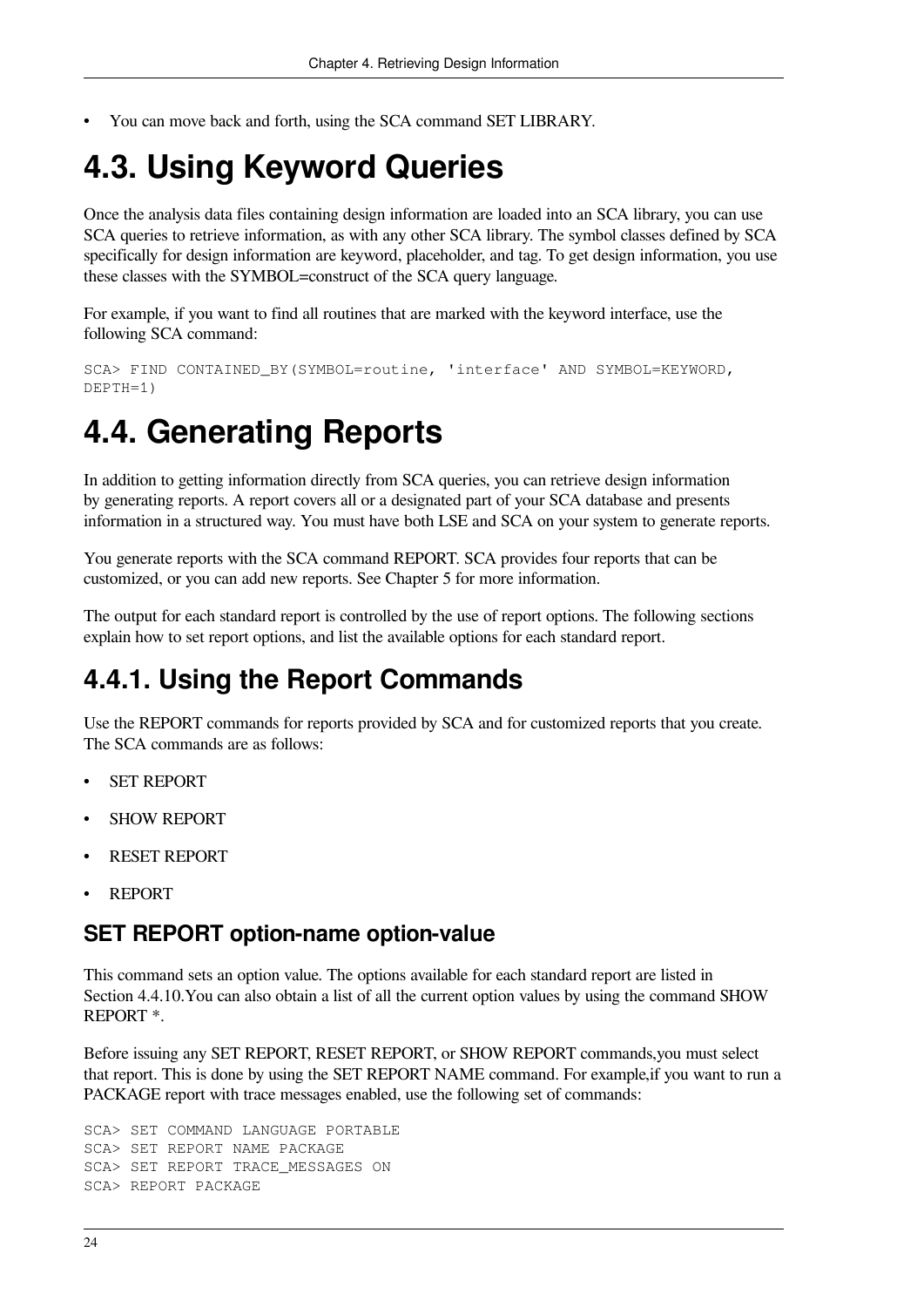- You can move back and forth, using the SCA command SET LIBRARY.

# 4.3. Using Keyword Queries

Once the analysis data files containing design information are loaded into an SCA library, you can use SCA queries to retrieve information, as with any other SCA library. The symbol classes defined by SCA specifically for design information are keyword, placeholder, and tag. To get design information, you use these classes with the SYMBOL=construct of the SCA query language.

For example, if you want to find all routines that are marked with the keyword interface, use the following SCA command:

```
SCA> FIND CONTAINED_BY(SYMBOL=routine, 'interface' AND SYMBOL=KEYWORD,
DEPTH=1)
```

# 4.4. Generating Reports

In addition to getting information directly from SCA queries, you can retrieve design information by generating reports. A report covers all or a designated part of your SCA database and presents information in a structured way. You must have both LSE and SCA on your system to generate reports.

You generate reports with the SCA command REPORT. SCA provides four reports that can be customized, or you can add new reports. See Chapter 5 for more information.

The output for each standard report is controlled by the use of report options. The following sections explain how to set report options, and list the available options for each standard report.

## 4.4.1. Using the Report Commands

Use the REPORT commands for reports provided by SCA and for customized reports that you create. The SCA commands are as follows:

- SET REPORT
- SHOW REPORT
- RESET REPORT
- REPORT

### SET REPORT option-name option-value

This command sets an option value. The options available for each standard report are listed in Section 4.4.10.You can also obtain a list of all the current option values by using the command SHOW REPORT *.

Before issuing any SET REPORT, RESET REPORT, or SHOW REPORT commands,you must select that report. This is done by using the SET REPORT NAME command. For example,if you want to run a PACKAGE report with trace messages enabled, use the following set of commands:

```
SCA> SET COMMAND LANGUAGE PORTABLE
SCA> SET REPORT NAME PACKAGE
SCA> SET REPORT TRACE_MESSAGES ON
SCA> REPORT PACKAGE
```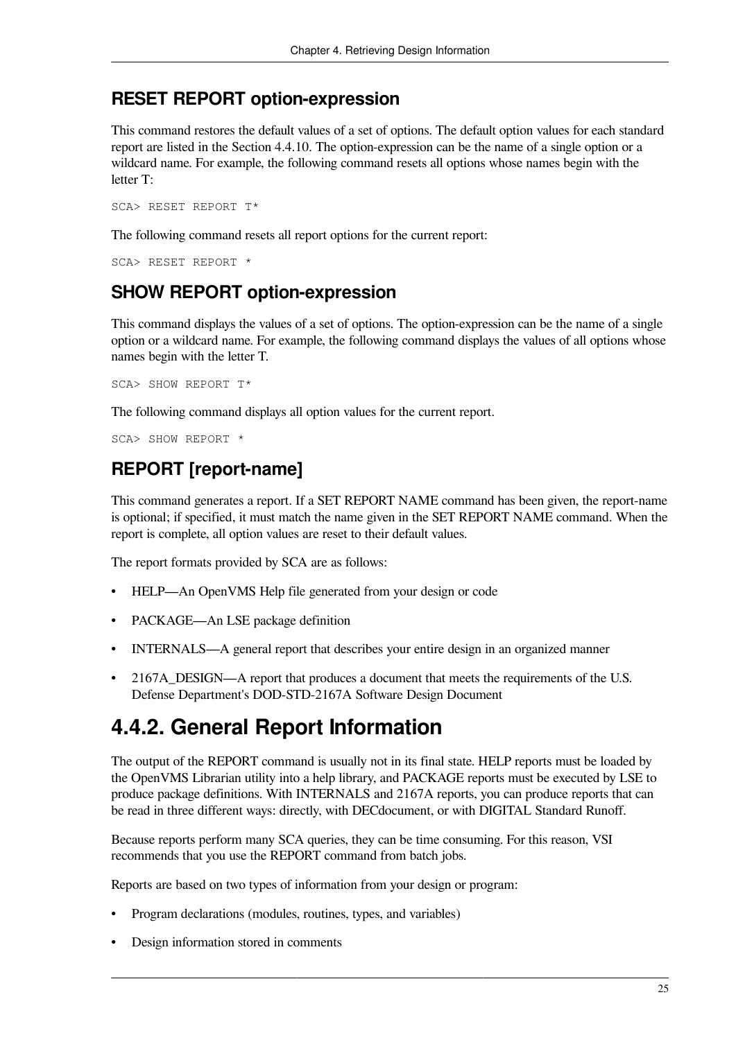### RESET REPORT option-expression

This command restores the default values of a set of options. The default option values for each standard report are listed in the Section 4.4.10. The option-expression can be the name of a single option or a wildcard name. For example, the following command resets all options whose names begin with the letter T:

```
SCA> RESET REPORT T*
```

The following command resets all report options for the current report:

```
SCA> RESET REPORT *
```

### SHOW REPORT option-expression

This command displays the values of a set of options. The option-expression can be the name of a single option or a wildcard name. For example, the following command displays the values of all options whose names begin with the letter T.

```
SCA> SHOW REPORT T*
```

The following command displays all option values for the current report.

```
SCA> SHOW REPORT *
```

### REPORT [report-name]

This command generates a report. If a SET REPORT NAME command has been given, the report-name is optional; if specified, it must match the name given in the SET REPORT NAME command. When the report is complete, all option values are reset to their default values.

The report formats provided by SCA are as follows:

- HELP—An OpenVMS Help file generated from your design or code
- PACKAGE—An LSE package definition
- INTERNALS—A general report that describes your entire design in an organized manner
- 2167A_DESIGN—A report that produces a document that meets the requirements of the U.S. Defense Department's DOD-STD-2167A Software Design Document

## 4.4.2. General Report Information

The output of the REPORT command is usually not in its final state. HELP reports must be loaded by the OpenVMS Librarian utility into a help library, and PACKAGE reports must be executed by LSE to produce package definitions. With INTERNALS and 2167A reports, you can produce reports that can be read in three different ways: directly, with DECdocument, or with DIGITAL Standard Runoff.

Because reports perform many SCA queries, they can be time consuming. For this reason, VSI recommends that you use the REPORT command from batch jobs.

Reports are based on two types of information from your design or program:

- Program declarations (modules, routines, types, and variables)
- Design information stored in comments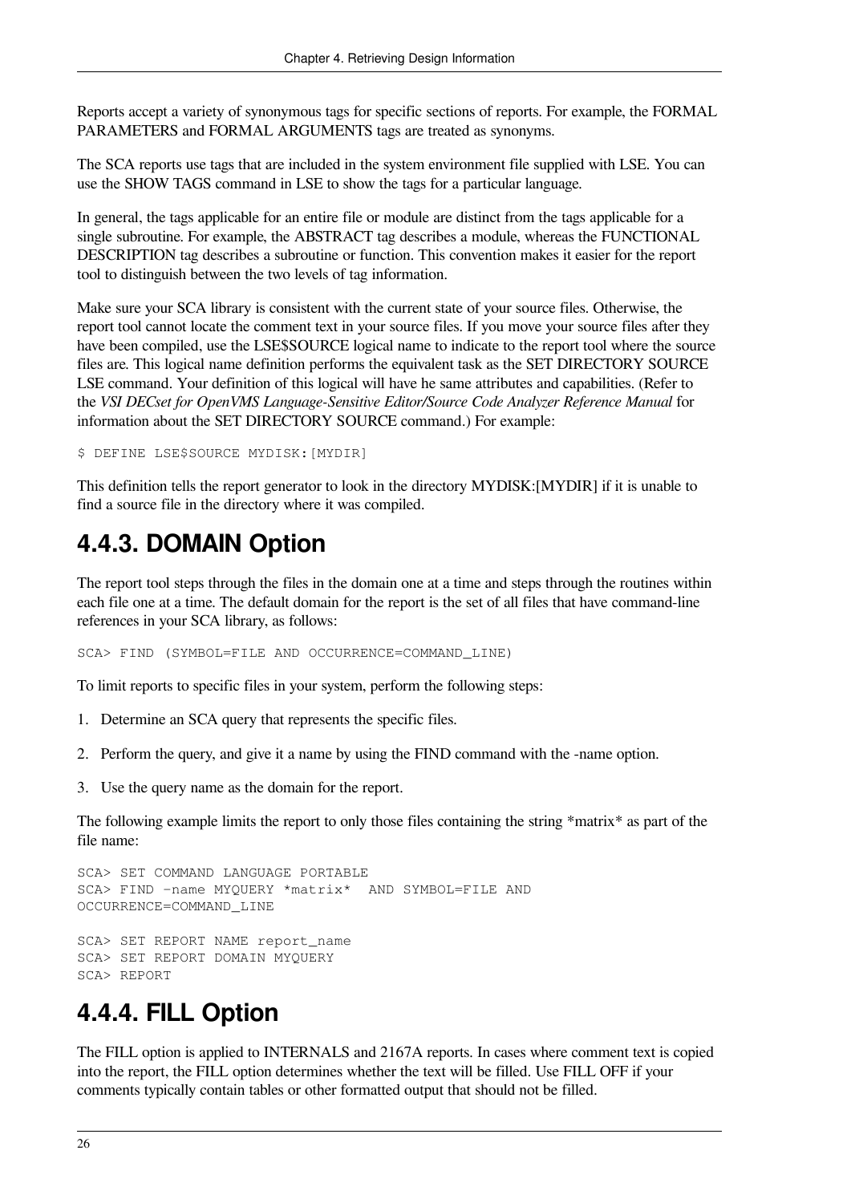Reports accept a variety of synonymous tags for specific sections of reports. For example, the FORMAL PARAMETERS and FORMAL ARGUMENTS tags are treated as synonyms.

The SCA reports use tags that are included in the system environment file supplied with LSE. You can use the SHOW TAGS command in LSE to show the tags for a particular language.

In general, the tags applicable for an entire file or module are distinct from the tags applicable for a single subroutine. For example, the ABSTRACT tag describes a module, whereas the FUNCTIONAL DESCRIPTION tag describes a subroutine or function. This convention makes it easier for the report tool to distinguish between the two levels of tag information.

Make sure your SCA library is consistent with the current state of your source files. Otherwise, the report tool cannot locate the comment text in your source files. If you move your source files after they have been compiled, use the LSE$SOURCE logical name to indicate to the report tool where the source files are. This logical name definition performs the equivalent task as the SET DIRECTORY SOURCE LSE command. Your definition of this logical will have he same attributes and capabilities. (Refer to the *VSI DECset for OpenVMS Language-Sensitive Editor/Source Code Analyzer Reference Manual* for information about the SET DIRECTORY SOURCE command.) For example:

```
$ DEFINE LSE$SOURCE MYDISK:[MYDIR]
```

This definition tells the report generator to look in the directory MYDISK:[MYDIR] if it is unable to find a source file in the directory where it was compiled.

### 4.4.3. DOMAIN Option

The report tool steps through the files in the domain one at a time and steps through the routines within each file one at a time. The default domain for the report is the set of all files that have command-line references in your SCA library, as follows:

```
SCA> FIND (SYMBOL=FILE AND OCCURRENCE=COMMAND_LINE)
```

To limit reports to specific files in your system, perform the following steps:

1. Determine an SCA query that represents the specific files.
2. Perform the query, and give it a name by using the FIND command with the -name option.
3. Use the query name as the domain for the report.

The following example limits the report to only those files containing the string *matrix* as part of the file name:

```
SCA> SET COMMAND LANGUAGE PORTABLE
SCA> FIND -name MYQUERY *matrix*  AND SYMBOL=FILE AND
OCCURRENCE=COMMAND_LINE

SCA> SET REPORT NAME report_name
SCA> SET REPORT DOMAIN MYQUERY
SCA> REPORT
```

### 4.4.4. FILL Option

The FILL option is applied to INTERNALS and 2167A reports. In cases where comment text is copied into the report, the FILL option determines whether the text will be filled. Use FILL OFF if your comments typically contain tables or other formatted output that should not be filled.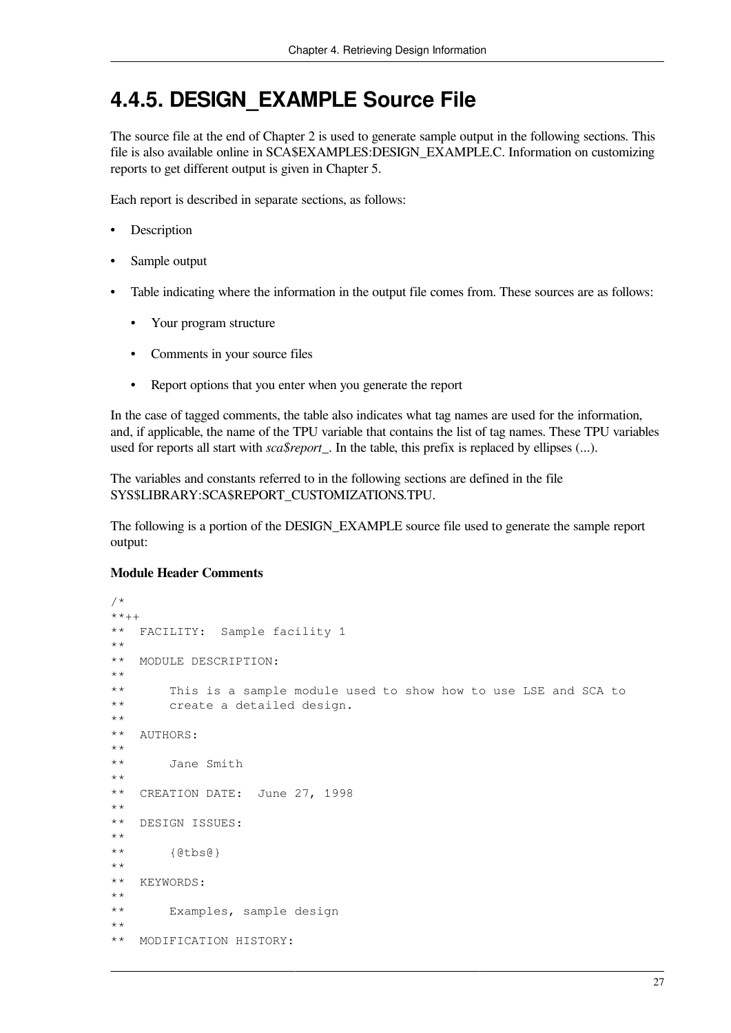## 4.4.5. DESIGN_EXAMPLE Source File

The source file at the end of Chapter 2 is used to generate sample output in the following sections. This file is also available online in SCA$EXAMPLES:DESIGN_EXAMPLE.C. Information on customizing reports to get different output is given in Chapter 5.

Each report is described in separate sections, as follows:

- Description
- Sample output
- Table indicating where the information in the output file comes from. These sources are as follows:
  - Your program structure
  - Comments in your source files
  - Report options that you enter when you generate the report

In the case of tagged comments, the table also indicates what tag names are used for the information, and, if applicable, the name of the TPU variable that contains the list of tag names. These TPU variables used for reports all start with *sca$report_*. In the table, this prefix is replaced by ellipses (...).

The variables and constants referred to in the following sections are defined in the file SYS$LIBRARY:SCA$REPORT_CUSTOMIZATIONS.TPU.

The following is a portion of the DESIGN_EXAMPLE source file used to generate the sample report output:

**Module Header Comments**

```
/*
**++
**  FACILITY:  Sample facility 1
**
**  MODULE DESCRIPTION:
**
**      This is a sample module used to show how to use LSE and SCA to
**      create a detailed design.
**
**  AUTHORS:
**
**      Jane Smith
**
**  CREATION DATE:  June 27, 1998
**
**  DESIGN ISSUES:
**
**      {@tbs@}
**
**  KEYWORDS:
**
**      Examples, sample design
**
**  MODIFICATION HISTORY:
```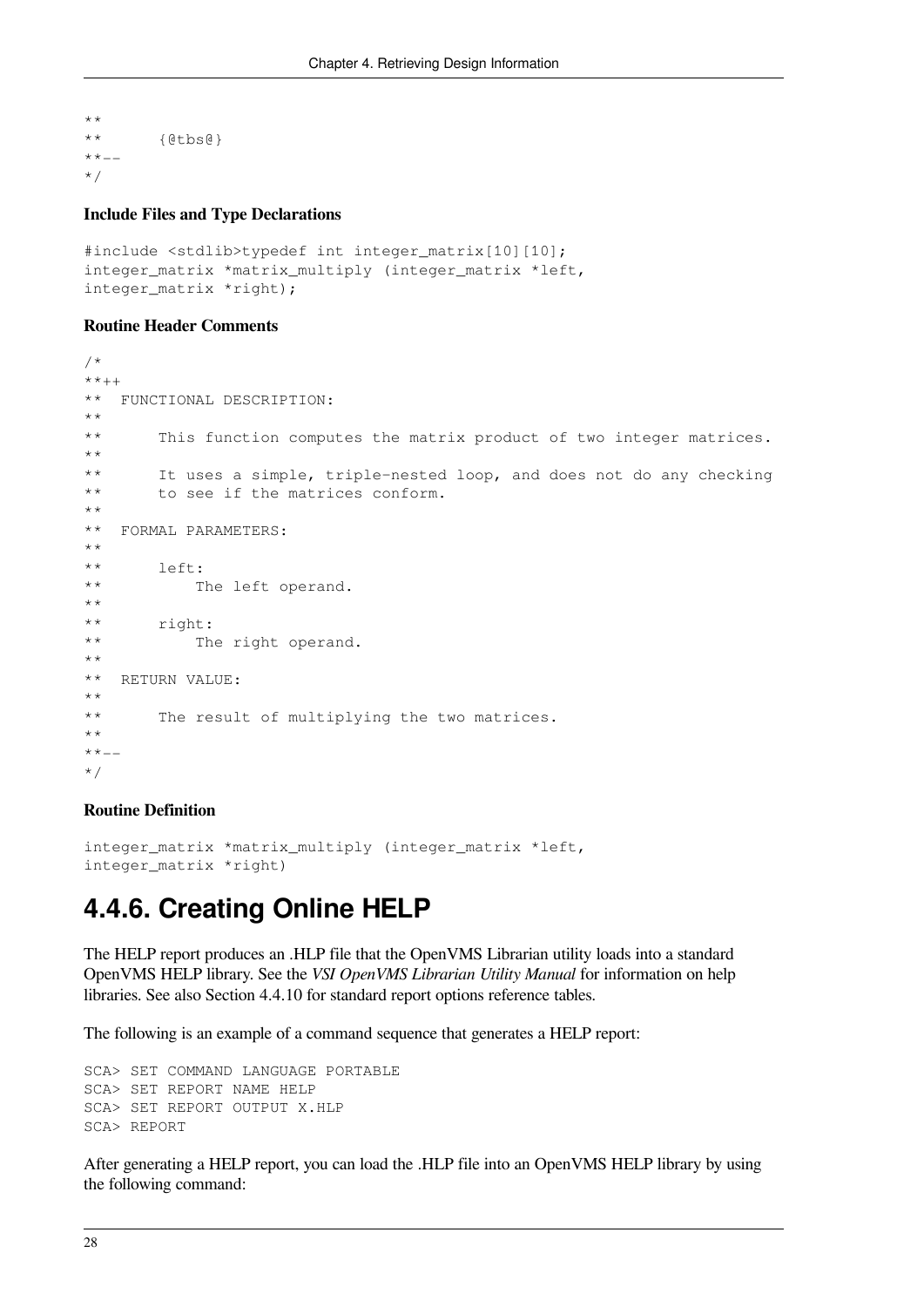```
**
**      {@tbs@}
**--
*/
```

**Include Files and Type Declarations**

```
#include <stdlib>typedef int integer_matrix[10][10];
integer_matrix *matrix_multiply (integer_matrix *left,
integer_matrix *right);
```

**Routine Header Comments**

```
/*
**++
**  FUNCTIONAL DESCRIPTION:
**
**      This function computes the matrix product of two integer matrices.
**
**      It uses a simple, triple-nested loop, and does not do any checking
**      to see if the matrices conform.
**
**  FORMAL PARAMETERS:
**
**      left:
**          The left operand.
**
**      right:
**          The right operand.
**
**  RETURN VALUE:
**
**      The result of multiplying the two matrices.
**
**--
*/
```

**Routine Definition**

```
integer_matrix *matrix_multiply (integer_matrix *left,
integer_matrix *right)
```

## 4.4.6. Creating Online HELP

The HELP report produces an .HLP file that the OpenVMS Librarian utility loads into a standard OpenVMS HELP library. See the *VSI OpenVMS Librarian Utility Manual* for information on help libraries. See also Section 4.4.10 for standard report options reference tables.

The following is an example of a command sequence that generates a HELP report:

```
SCA> SET COMMAND LANGUAGE PORTABLE
SCA> SET REPORT NAME HELP
SCA> SET REPORT OUTPUT X.HLP
SCA> REPORT
```

After generating a HELP report, you can load the .HLP file into an OpenVMS HELP library by using the following command: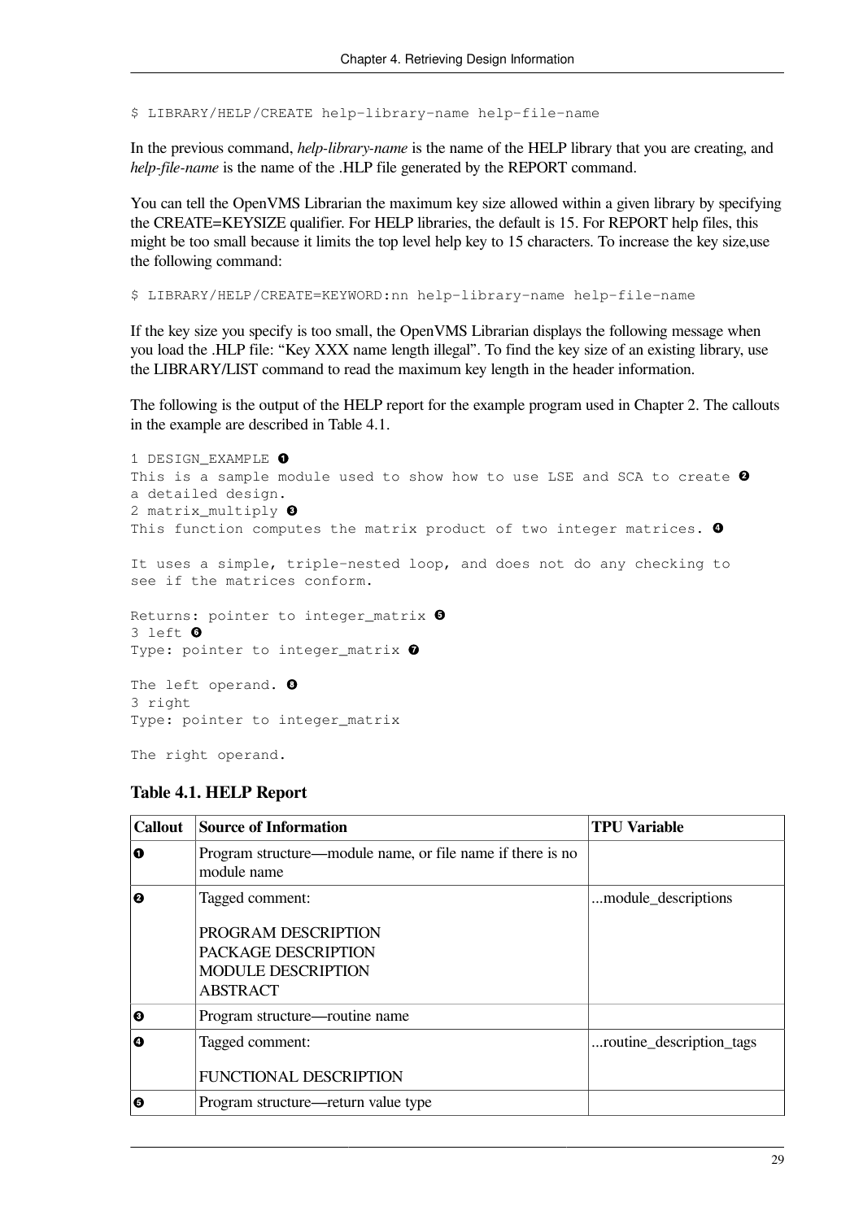```
$ LIBRARY/HELP/CREATE help-library-name help-file-name
```

In the previous command, *help-library-name* is the name of the HELP library that you are creating, and *help-file-name* is the name of the .HLP file generated by the REPORT command.

You can tell the OpenVMS Librarian the maximum key size allowed within a given library by specifying the CREATE=KEYSIZE qualifier. For HELP libraries, the default is 15. For REPORT help files, this might be too small because it limits the top level help key to 15 characters. To increase the key size,use the following command:

```
$ LIBRARY/HELP/CREATE=KEYWORD:nn help-library-name help-file-name
```

If the key size you specify is too small, the OpenVMS Librarian displays the following message when you load the .HLP file: “Key XXX name length illegal”. To find the key size of an existing library, use the LIBRARY/LIST command to read the maximum key length in the header information.

The following is the output of the HELP report for the example program used in Chapter 2. The callouts in the example are described in Table 4.1.

```
1 DESIGN_EXAMPLE ❶
This is a sample module used to show how to use LSE and SCA to create ❷
a detailed design.
2 matrix_multiply ❸
This function computes the matrix product of two integer matrices. ❹

It uses a simple, triple-nested loop, and does not do any checking to
see if the matrices conform.

Returns: pointer to integer_matrix ❺
3 left ❻
Type: pointer to integer_matrix ❼

The left operand. ❽
3 right
Type: pointer to integer_matrix

The right operand.
```

**Table 4.1. HELP Report**

| Callout | Source of Information | TPU Variable |
|---|---|---|
| ❶ | Program structure—module name, or file name if there is no module name | |
| ❷ | Tagged comment:<br><br>PROGRAM DESCRIPTION<br>PACKAGE DESCRIPTION<br>MODULE DESCRIPTION<br>ABSTRACT | ...module_descriptions |
| ❸ | Program structure—routine name | |
| ❹ | Tagged comment:<br><br>FUNCTIONAL DESCRIPTION | ...routine_description_tags |
| ❺ | Program structure—return value type | |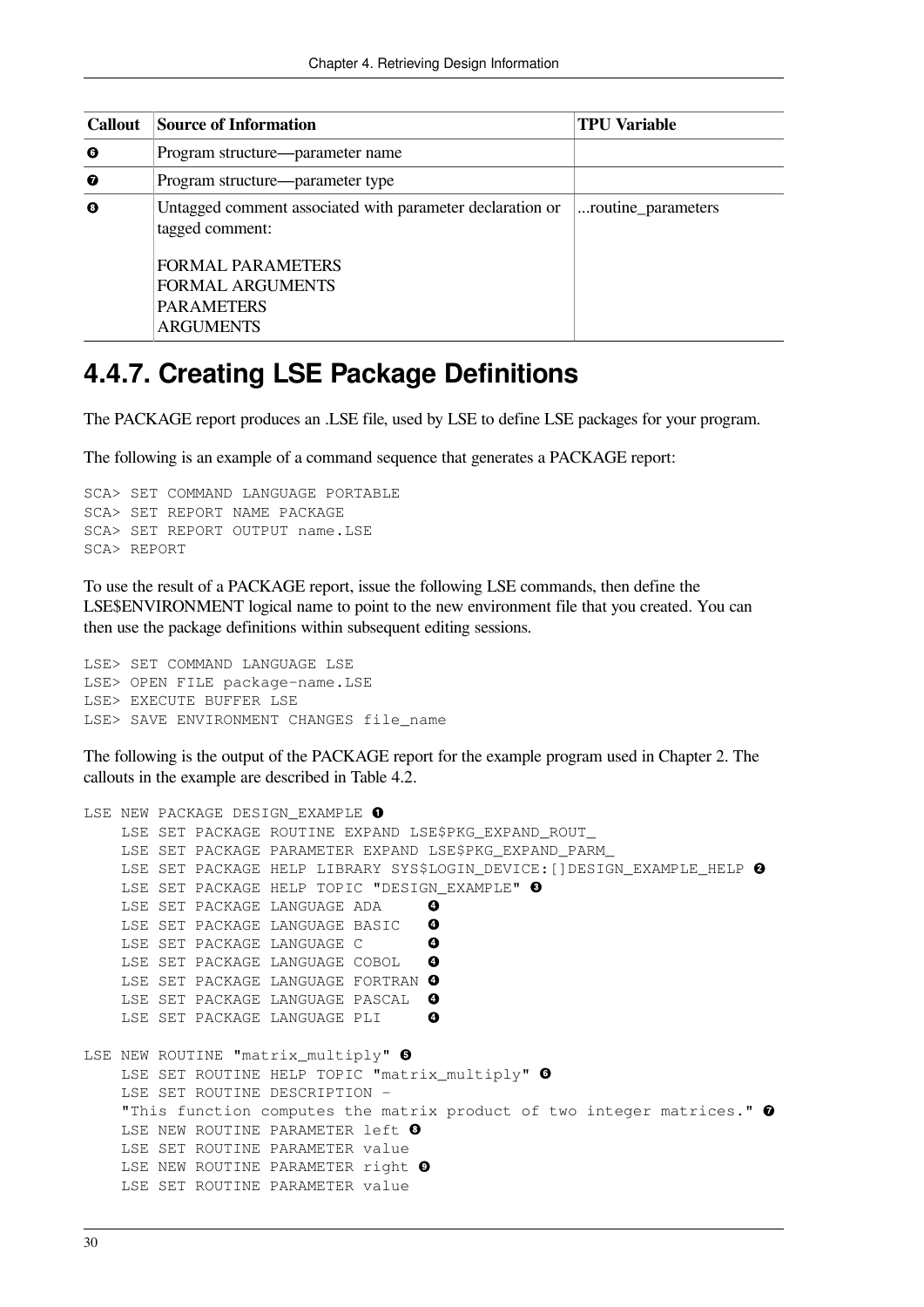| Callout | Source of Information | TPU Variable |
|---|---|---|
| ❻ | Program structure—parameter name | |
| ❼ | Program structure—parameter type | |
| ❽ | Untagged comment associated with parameter declaration or tagged comment:<br><br>FORMAL PARAMETERS<br>FORMAL ARGUMENTS<br>PARAMETERS<br>ARGUMENTS | ...routine_parameters |

## 4.4.7. Creating LSE Package Definitions

The PACKAGE report produces an .LSE file, used by LSE to define LSE packages for your program.

The following is an example of a command sequence that generates a PACKAGE report:

```
SCA> SET COMMAND LANGUAGE PORTABLE
SCA> SET REPORT NAME PACKAGE
SCA> SET REPORT OUTPUT name.LSE
SCA> REPORT
```

To use the result of a PACKAGE report, issue the following LSE commands, then define the LSE$ENVIRONMENT logical name to point to the new environment file that you created. You can then use the package definitions within subsequent editing sessions.

```
LSE> SET COMMAND LANGUAGE LSE
LSE> OPEN FILE package-name.LSE
LSE> EXECUTE BUFFER LSE
LSE> SAVE ENVIRONMENT CHANGES file_name
```

The following is the output of the PACKAGE report for the example program used in Chapter 2. The callouts in the example are described in Table 4.2.

```
LSE NEW PACKAGE DESIGN_EXAMPLE ❶
    LSE SET PACKAGE ROUTINE EXPAND LSE$PKG_EXPAND_ROUT_
    LSE SET PACKAGE PARAMETER EXPAND LSE$PKG_EXPAND_PARM_
    LSE SET PACKAGE HELP LIBRARY SYS$LOGIN_DEVICE:[]DESIGN_EXAMPLE_HELP ❷
    LSE SET PACKAGE HELP TOPIC "DESIGN_EXAMPLE" ❸
    LSE SET PACKAGE LANGUAGE ADA     ❹
    LSE SET PACKAGE LANGUAGE BASIC   ❹
    LSE SET PACKAGE LANGUAGE C       ❹
    LSE SET PACKAGE LANGUAGE COBOL   ❹
    LSE SET PACKAGE LANGUAGE FORTRAN ❹
    LSE SET PACKAGE LANGUAGE PASCAL  ❹
    LSE SET PACKAGE LANGUAGE PLI     ❹

LSE NEW ROUTINE "matrix_multiply" ❺
    LSE SET ROUTINE HELP TOPIC "matrix_multiply" ❻
    LSE SET ROUTINE DESCRIPTION -
    "This function computes the matrix product of two integer matrices." ❼
    LSE NEW ROUTINE PARAMETER left ❽
    LSE SET ROUTINE PARAMETER value
    LSE NEW ROUTINE PARAMETER right ❾
    LSE SET ROUTINE PARAMETER value
```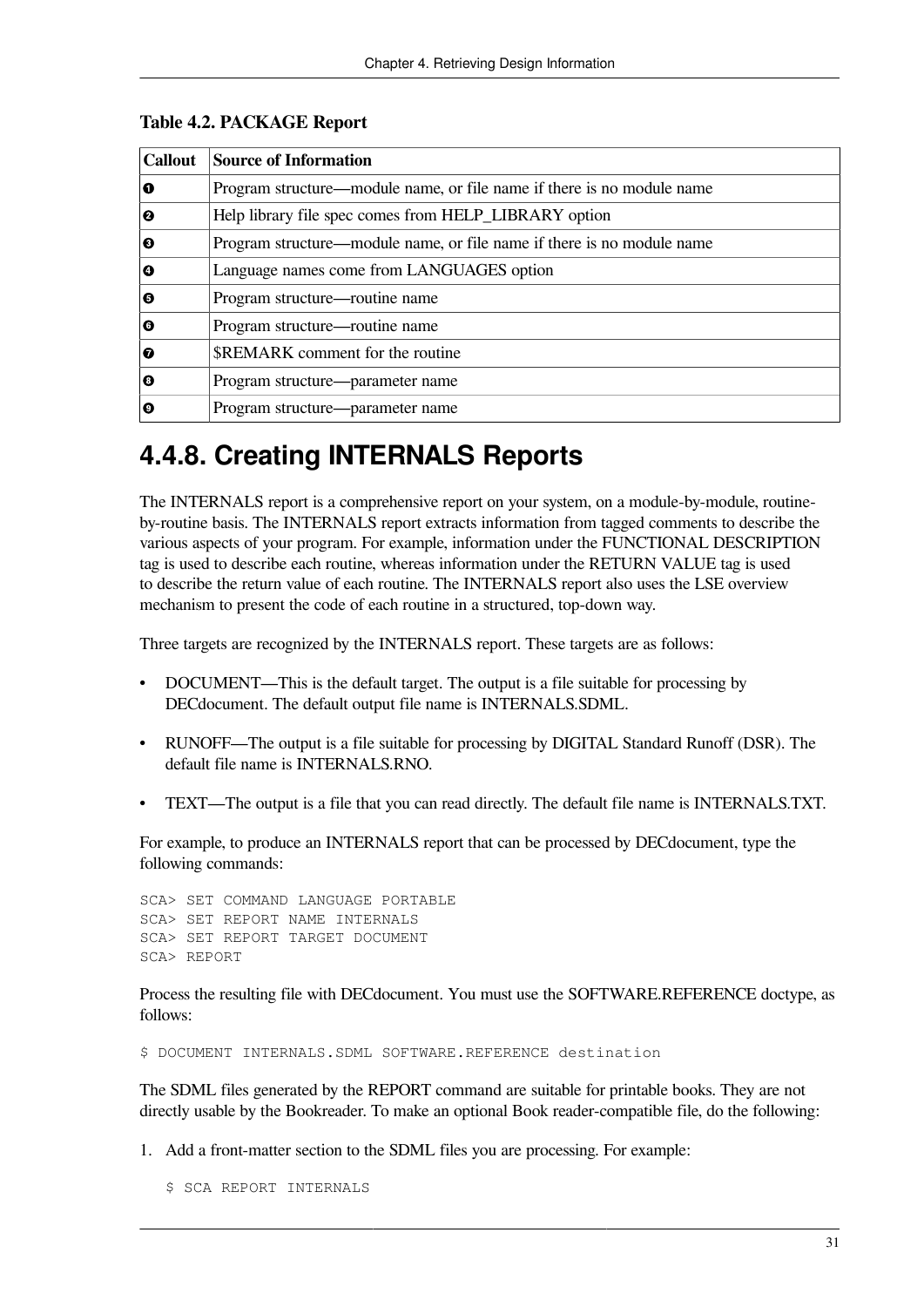**Table 4.2. PACKAGE Report**

| Callout | Source of Information |
|---|---|
| ❶ | Program structure—module name, or file name if there is no module name |
| ❷ | Help library file spec comes from HELP_LIBRARY option |
| ❸ | Program structure—module name, or file name if there is no module name |
| ❹ | Language names come from LANGUAGES option |
| ❺ | Program structure—routine name |
| ❻ | Program structure—routine name |
| ❼ | $REMARK comment for the routine |
| ❽ | Program structure—parameter name |
| ❾ | Program structure—parameter name |

## 4.4.8. Creating INTERNALS Reports

The INTERNALS report is a comprehensive report on your system, on a module-by-module, routine-by-routine basis. The INTERNALS report extracts information from tagged comments to describe the various aspects of your program. For example, information under the FUNCTIONAL DESCRIPTION tag is used to describe each routine, whereas information under the RETURN VALUE tag is used to describe the return value of each routine. The INTERNALS report also uses the LSE overview mechanism to present the code of each routine in a structured, top-down way.

Three targets are recognized by the INTERNALS report. These targets are as follows:

- DOCUMENT—This is the default target. The output is a file suitable for processing by DECdocument. The default output file name is INTERNALS.SDML.
- RUNOFF—The output is a file suitable for processing by DIGITAL Standard Runoff (DSR). The default file name is INTERNALS.RNO.
- TEXT—The output is a file that you can read directly. The default file name is INTERNALS.TXT.

For example, to produce an INTERNALS report that can be processed by DECdocument, type the following commands:

```
SCA> SET COMMAND LANGUAGE PORTABLE
SCA> SET REPORT NAME INTERNALS
SCA> SET REPORT TARGET DOCUMENT
SCA> REPORT
```

Process the resulting file with DECdocument. You must use the SOFTWARE.REFERENCE doctype, as follows:

```
$ DOCUMENT INTERNALS.SDML SOFTWARE.REFERENCE destination
```

The SDML files generated by the REPORT command are suitable for printable books. They are not directly usable by the Bookreader. To make an optional Book reader-compatible file, do the following:

1. Add a front-matter section to the SDML files you are processing. For example:

   ```
   $ SCA REPORT INTERNALS
   ```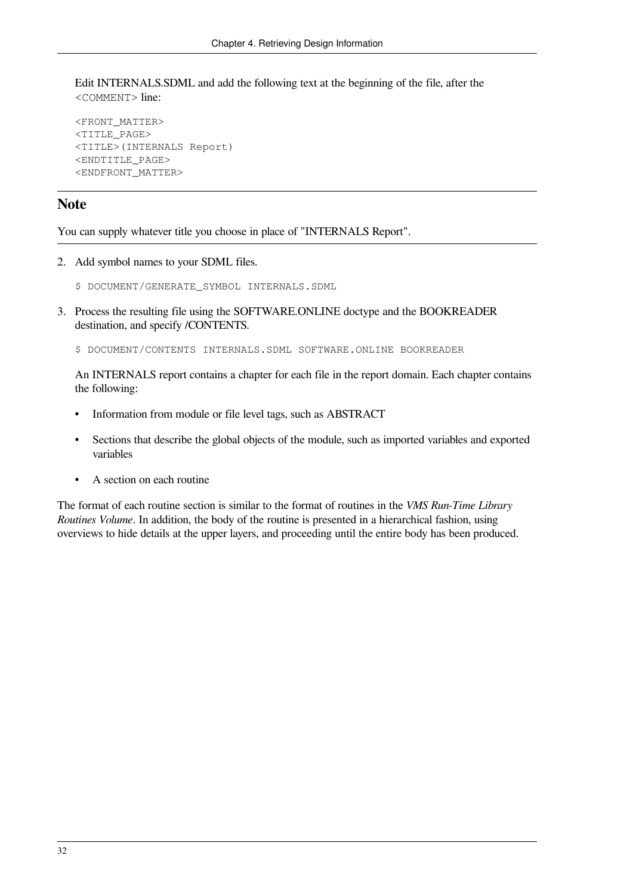Edit INTERNALS.SDML and add the following text at the beginning of the file, after the `<COMMENT>` line:

```
<FRONT_MATTER>
<TITLE_PAGE>
<TITLE>(INTERNALS Report)
<ENDTITLE_PAGE>
<ENDFRONT_MATTER>
```

## Note

You can supply whatever title you choose in place of "INTERNALS Report".

2. Add symbol names to your SDML files.

   ```
   $ DOCUMENT/GENERATE_SYMBOL INTERNALS.SDML
   ```

3. Process the resulting file using the SOFTWARE.ONLINE doctype and the BOOKREADER destination, and specify /CONTENTS.

   ```
   $ DOCUMENT/CONTENTS INTERNALS.SDML SOFTWARE.ONLINE BOOKREADER
   ```

   An INTERNALS report contains a chapter for each file in the report domain. Each chapter contains the following:

   - Information from module or file level tags, such as ABSTRACT
   - Sections that describe the global objects of the module, such as imported variables and exported variables
   - A section on each routine

The format of each routine section is similar to the format of routines in the *VMS Run-Time Library Routines Volume*. In addition, the body of the routine is presented in a hierarchical fashion, using overviews to hide details at the upper layers, and proceeding until the entire body has been produced.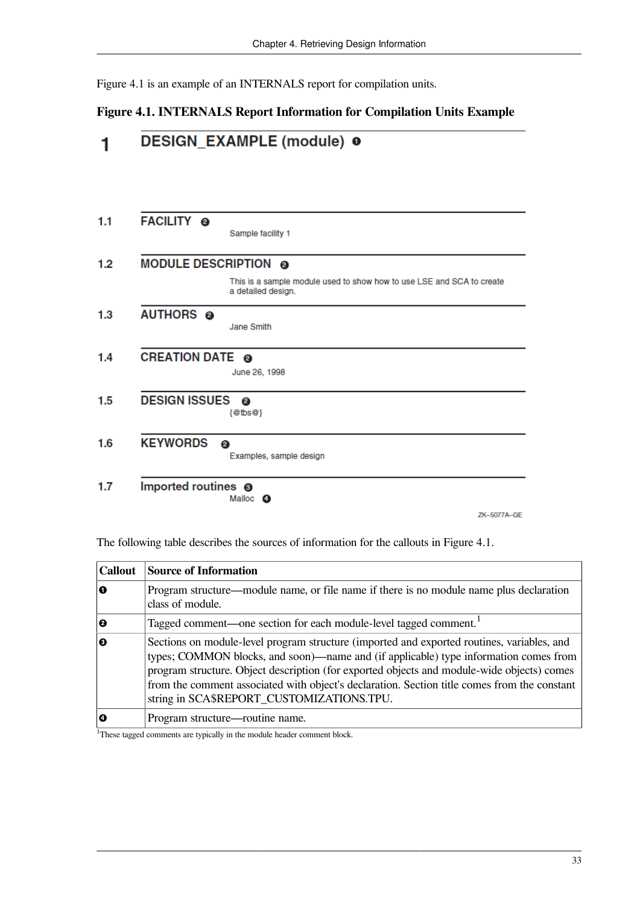Figure 4.1 is an example of an INTERNALS report for compilation units.

**Figure 4.1. INTERNALS Report Information for Compilation Units Example**

1 **DESIGN_EXAMPLE (module)** ❶

1.1 **FACILITY** ❷

Sample facility 1

1.2 **MODULE DESCRIPTION** ❷

This is a sample module used to show how to use LSE and SCA to create a detailed design.

1.3 **AUTHORS** ❷

Jane Smith

1.4 **CREATION DATE** ❷

June 26, 1998

1.5 **DESIGN ISSUES** ❷

{@tbs@}

1.6 **KEYWORDS** ❷

Examples, sample design

1.7 **Imported routines** ❸

Malloc ❹

ZK–5077A–GE

The following table describes the sources of information for the callouts in Figure 4.1.

| Callout | Source of Information |
|---|---|
| ❶ | Program structure—module name, or file name if there is no module name plus declaration class of module. |
| ❷ | Tagged comment—one section for each module-level tagged comment.[1] |
| ❸ | Sections on module-level program structure (imported and exported routines, variables, and types; COMMON blocks, and soon)—name and (if applicable) type information comes from program structure. Object description (for exported objects and module-wide objects) comes from the comment associated with object's declaration. Section title comes from the constant string in SCA$REPORT_CUSTOMIZATIONS.TPU. |
| ❹ | Program structure—routine name. |

[1]These tagged comments are typically in the module header comment block.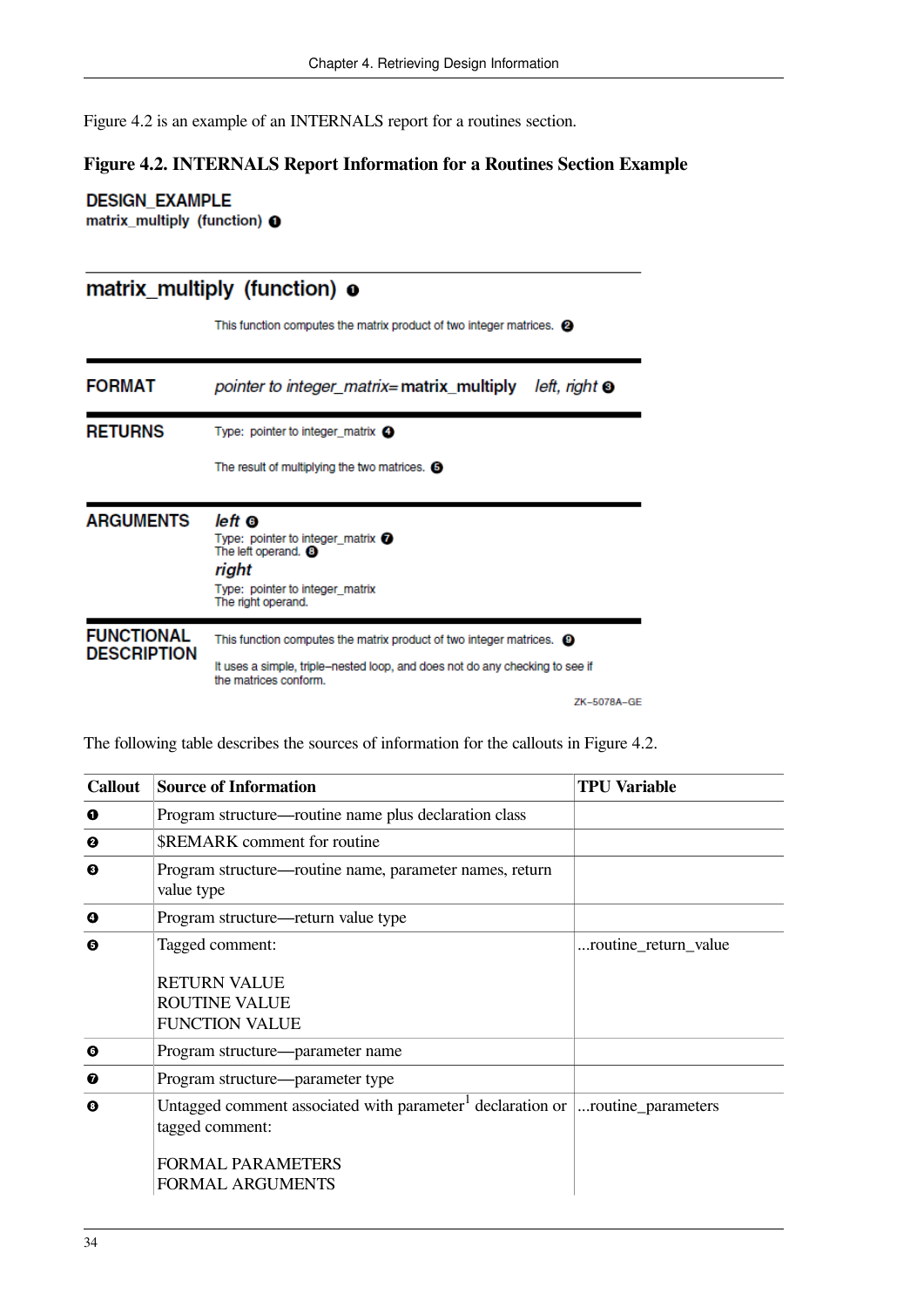Figure 4.2 is an example of an INTERNALS report for a routines section.

### Figure 4.2. INTERNALS Report Information for a Routines Section Example

**DESIGN_EXAMPLE**
**matrix_multiply (function)** ❶

---

## matrix_multiply (function) ❶

This function computes the matrix product of two integer matrices. ❷

**FORMAT**

*pointer to integer_matrix=* **matrix_multiply** *left, right* ❸

**RETURNS**

Type: pointer to integer_matrix ❹

The result of multiplying the two matrices. ❺

**ARGUMENTS**

***left*** ❻
Type: pointer to integer_matrix ❼
The left operand. ❽

***right***
Type: pointer to integer_matrix
The right operand.

**FUNCTIONAL DESCRIPTION**

This function computes the matrix product of two integer matrices. ❾

It uses a simple, triple–nested loop, and does not do any checking to see if the matrices conform.

ZK–5078A–GE

The following table describes the sources of information for the callouts in Figure 4.2.

| Callout | Source of Information | TPU Variable |
|---|---|---|
| ❶ | Program structure—routine name plus declaration class | |
| ❷ | $REMARK comment for routine | |
| ❸ | Program structure—routine name, parameter names, return value type | |
| ❹ | Program structure—return value type | |
| ❺ | Tagged comment:<br><br>RETURN VALUE<br>ROUTINE VALUE<br>FUNCTION VALUE | ...routine_return_value |
| ❻ | Program structure—parameter name | |
| ❼ | Program structure—parameter type | |
| ❽ | Untagged comment associated with parameter[1] declaration or tagged comment:<br><br>FORMAL PARAMETERS<br>FORMAL ARGUMENTS | ...routine_parameters |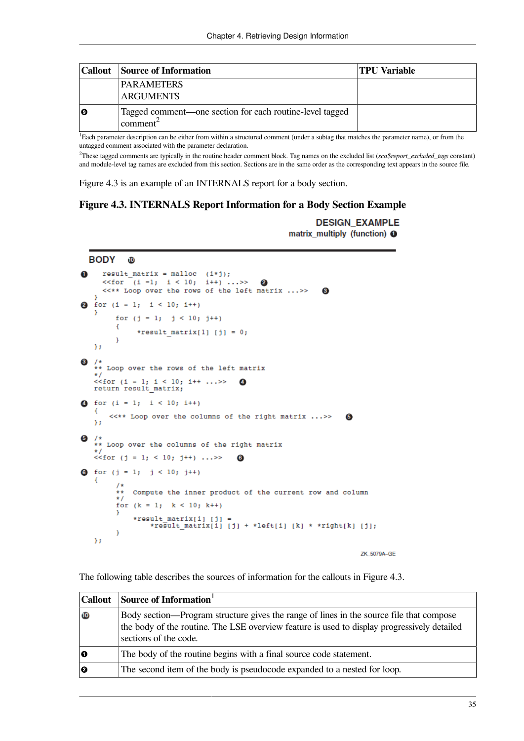| Callout | Source of Information | TPU Variable |
| --- | --- | --- |
| | PARAMETERS<br>ARGUMENTS | |
| ❾ | Tagged comment—one section for each routine-level tagged comment[2] | |

[1]Each parameter description can be either from within a structured comment (under a subtag that matches the parameter name), or from the untagged comment associated with the parameter declaration.

[2]These tagged comments are typically in the routine header comment block. Tag names on the excluded list (*sca$report_excluded_tags* constant) and module-level tag names are excluded from this section. Sections are in the same order as the corresponding text appears in the source file.

Figure 4.3 is an example of an INTERNALS report for a body section.

**Figure 4.3. INTERNALS Report Information for a Body Section Example**

```
                                              DESIGN_EXAMPLE
                                   matrix_multiply (function) ❶

BODY ❿

❶   result_matrix = malloc  (i*j);
    <<for  (i =1;  i < 10;  i++) ...>>  ❷
    <<** Loop over the rows of the left matrix ...>>  ❸
  }
❷ for (i = 1;  i < 10; i++)
  }
      for (j = 1;  j < 10; j++)
      {
          *result_matrix[1] [j] = 0;
      }
  };

❸ /*
  ** Loop over the rows of the left matrix
  */
  <<for (i = 1; i < 10; i++ ...>>  ❹
  return result_matrix;

❹ for (i = 1;  i < 10; i++)
  {
     <<** Loop over the columns of the right matrix ...>>  ❺
  };

❺ /*
  ** Loop over the columns of the right matrix
  */
  <<for (j = 1; < 10; j++) ...>>  ❻

❻ for (j = 1;  j < 10; j++)
  {
      /*
      **  Compute the inner product of the current row and column
      */
      for (k = 1;   k < 10; k++)
      }
          *result_matrix[i] [j] =
              *result_matrix[i] [j] + *left[i] [k] * *right[k] [j];
      }
  };

                                                          ZK_5079A-GE
```

The following table describes the sources of information for the callouts in Figure 4.3.

| Callout | Source of Information[1] |
| --- | --- |
| ❿ | Body section—Program structure gives the range of lines in the source file that compose the body of the routine. The LSE overview feature is used to display progressively detailed sections of the code. |
| ❶ | The body of the routine begins with a final source code statement. |
| ❷ | The second item of the body is pseudocode expanded to a nested for loop. |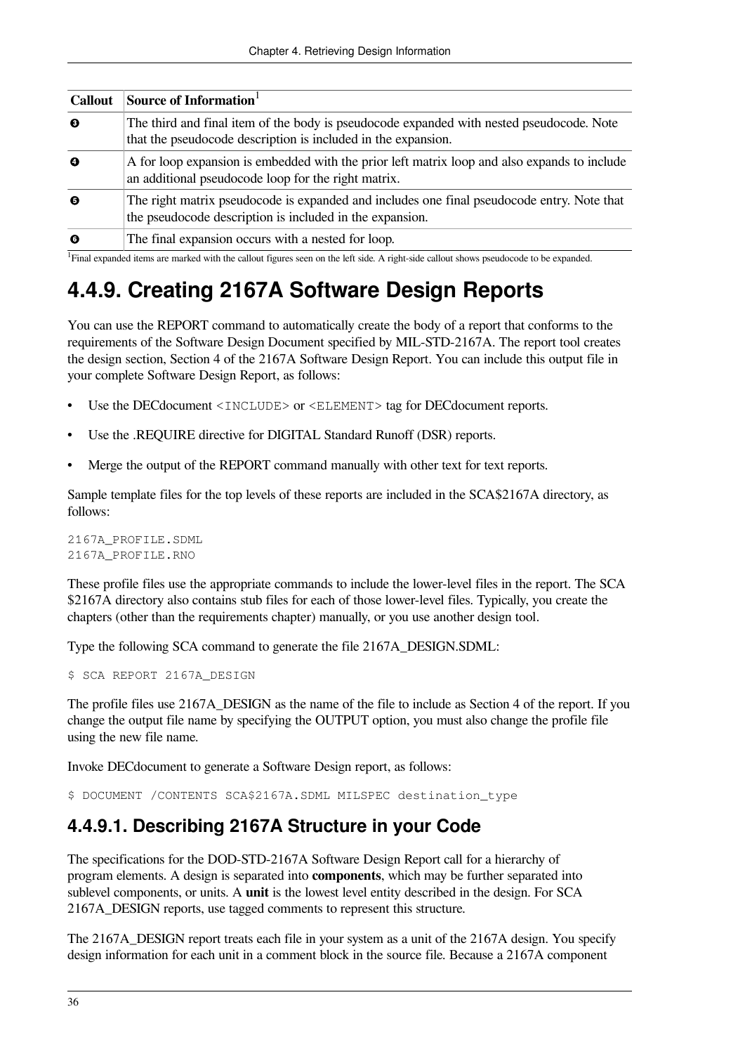| Callout | Source of Information[1] |
|---|---|
| ❸ | The third and final item of the body is pseudocode expanded with nested pseudocode. Note that the pseudocode description is included in the expansion. |
| ❹ | A for loop expansion is embedded with the prior left matrix loop and also expands to include an additional pseudocode loop for the right matrix. |
| ❺ | The right matrix pseudocode is expanded and includes one final pseudocode entry. Note that the pseudocode description is included in the expansion. |
| ❻ | The final expansion occurs with a nested for loop. |

[1]Final expanded items are marked with the callout figures seen on the left side. A right-side callout shows pseudocode to be expanded.

## 4.4.9. Creating 2167A Software Design Reports

You can use the REPORT command to automatically create the body of a report that conforms to the requirements of the Software Design Document specified by MIL-STD-2167A. The report tool creates the design section, Section 4 of the 2167A Software Design Report. You can include this output file in your complete Software Design Report, as follows:

- Use the DECdocument `<INCLUDE>` or `<ELEMENT>` tag for DECdocument reports.
- Use the .REQUIRE directive for DIGITAL Standard Runoff (DSR) reports.
- Merge the output of the REPORT command manually with other text for text reports.

Sample template files for the top levels of these reports are included in the SCA$2167A directory, as follows:

```
2167A_PROFILE.SDML
2167A_PROFILE.RNO
```

These profile files use the appropriate commands to include the lower-level files in the report. The SCA $2167A directory also contains stub files for each of those lower-level files. Typically, you create the chapters (other than the requirements chapter) manually, or you use another design tool.

Type the following SCA command to generate the file 2167A_DESIGN.SDML:

```
$ SCA REPORT 2167A_DESIGN
```

The profile files use 2167A_DESIGN as the name of the file to include as Section 4 of the report. If you change the output file name by specifying the OUTPUT option, you must also change the profile file using the new file name.

Invoke DECdocument to generate a Software Design report, as follows:

```
$ DOCUMENT /CONTENTS SCA$2167A.SDML MILSPEC destination_type
```

### 4.4.9.1. Describing 2167A Structure in your Code

The specifications for the DOD-STD-2167A Software Design Report call for a hierarchy of program elements. A design is separated into **components**, which may be further separated into sublevel components, or units. A **unit** is the lowest level entity described in the design. For SCA 2167A_DESIGN reports, use tagged comments to represent this structure.

The 2167A_DESIGN report treats each file in your system as a unit of the 2167A design. You specify design information for each unit in a comment block in the source file. Because a 2167A component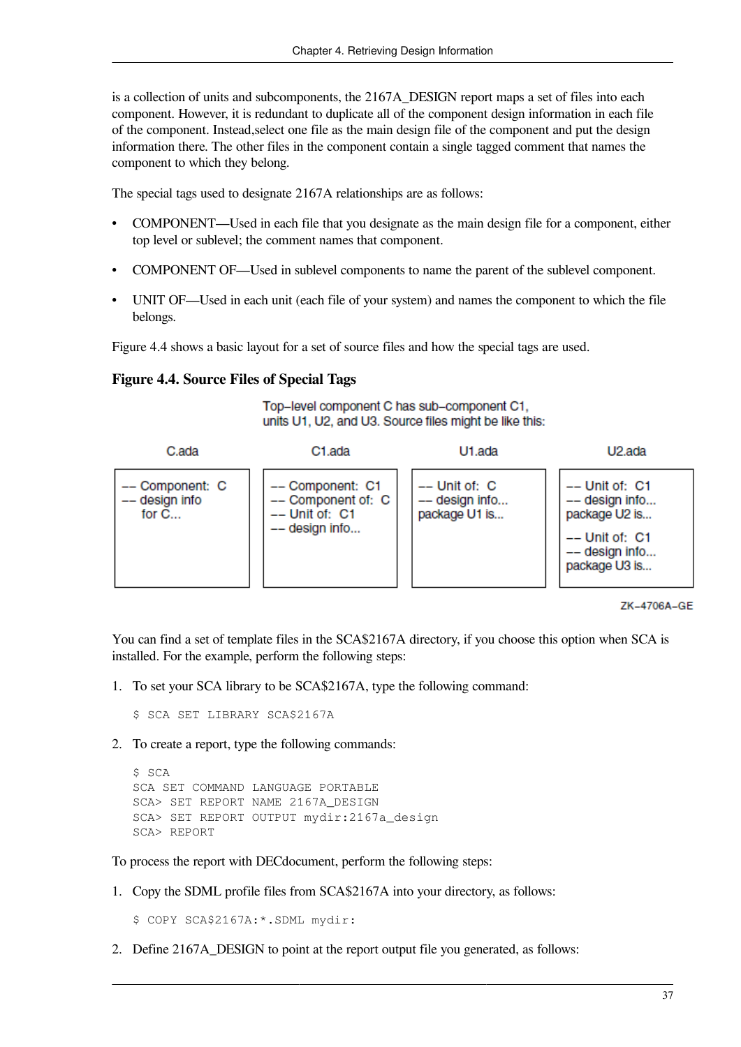is a collection of units and subcomponents, the 2167A_DESIGN report maps a set of files into each component. However, it is redundant to duplicate all of the component design information in each file of the component. Instead,select one file as the main design file of the component and put the design information there. The other files in the component contain a single tagged comment that names the component to which they belong.

The special tags used to designate 2167A relationships are as follows:

- COMPONENT—Used in each file that you designate as the main design file for a component, either top level or sublevel; the comment names that component.
- COMPONENT OF—Used in sublevel components to name the parent of the sublevel component.
- UNIT OF—Used in each unit (each file of your system) and names the component to which the file belongs.

Figure 4.4 shows a basic layout for a set of source files and how the special tags are used.

**Figure 4.4. Source Files of Special Tags**

Top–level component C has sub–component C1, units U1, U2, and U3. Source files might be like this:

| C.ada | C1.ada | U1.ada | U2.ada |
|---|---|---|---|
| -- Component: C<br>-- design info<br>for C... | -- Component: C1<br>-- Component of: C<br>-- Unit of: C1<br>-- design info... | -- Unit of: C<br>-- design info...<br>package U1 is... | -- Unit of: C1<br>-- design info...<br>package U2 is...<br><br>-- Unit of: C1<br>-- design info...<br>package U3 is... |

ZK–4706A–GE

You can find a set of template files in the SCA$2167A directory, if you choose this option when SCA is installed. For the example, perform the following steps:

1. To set your SCA library to be SCA$2167A, type the following command:

```
$ SCA SET LIBRARY SCA$2167A
```

2. To create a report, type the following commands:

```
$ SCA
SCA SET COMMAND LANGUAGE PORTABLE
SCA> SET REPORT NAME 2167A_DESIGN
SCA> SET REPORT OUTPUT mydir:2167a_design
SCA> REPORT
```

To process the report with DECdocument, perform the following steps:

1. Copy the SDML profile files from SCA$2167A into your directory, as follows:

```
$ COPY SCA$2167A:*.SDML mydir:
```

2. Define 2167A_DESIGN to point at the report output file you generated, as follows: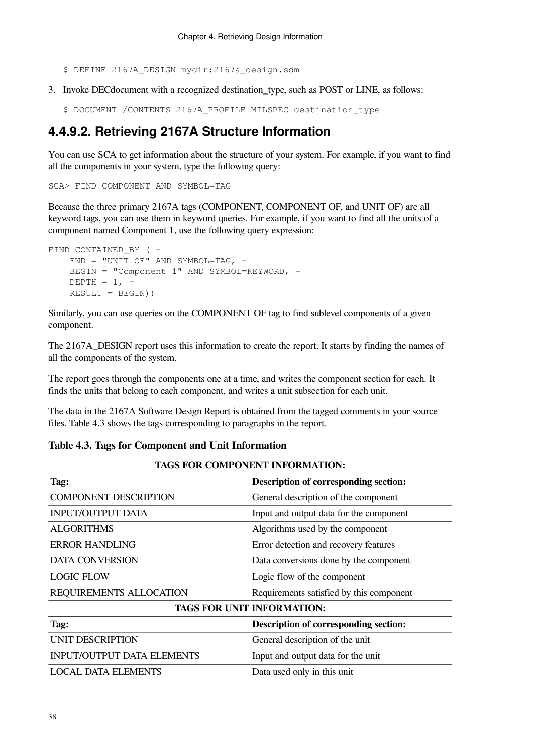```
$ DEFINE 2167A_DESIGN mydir:2167a_design.sdml
```

3. Invoke DECdocument with a recognized destination_type, such as POST or LINE, as follows:

```
$ DOCUMENT /CONTENTS 2167A_PROFILE MILSPEC destination_type
```

### 4.4.9.2. Retrieving 2167A Structure Information

You can use SCA to get information about the structure of your system. For example, if you want to find all the components in your system, type the following query:

```
SCA> FIND COMPONENT AND SYMBOL=TAG
```

Because the three primary 2167A tags (COMPONENT, COMPONENT OF, and UNIT OF) are all keyword tags, you can use them in keyword queries. For example, if you want to find all the units of a component named Component 1, use the following query expression:

```
FIND CONTAINED_BY ( -
    END = "UNIT OF" AND SYMBOL=TAG, -
    BEGIN = "Component 1" AND SYMBOL=KEYWORD, -
    DEPTH = 1, -
    RESULT = BEGIN))
```

Similarly, you can use queries on the COMPONENT OF tag to find sublevel components of a given component.

The 2167A_DESIGN report uses this information to create the report. It starts by finding the names of all the components of the system.

The report goes through the components one at a time, and writes the component section for each. It finds the units that belong to each component, and writes a unit subsection for each unit.

The data in the 2167A Software Design Report is obtained from the tagged comments in your source files. Table 4.3 shows the tags corresponding to paragraphs in the report.

**Table 4.3. Tags for Component and Unit Information**

| **TAGS FOR COMPONENT INFORMATION:** | |
|---|---|
| **Tag:** | **Description of corresponding section:** |
| COMPONENT DESCRIPTION | General description of the component |
| INPUT/OUTPUT DATA | Input and output data for the component |
| ALGORITHMS | Algorithms used by the component |
| ERROR HANDLING | Error detection and recovery features |
| DATA CONVERSION | Data conversions done by the component |
| LOGIC FLOW | Logic flow of the component |
| REQUIREMENTS ALLOCATION | Requirements satisfied by this component |
| **TAGS FOR UNIT INFORMATION:** | |
| **Tag:** | **Description of corresponding section:** |
| UNIT DESCRIPTION | General description of the unit |
| INPUT/OUTPUT DATA ELEMENTS | Input and output data for the unit |
| LOCAL DATA ELEMENTS | Data used only in this unit |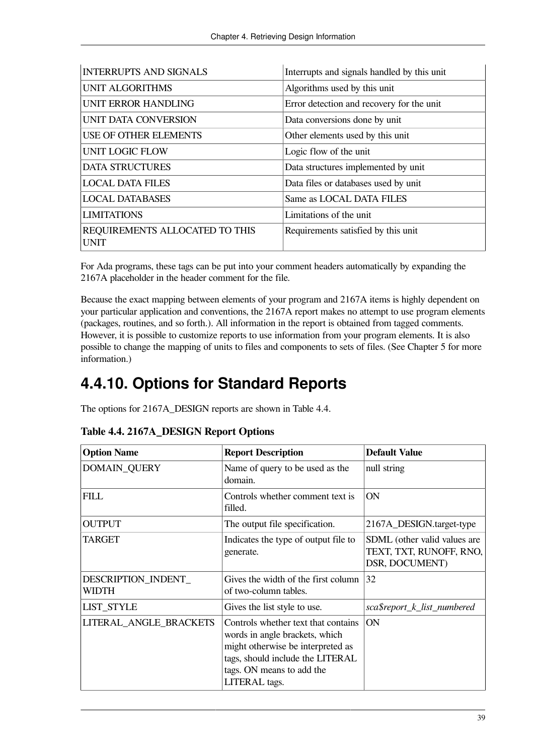| | |
|---|---|
| INTERRUPTS AND SIGNALS | Interrupts and signals handled by this unit |
| UNIT ALGORITHMS | Algorithms used by this unit |
| UNIT ERROR HANDLING | Error detection and recovery for the unit |
| UNIT DATA CONVERSION | Data conversions done by unit |
| USE OF OTHER ELEMENTS | Other elements used by this unit |
| UNIT LOGIC FLOW | Logic flow of the unit |
| DATA STRUCTURES | Data structures implemented by unit |
| LOCAL DATA FILES | Data files or databases used by unit |
| LOCAL DATABASES | Same as LOCAL DATA FILES |
| LIMITATIONS | Limitations of the unit |
| REQUIREMENTS ALLOCATED TO THIS UNIT | Requirements satisfied by this unit |

For Ada programs, these tags can be put into your comment headers automatically by expanding the 2167A placeholder in the header comment for the file.

Because the exact mapping between elements of your program and 2167A items is highly dependent on your particular application and conventions, the 2167A report makes no attempt to use program elements (packages, routines, and so forth.). All information in the report is obtained from tagged comments. However, it is possible to customize reports to use information from your program elements. It is also possible to change the mapping of units to files and components to sets of files. (See Chapter 5 for more information.)

## 4.4.10. Options for Standard Reports

The options for 2167A_DESIGN reports are shown in Table 4.4.

**Table 4.4. 2167A_DESIGN Report Options**

| Option Name | Report Description | Default Value |
|---|---|---|
| DOMAIN_QUERY | Name of query to be used as the domain. | null string |
| FILL | Controls whether comment text is filled. | ON |
| OUTPUT | The output file specification. | 2167A_DESIGN.target-type |
| TARGET | Indicates the type of output file to generate. | SDML (other valid values are TEXT, TXT, RUNOFF, RNO, DSR, DOCUMENT) |
| DESCRIPTION_INDENT_WIDTH | Gives the width of the first column of two-column tables. | 32 |
| LIST_STYLE | Gives the list style to use. | *sca$report_k_list_numbered* |
| LITERAL_ANGLE_BRACKETS | Controls whether text that contains words in angle brackets, which might otherwise be interpreted as tags, should include the LITERAL tags. ON means to add the LITERAL tags. | ON |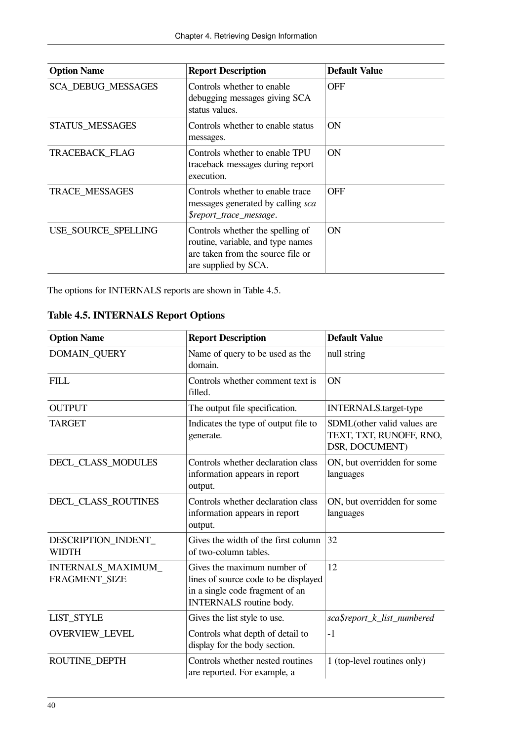| Option Name | Report Description | Default Value |
|---|---|---|
| SCA_DEBUG_MESSAGES | Controls whether to enable debugging messages giving SCA status values. | OFF |
| STATUS_MESSAGES | Controls whether to enable status messages. | ON |
| TRACEBACK_FLAG | Controls whether to enable TPU traceback messages during report execution. | ON |
| TRACE_MESSAGES | Controls whether to enable trace messages generated by calling *sca$report_trace_message*. | OFF |
| USE_SOURCE_SPELLING | Controls whether the spelling of routine, variable, and type names are taken from the source file or are supplied by SCA. | ON |

The options for INTERNALS reports are shown in Table 4.5.

**Table 4.5. INTERNALS Report Options**

| Option Name | Report Description | Default Value |
|---|---|---|
| DOMAIN_QUERY | Name of query to be used as the domain. | null string |
| FILL | Controls whether comment text is filled. | ON |
| OUTPUT | The output file specification. | INTERNALS.target-type |
| TARGET | Indicates the type of output file to generate. | SDML(other valid values are TEXT, TXT, RUNOFF, RNO, DSR, DOCUMENT) |
| DECL_CLASS_MODULES | Controls whether declaration class information appears in report output. | ON, but overridden for some languages |
| DECL_CLASS_ROUTINES | Controls whether declaration class information appears in report output. | ON, but overridden for some languages |
| DESCRIPTION_INDENT_WIDTH | Gives the width of the first column of two-column tables. | 32 |
| INTERNALS_MAXIMUM_FRAGMENT_SIZE | Gives the maximum number of lines of source code to be displayed in a single code fragment of an INTERNALS routine body. | 12 |
| LIST_STYLE | Gives the list style to use. | *sca$report_k_list_numbered* |
| OVERVIEW_LEVEL | Controls what depth of detail to display for the body section. | -1 |
| ROUTINE_DEPTH | Controls whether nested routines are reported. For example, a | 1 (top-level routines only) |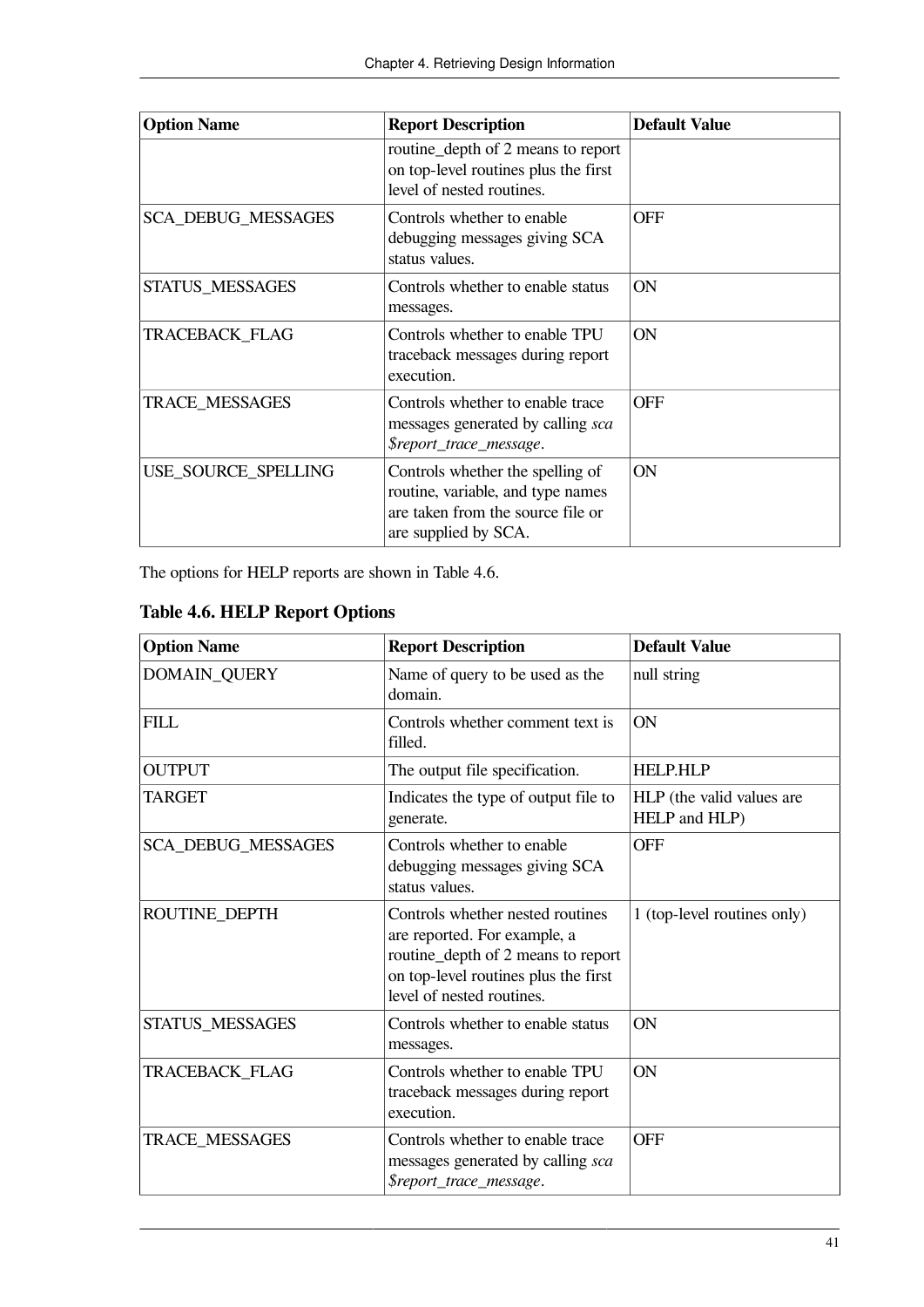| Option Name | Report Description | Default Value |
|---|---|---|
| | routine_depth of 2 means to report on top-level routines plus the first level of nested routines. | |
| SCA_DEBUG_MESSAGES | Controls whether to enable debugging messages giving SCA status values. | OFF |
| STATUS_MESSAGES | Controls whether to enable status messages. | ON |
| TRACEBACK_FLAG | Controls whether to enable TPU traceback messages during report execution. | ON |
| TRACE_MESSAGES | Controls whether to enable trace messages generated by calling *sca $report_trace_message*. | OFF |
| USE_SOURCE_SPELLING | Controls whether the spelling of routine, variable, and type names are taken from the source file or are supplied by SCA. | ON |

The options for HELP reports are shown in Table 4.6.

**Table 4.6. HELP Report Options**

| Option Name | Report Description | Default Value |
|---|---|---|
| DOMAIN_QUERY | Name of query to be used as the domain. | null string |
| FILL | Controls whether comment text is filled. | ON |
| OUTPUT | The output file specification. | HELP.HLP |
| TARGET | Indicates the type of output file to generate. | HLP (the valid values are HELP and HLP) |
| SCA_DEBUG_MESSAGES | Controls whether to enable debugging messages giving SCA status values. | OFF |
| ROUTINE_DEPTH | Controls whether nested routines are reported. For example, a routine_depth of 2 means to report on top-level routines plus the first level of nested routines. | 1 (top-level routines only) |
| STATUS_MESSAGES | Controls whether to enable status messages. | ON |
| TRACEBACK_FLAG | Controls whether to enable TPU traceback messages during report execution. | ON |
| TRACE_MESSAGES | Controls whether to enable trace messages generated by calling *sca $report_trace_message*. | OFF |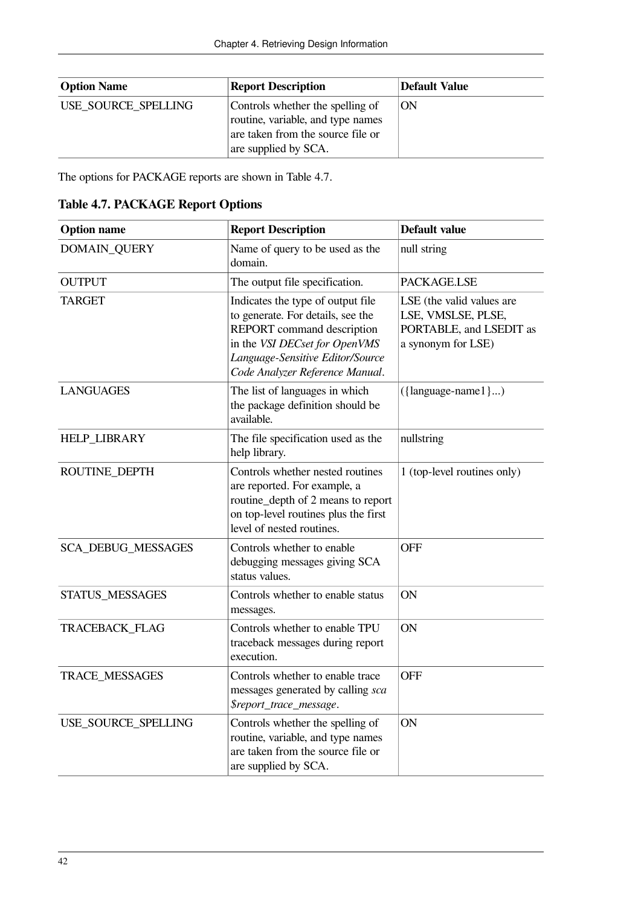| Option Name | Report Description | Default Value |
| --- | --- | --- |
| USE_SOURCE_SPELLING | Controls whether the spelling of routine, variable, and type names are taken from the source file or are supplied by SCA. | ON |

The options for PACKAGE reports are shown in Table 4.7.

**Table 4.7. PACKAGE Report Options**

| Option name | Report Description | Default value |
| --- | --- | --- |
| DOMAIN_QUERY | Name of query to be used as the domain. | null string |
| OUTPUT | The output file specification. | PACKAGE.LSE |
| TARGET | Indicates the type of output file to generate. For details, see the REPORT command description in the *VSI DECset for OpenVMS Language-Sensitive Editor/Source Code Analyzer Reference Manual*. | LSE (the valid values are LSE, VMSLSE, PLSE, PORTABLE, and LSEDIT as a synonym for LSE) |
| LANGUAGES | The list of languages in which the package definition should be available. | ({language-name1}...) |
| HELP_LIBRARY | The file specification used as the help library. | nullstring |
| ROUTINE_DEPTH | Controls whether nested routines are reported. For example, a routine_depth of 2 means to report on top-level routines plus the first level of nested routines. | 1 (top-level routines only) |
| SCA_DEBUG_MESSAGES | Controls whether to enable debugging messages giving SCA status values. | OFF |
| STATUS_MESSAGES | Controls whether to enable status messages. | ON |
| TRACEBACK_FLAG | Controls whether to enable TPU traceback messages during report execution. | ON |
| TRACE_MESSAGES | Controls whether to enable trace messages generated by calling *sca $report_trace_message*. | OFF |
| USE_SOURCE_SPELLING | Controls whether the spelling of routine, variable, and type names are taken from the source file or are supplied by SCA. | ON |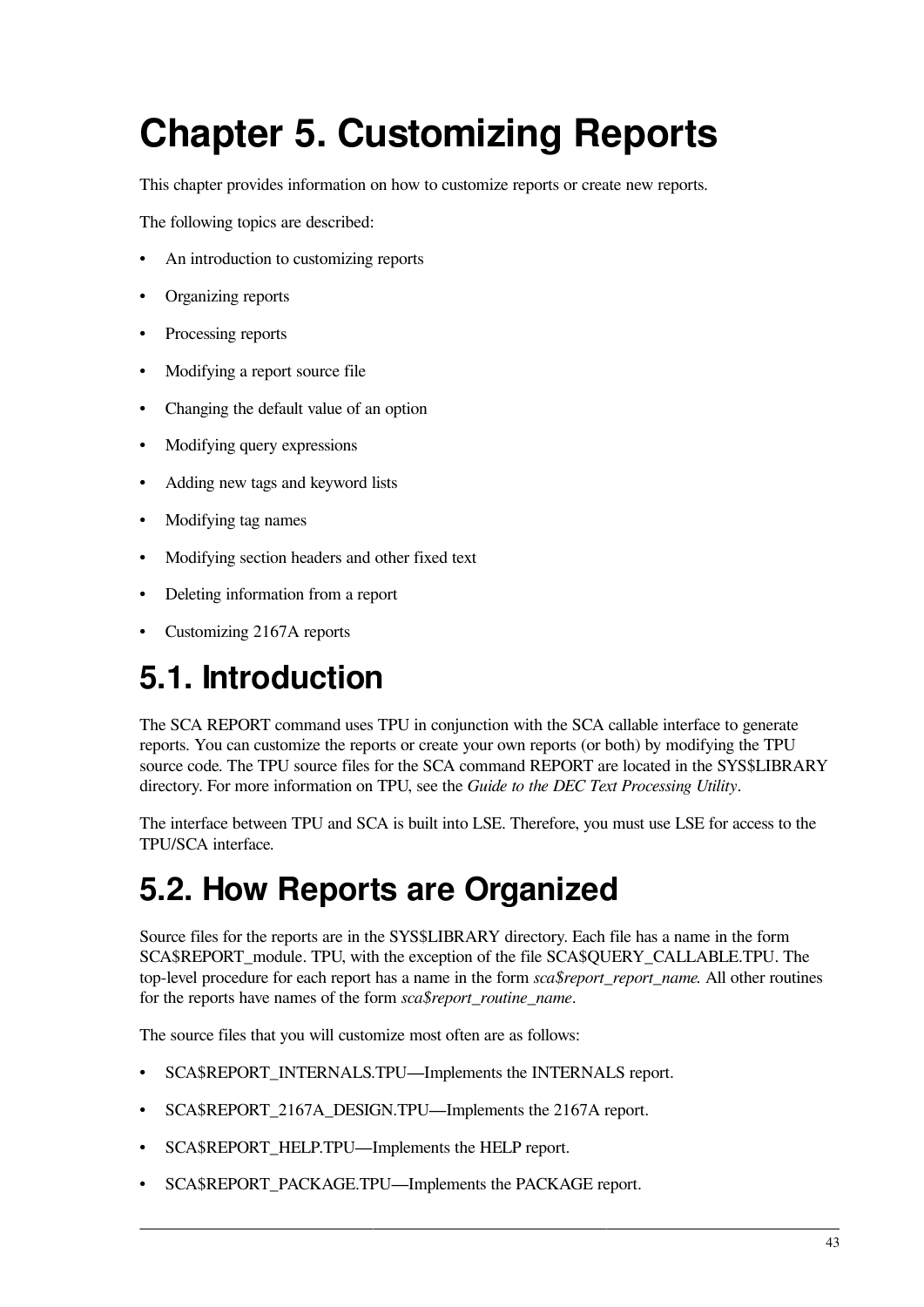# Chapter 5. Customizing Reports

This chapter provides information on how to customize reports or create new reports.

The following topics are described:

- An introduction to customizing reports
- Organizing reports
- Processing reports
- Modifying a report source file
- Changing the default value of an option
- Modifying query expressions
- Adding new tags and keyword lists
- Modifying tag names
- Modifying section headers and other fixed text
- Deleting information from a report
- Customizing 2167A reports

## 5.1. Introduction

The SCA REPORT command uses TPU in conjunction with the SCA callable interface to generate reports. You can customize the reports or create your own reports (or both) by modifying the TPU source code. The TPU source files for the SCA command REPORT are located in the SYS$LIBRARY directory. For more information on TPU, see the *Guide to the DEC Text Processing Utility*.

The interface between TPU and SCA is built into LSE. Therefore, you must use LSE for access to the TPU/SCA interface.

## 5.2. How Reports are Organized

Source files for the reports are in the SYS$LIBRARY directory. Each file has a name in the form SCA$REPORT_module. TPU, with the exception of the file SCA$QUERY_CALLABLE.TPU. The top-level procedure for each report has a name in the form *sca$report_report_name.* All other routines for the reports have names of the form *sca$report_routine_name*.

The source files that you will customize most often are as follows:

- SCA$REPORT_INTERNALS.TPU—Implements the INTERNALS report.
- SCA$REPORT_2167A_DESIGN.TPU—Implements the 2167A report.
- SCA$REPORT_HELP.TPU—Implements the HELP report.
- SCA$REPORT_PACKAGE.TPU—Implements the PACKAGE report.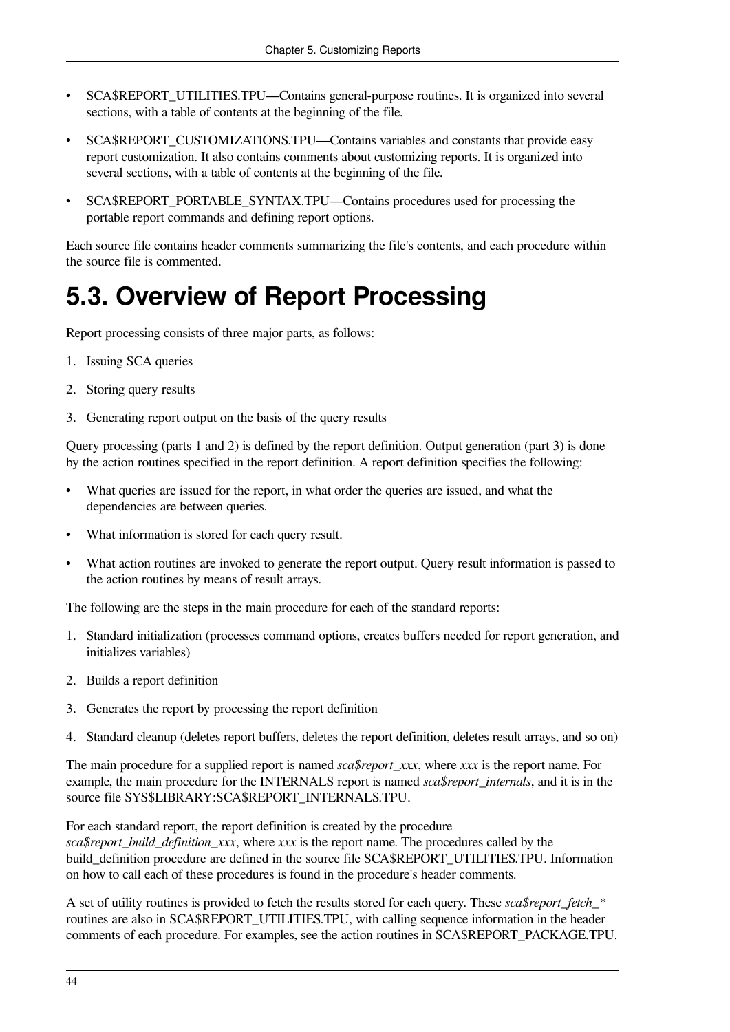- SCA$REPORT_UTILITIES.TPU—Contains general-purpose routines. It is organized into several sections, with a table of contents at the beginning of the file.
- SCA$REPORT_CUSTOMIZATIONS.TPU—Contains variables and constants that provide easy report customization. It also contains comments about customizing reports. It is organized into several sections, with a table of contents at the beginning of the file.
- SCA$REPORT_PORTABLE_SYNTAX.TPU—Contains procedures used for processing the portable report commands and defining report options.

Each source file contains header comments summarizing the file's contents, and each procedure within the source file is commented.

# 5.3. Overview of Report Processing

Report processing consists of three major parts, as follows:

1. Issuing SCA queries
2. Storing query results
3. Generating report output on the basis of the query results

Query processing (parts 1 and 2) is defined by the report definition. Output generation (part 3) is done by the action routines specified in the report definition. A report definition specifies the following:

- What queries are issued for the report, in what order the queries are issued, and what the dependencies are between queries.
- What information is stored for each query result.
- What action routines are invoked to generate the report output. Query result information is passed to the action routines by means of result arrays.

The following are the steps in the main procedure for each of the standard reports:

1. Standard initialization (processes command options, creates buffers needed for report generation, and initializes variables)
2. Builds a report definition
3. Generates the report by processing the report definition
4. Standard cleanup (deletes report buffers, deletes the report definition, deletes result arrays, and so on)

The main procedure for a supplied report is named *sca$report_xxx*, where *xxx* is the report name. For example, the main procedure for the INTERNALS report is named *sca$report_internals*, and it is in the source file SYS$LIBRARY:SCA$REPORT_INTERNALS.TPU.

For each standard report, the report definition is created by the procedure *sca$report_build_definition_xxx*, where *xxx* is the report name. The procedures called by the build_definition procedure are defined in the source file SCA$REPORT_UTILITIES.TPU. Information on how to call each of these procedures is found in the procedure's header comments.

A set of utility routines is provided to fetch the results stored for each query. These *sca$report_fetch_** routines are also in SCA$REPORT_UTILITIES.TPU, with calling sequence information in the header comments of each procedure. For examples, see the action routines in SCA$REPORT_PACKAGE.TPU.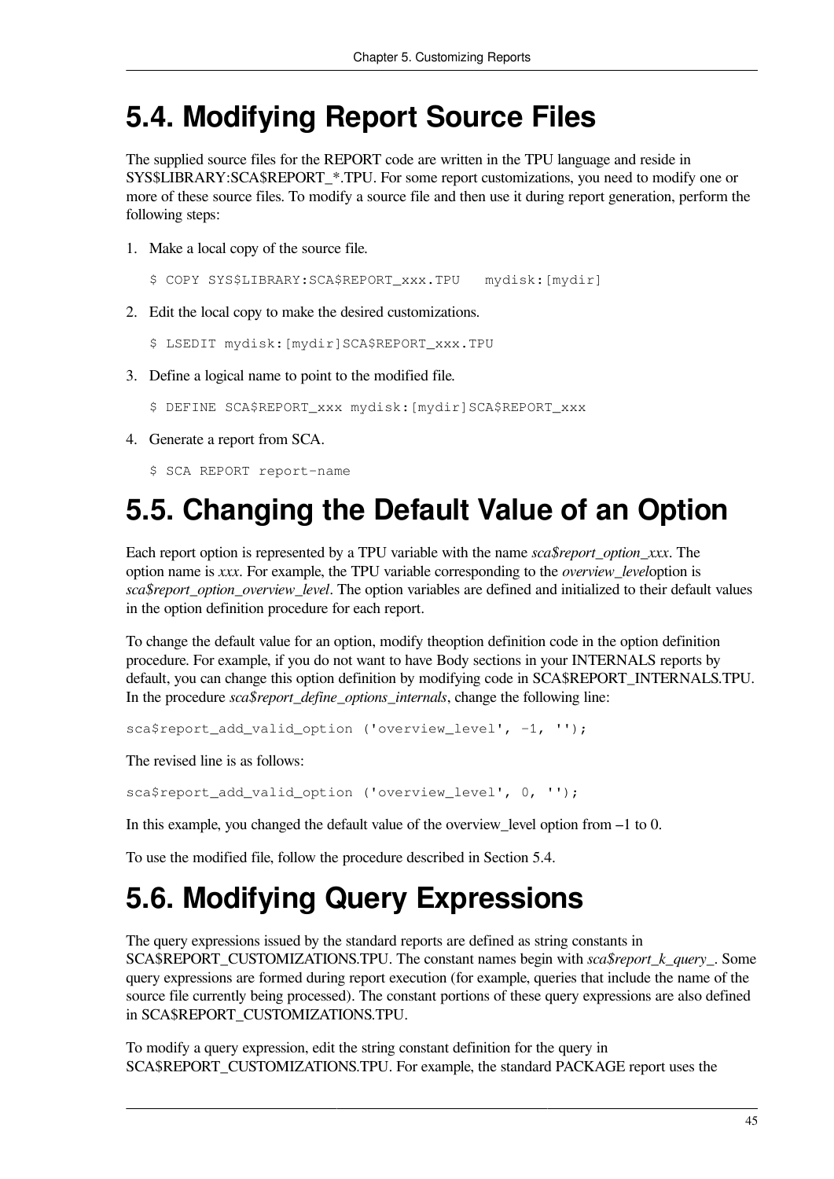# 5.4. Modifying Report Source Files

The supplied source files for the REPORT code are written in the TPU language and reside in SYS$LIBRARY:SCA$REPORT_*.TPU. For some report customizations, you need to modify one or more of these source files. To modify a source file and then use it during report generation, perform the following steps:

1. Make a local copy of the source file.

   ```
   $ COPY SYS$LIBRARY:SCA$REPORT_xxx.TPU   mydisk:[mydir]
   ```

2. Edit the local copy to make the desired customizations.

   ```
   $ LSEDIT mydisk:[mydir]SCA$REPORT_xxx.TPU
   ```

3. Define a logical name to point to the modified file.

   ```
   $ DEFINE SCA$REPORT_xxx mydisk:[mydir]SCA$REPORT_xxx
   ```

4. Generate a report from SCA.

   ```
   $ SCA REPORT report-name
   ```

# 5.5. Changing the Default Value of an Option

Each report option is represented by a TPU variable with the name *sca$report_option_xxx*. The option name is *xxx*. For example, the TPU variable corresponding to the *overview_level*option is *sca$report_option_overview_level*. The option variables are defined and initialized to their default values in the option definition procedure for each report.

To change the default value for an option, modify theoption definition code in the option definition procedure. For example, if you do not want to have Body sections in your INTERNALS reports by default, you can change this option definition by modifying code in SCA$REPORT_INTERNALS.TPU. In the procedure *sca$report_define_options_internals*, change the following line:

```
sca$report_add_valid_option ('overview_level', -1, '');
```

The revised line is as follows:

```
sca$report_add_valid_option ('overview_level', 0, '');
```

In this example, you changed the default value of the overview_level option from –1 to 0.

To use the modified file, follow the procedure described in Section 5.4.

# 5.6. Modifying Query Expressions

The query expressions issued by the standard reports are defined as string constants in SCA$REPORT_CUSTOMIZATIONS.TPU. The constant names begin with *sca$report_k_query_*. Some query expressions are formed during report execution (for example, queries that include the name of the source file currently being processed). The constant portions of these query expressions are also defined in SCA$REPORT_CUSTOMIZATIONS.TPU.

To modify a query expression, edit the string constant definition for the query in SCA$REPORT_CUSTOMIZATIONS.TPU. For example, the standard PACKAGE report uses the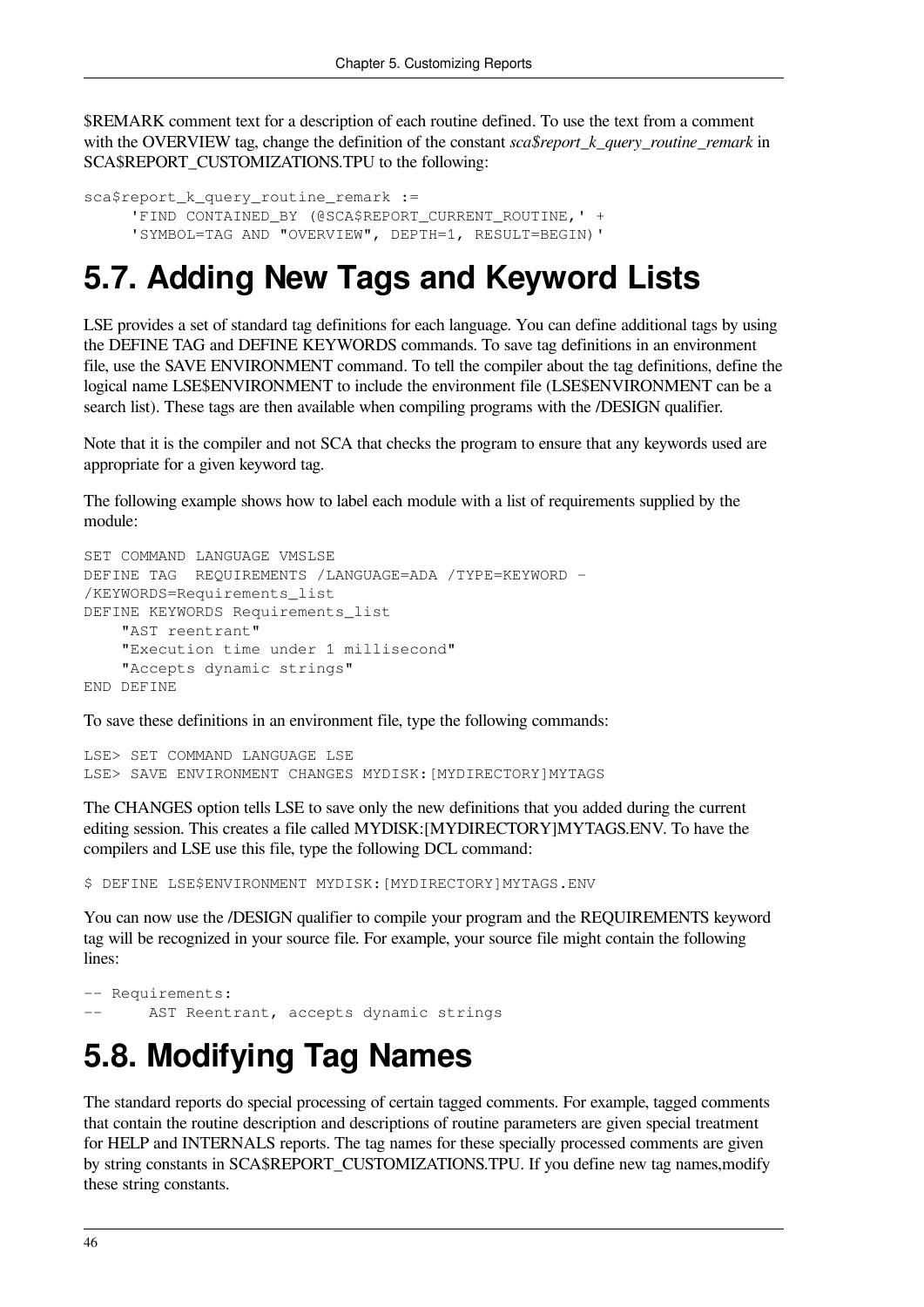$REMARK comment text for a description of each routine defined. To use the text from a comment with the OVERVIEW tag, change the definition of the constant *sca$report_k_query_routine_remark* in SCA$REPORT_CUSTOMIZATIONS.TPU to the following:

```
sca$report_k_query_routine_remark :=
     'FIND CONTAINED_BY (@SCA$REPORT_CURRENT_ROUTINE,' +
     'SYMBOL=TAG AND "OVERVIEW", DEPTH=1, RESULT=BEGIN)'
```

# 5.7. Adding New Tags and Keyword Lists

LSE provides a set of standard tag definitions for each language. You can define additional tags by using the DEFINE TAG and DEFINE KEYWORDS commands. To save tag definitions in an environment file, use the SAVE ENVIRONMENT command. To tell the compiler about the tag definitions, define the logical name LSE$ENVIRONMENT to include the environment file (LSE$ENVIRONMENT can be a search list). These tags are then available when compiling programs with the /DESIGN qualifier.

Note that it is the compiler and not SCA that checks the program to ensure that any keywords used are appropriate for a given keyword tag.

The following example shows how to label each module with a list of requirements supplied by the module:

```
SET COMMAND LANGUAGE VMSLSE
DEFINE TAG  REQUIREMENTS /LANGUAGE=ADA /TYPE=KEYWORD -
/KEYWORDS=Requirements_list
DEFINE KEYWORDS Requirements_list
    "AST reentrant"
    "Execution time under 1 millisecond"
    "Accepts dynamic strings"
END DEFINE
```

To save these definitions in an environment file, type the following commands:

```
LSE> SET COMMAND LANGUAGE LSE
LSE> SAVE ENVIRONMENT CHANGES MYDISK:[MYDIRECTORY]MYTAGS
```

The CHANGES option tells LSE to save only the new definitions that you added during the current editing session. This creates a file called MYDISK:[MYDIRECTORY]MYTAGS.ENV. To have the compilers and LSE use this file, type the following DCL command:

```
$ DEFINE LSE$ENVIRONMENT MYDISK:[MYDIRECTORY]MYTAGS.ENV
```

You can now use the /DESIGN qualifier to compile your program and the REQUIREMENTS keyword tag will be recognized in your source file. For example, your source file might contain the following lines:

```
-- Requirements:
--      AST Reentrant, accepts dynamic strings
```

# 5.8. Modifying Tag Names

The standard reports do special processing of certain tagged comments. For example, tagged comments that contain the routine description and descriptions of routine parameters are given special treatment for HELP and INTERNALS reports. The tag names for these specially processed comments are given by string constants in SCA$REPORT_CUSTOMIZATIONS.TPU. If you define new tag names,modify these string constants.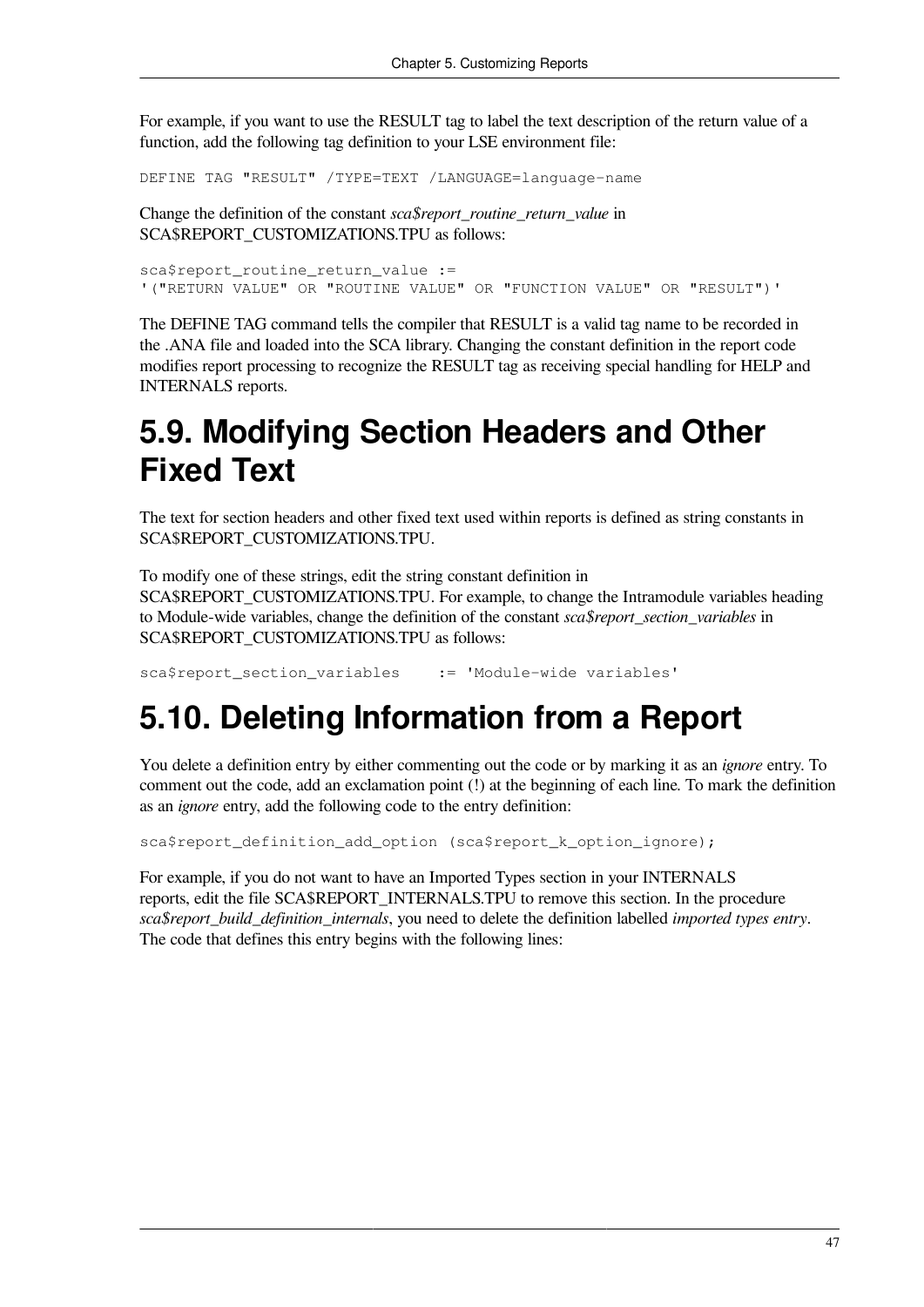For example, if you want to use the RESULT tag to label the text description of the return value of a function, add the following tag definition to your LSE environment file:

```
DEFINE TAG "RESULT" /TYPE=TEXT /LANGUAGE=language-name
```

Change the definition of the constant *sca$report_routine_return_value* in SCA$REPORT_CUSTOMIZATIONS.TPU as follows:

```
sca$report_routine_return_value :=
'("RETURN VALUE" OR "ROUTINE VALUE" OR "FUNCTION VALUE" OR "RESULT")'
```

The DEFINE TAG command tells the compiler that RESULT is a valid tag name to be recorded in the .ANA file and loaded into the SCA library. Changing the constant definition in the report code modifies report processing to recognize the RESULT tag as receiving special handling for HELP and INTERNALS reports.

## 5.9. Modifying Section Headers and Other Fixed Text

The text for section headers and other fixed text used within reports is defined as string constants in SCA$REPORT_CUSTOMIZATIONS.TPU.

To modify one of these strings, edit the string constant definition in SCA$REPORT_CUSTOMIZATIONS.TPU. For example, to change the Intramodule variables heading to Module-wide variables, change the definition of the constant *sca$report_section_variables* in SCA$REPORT_CUSTOMIZATIONS.TPU as follows:

```
sca$report_section_variables     := 'Module-wide variables'
```

## 5.10. Deleting Information from a Report

You delete a definition entry by either commenting out the code or by marking it as an *ignore* entry. To comment out the code, add an exclamation point (!) at the beginning of each line. To mark the definition as an *ignore* entry, add the following code to the entry definition:

```
sca$report_definition_add_option (sca$report_k_option_ignore);
```

For example, if you do not want to have an Imported Types section in your INTERNALS reports, edit the file SCA$REPORT_INTERNALS.TPU to remove this section. In the procedure *sca$report_build_definition_internals*, you need to delete the definition labelled *imported types entry*. The code that defines this entry begins with the following lines: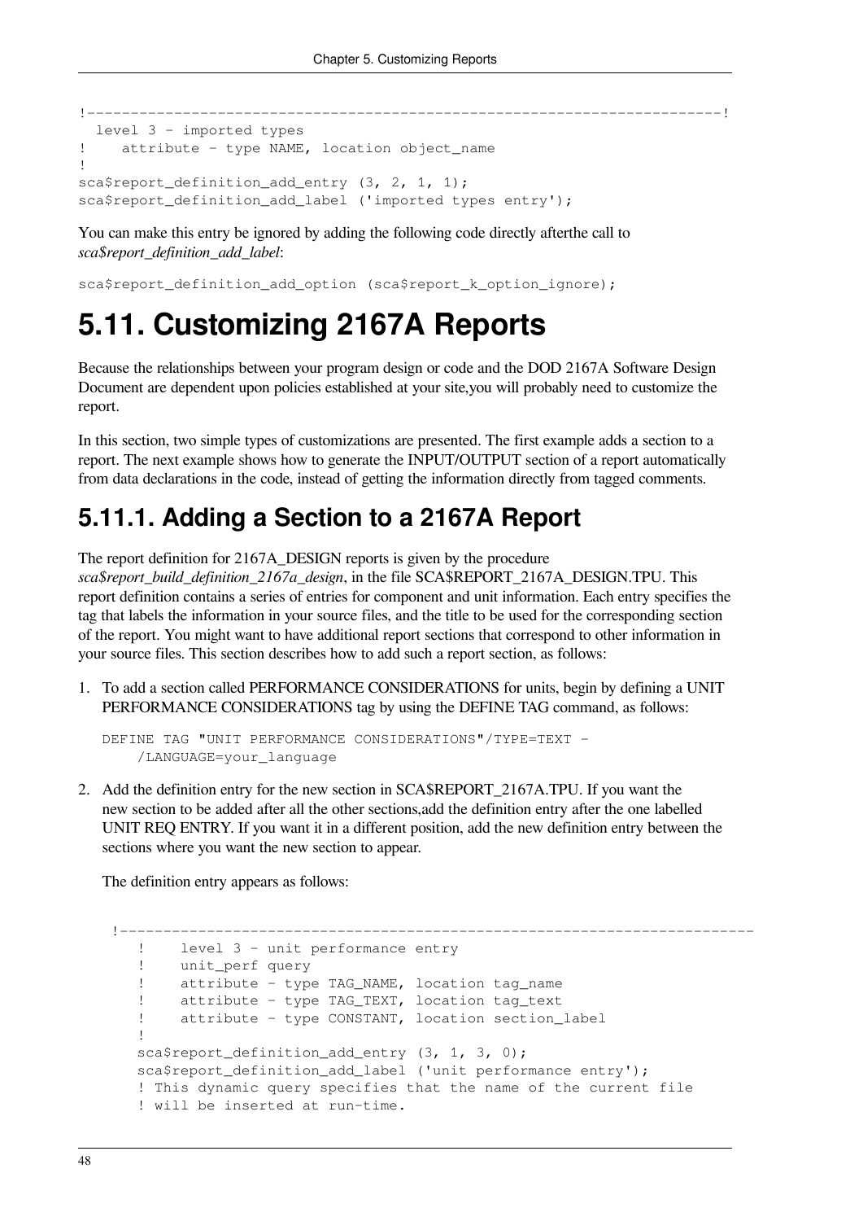```
!-----------------------------------------------------------------------!
  level 3 - imported types
!    attribute - type NAME, location object_name
!
sca$report_definition_add_entry (3, 2, 1, 1);
sca$report_definition_add_label ('imported types entry');
```

You can make this entry be ignored by adding the following code directly afterthe call to *sca$report_definition_add_label*:

```
sca$report_definition_add_option (sca$report_k_option_ignore);
```

## 5.11. Customizing 2167A Reports

Because the relationships between your program design or code and the DOD 2167A Software Design Document are dependent upon policies established at your site,you will probably need to customize the report.

In this section, two simple types of customizations are presented. The first example adds a section to a report. The next example shows how to generate the INPUT/OUTPUT section of a report automatically from data declarations in the code, instead of getting the information directly from tagged comments.

### 5.11.1. Adding a Section to a 2167A Report

The report definition for 2167A_DESIGN reports is given by the procedure *sca$report_build_definition_2167a_design*, in the file SCA$REPORT_2167A_DESIGN.TPU. This report definition contains a series of entries for component and unit information. Each entry specifies the tag that labels the information in your source files, and the title to be used for the corresponding section of the report. You might want to have additional report sections that correspond to other information in your source files. This section describes how to add such a report section, as follows:

1. To add a section called PERFORMANCE CONSIDERATIONS for units, begin by defining a UNIT PERFORMANCE CONSIDERATIONS tag by using the DEFINE TAG command, as follows:

   ```
   DEFINE TAG "UNIT PERFORMANCE CONSIDERATIONS"/TYPE=TEXT -
       /LANGUAGE=your_language
   ```

2. Add the definition entry for the new section in SCA$REPORT_2167A.TPU. If you want the new section to be added after all the other sections,add the definition entry after the one labelled UNIT REQ ENTRY. If you want it in a different position, add the new definition entry between the sections where you want the new section to appear.

   The definition entry appears as follows:

   ```
   !------------------------------------------------------------------------
      !    level 3 - unit performance entry
      !    unit_perf query
      !    attribute - type TAG_NAME, location tag_name
      !    attribute - type TAG_TEXT, location tag_text
      !    attribute - type CONSTANT, location section_label
      !
      sca$report_definition_add_entry (3, 1, 3, 0);
      sca$report_definition_add_label ('unit performance entry');
      ! This dynamic query specifies that the name of the current file
      ! will be inserted at run-time.
   ```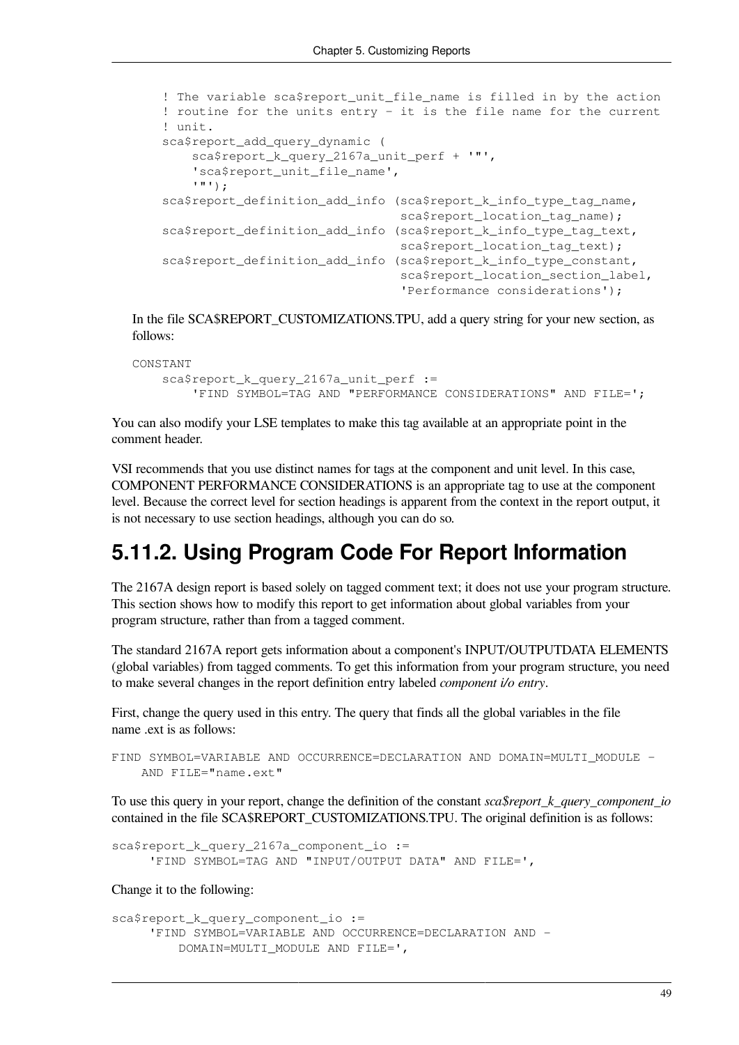```
! The variable sca$report_unit_file_name is filled in by the action
! routine for the units entry - it is the file name for the current
! unit.
sca$report_add_query_dynamic (
    sca$report_k_query_2167a_unit_perf + '"',
    'sca$report_unit_file_name',
    '"');
sca$report_definition_add_info (sca$report_k_info_type_tag_name,
                                sca$report_location_tag_name);
sca$report_definition_add_info (sca$report_k_info_type_tag_text,
                                sca$report_location_tag_text);
sca$report_definition_add_info (sca$report_k_info_type_constant,
                                sca$report_location_section_label,
                                'Performance considerations');
```

In the file SCA$REPORT_CUSTOMIZATIONS.TPU, add a query string for your new section, as follows:

```
CONSTANT
    sca$report_k_query_2167a_unit_perf :=
        'FIND SYMBOL=TAG AND "PERFORMANCE CONSIDERATIONS" AND FILE=';
```

You can also modify your LSE templates to make this tag available at an appropriate point in the comment header.

VSI recommends that you use distinct names for tags at the component and unit level. In this case, COMPONENT PERFORMANCE CONSIDERATIONS is an appropriate tag to use at the component level. Because the correct level for section headings is apparent from the context in the report output, it is not necessary to use section headings, although you can do so.

## 5.11.2. Using Program Code For Report Information

The 2167A design report is based solely on tagged comment text; it does not use your program structure. This section shows how to modify this report to get information about global variables from your program structure, rather than from a tagged comment.

The standard 2167A report gets information about a component's INPUT/OUTPUTDATA ELEMENTS (global variables) from tagged comments. To get this information from your program structure, you need to make several changes in the report definition entry labeled *component i/o entry*.

First, change the query used in this entry. The query that finds all the global variables in the file name .ext is as follows:

```
FIND SYMBOL=VARIABLE AND OCCURRENCE=DECLARATION AND DOMAIN=MULTI_MODULE -
    AND FILE="name.ext"
```

To use this query in your report, change the definition of the constant *sca$report_k_query_component_io* contained in the file SCA$REPORT_CUSTOMIZATIONS.TPU. The original definition is as follows:

```
sca$report_k_query_2167a_component_io :=
    'FIND SYMBOL=TAG AND "INPUT/OUTPUT DATA" AND FILE=',
```

Change it to the following:

```
sca$report_k_query_component_io :=
    'FIND SYMBOL=VARIABLE AND OCCURRENCE=DECLARATION AND -
        DOMAIN=MULTI_MODULE AND FILE=',
```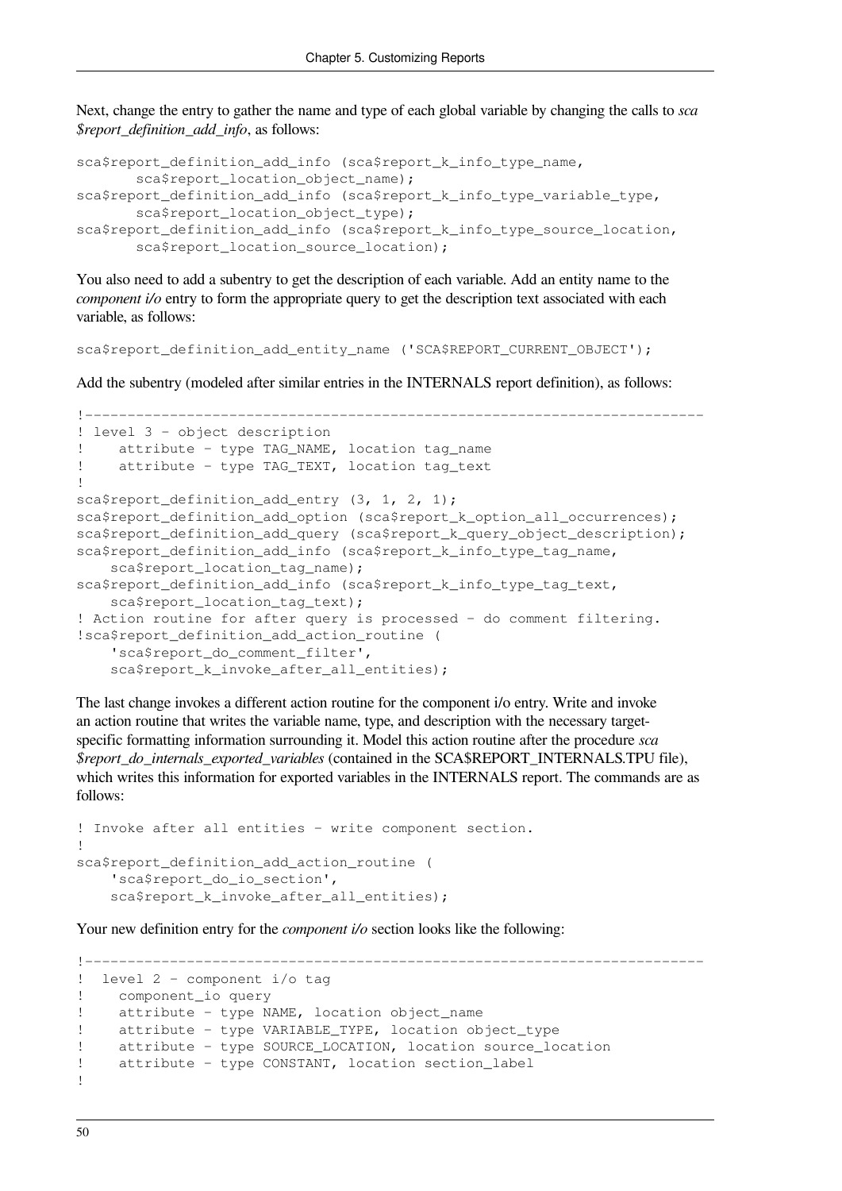Next, change the entry to gather the name and type of each global variable by changing the calls to *sca $report_definition_add_info*, as follows:

```
sca$report_definition_add_info (sca$report_k_info_type_name,
       sca$report_location_object_name);
sca$report_definition_add_info (sca$report_k_info_type_variable_type,
       sca$report_location_object_type);
sca$report_definition_add_info (sca$report_k_info_type_source_location,
       sca$report_location_source_location);
```

You also need to add a subentry to get the description of each variable. Add an entity name to the *component i/o* entry to form the appropriate query to get the description text associated with each variable, as follows:

```
sca$report_definition_add_entity_name ('SCA$REPORT_CURRENT_OBJECT');
```

Add the subentry (modeled after similar entries in the INTERNALS report definition), as follows:

```
!-----------------------------------------------------------------------
! level 3 - object description
!    attribute - type TAG_NAME, location tag_name
!    attribute - type TAG_TEXT, location tag_text
!
sca$report_definition_add_entry (3, 1, 2, 1);
sca$report_definition_add_option (sca$report_k_option_all_occurrences);
sca$report_definition_add_query (sca$report_k_query_object_description);
sca$report_definition_add_info (sca$report_k_info_type_tag_name,
    sca$report_location_tag_name);
sca$report_definition_add_info (sca$report_k_info_type_tag_text,
    sca$report_location_tag_text);
! Action routine for after query is processed - do comment filtering.
!sca$report_definition_add_action_routine (
    'sca$report_do_comment_filter',
    sca$report_k_invoke_after_all_entities);
```

The last change invokes a different action routine for the component i/o entry. Write and invoke an action routine that writes the variable name, type, and description with the necessary target-specific formatting information surrounding it. Model this action routine after the procedure *sca $report_do_internals_exported_variables* (contained in the SCA$REPORT_INTERNALS.TPU file), which writes this information for exported variables in the INTERNALS report. The commands are as follows:

```
! Invoke after all entities - write component section.
!
sca$report_definition_add_action_routine (
    'sca$report_do_io_section',
    sca$report_k_invoke_after_all_entities);
```

Your new definition entry for the *component i/o* section looks like the following:

```
!-----------------------------------------------------------------------
!  level 2 - component i/o tag
!    component_io query
!    attribute - type NAME, location object_name
!    attribute - type VARIABLE_TYPE, location object_type
!    attribute - type SOURCE_LOCATION, location source_location
!    attribute - type CONSTANT, location section_label
!
```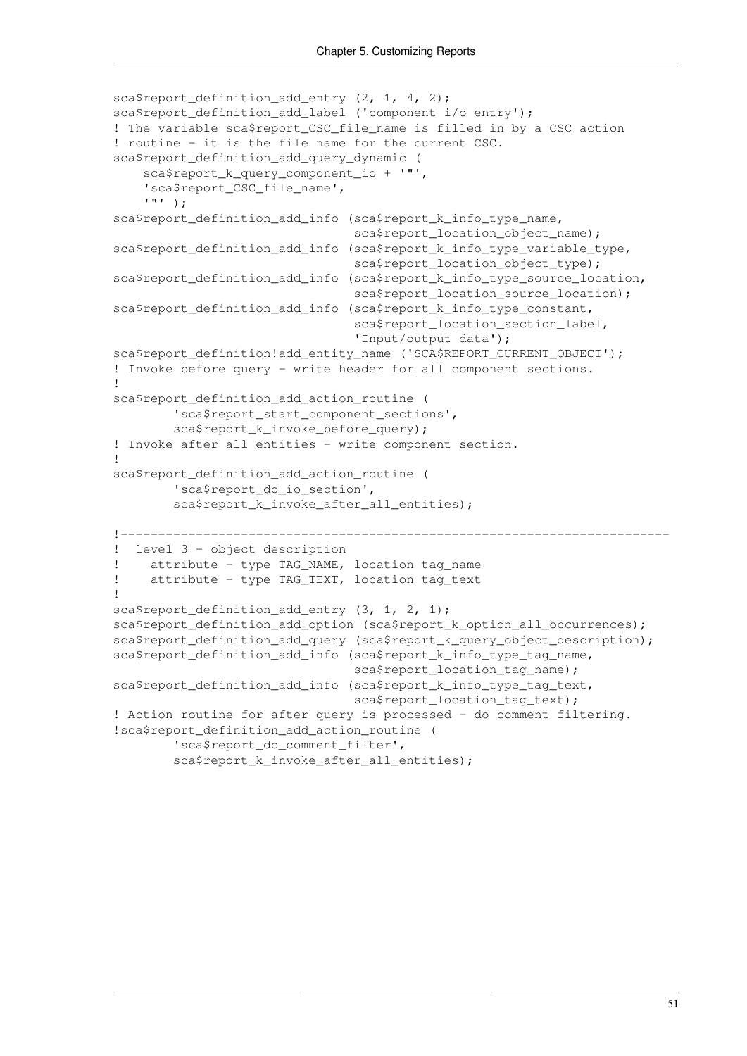```
sca$report_definition_add_entry (2, 1, 4, 2);
sca$report_definition_add_label ('component i/o entry');
! The variable sca$report_CSC_file_name is filled in by a CSC action
! routine - it is the file name for the current CSC.
sca$report_definition_add_query_dynamic (
    sca$report_k_query_component_io + '"',
    'sca$report_CSC_file_name',
    '"' );
sca$report_definition_add_info (sca$report_k_info_type_name,
                                sca$report_location_object_name);
sca$report_definition_add_info (sca$report_k_info_type_variable_type,
                                sca$report_location_object_type);
sca$report_definition_add_info (sca$report_k_info_type_source_location,
                                sca$report_location_source_location);
sca$report_definition_add_info (sca$report_k_info_type_constant,
                                sca$report_location_section_label,
                                'Input/output data');
sca$report_definition!add_entity_name ('SCA$REPORT_CURRENT_OBJECT');
! Invoke before query - write header for all component sections.
!
sca$report_definition_add_action_routine (
        'sca$report_start_component_sections',
        sca$report_k_invoke_before_query);
! Invoke after all entities - write component section.
!
sca$report_definition_add_action_routine (
        'sca$report_do_io_section',
        sca$report_k_invoke_after_all_entities);

!-----------------------------------------------------------------------
!  level 3 - object description
!    attribute - type TAG_NAME, location tag_name
!    attribute - type TAG_TEXT, location tag_text
!
sca$report_definition_add_entry (3, 1, 2, 1);
sca$report_definition_add_option (sca$report_k_option_all_occurrences);
sca$report_definition_add_query (sca$report_k_query_object_description);
sca$report_definition_add_info (sca$report_k_info_type_tag_name,
                                sca$report_location_tag_name);
sca$report_definition_add_info (sca$report_k_info_type_tag_text,
                                sca$report_location_tag_text);
! Action routine for after query is processed - do comment filtering.
!sca$report_definition_add_action_routine (
        'sca$report_do_comment_filter',
        sca$report_k_invoke_after_all_entities);
```